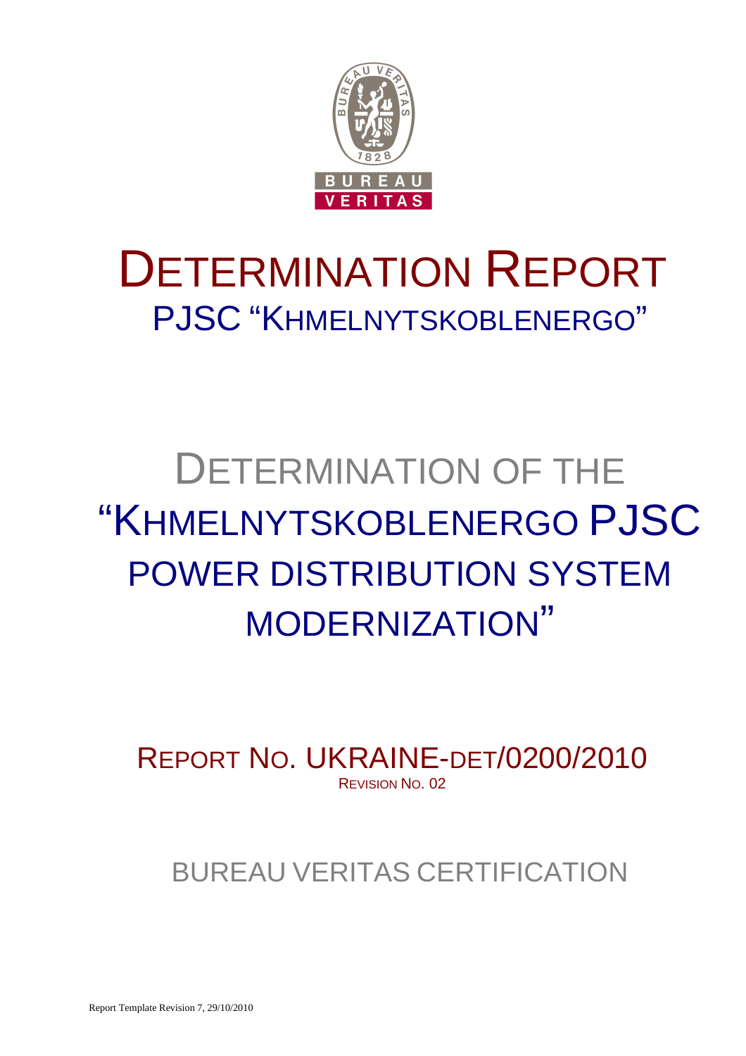BUREAU VERITAS

1828

# DETERMINATION REPORT

## PJSC "KHMELNYTSKOBLENERGO"

# DETERMINATION OF THE "KHMELNYTSKOBLENERGO PJSC POWER DISTRIBUTION SYSTEM MODERNIZATION"

REPORT NO. UKRAINE-DET/0200/2010

REVISION NO. 02

BUREAU VERITAS CERTIFICATION

Report Template Revision 7, 29/10/2010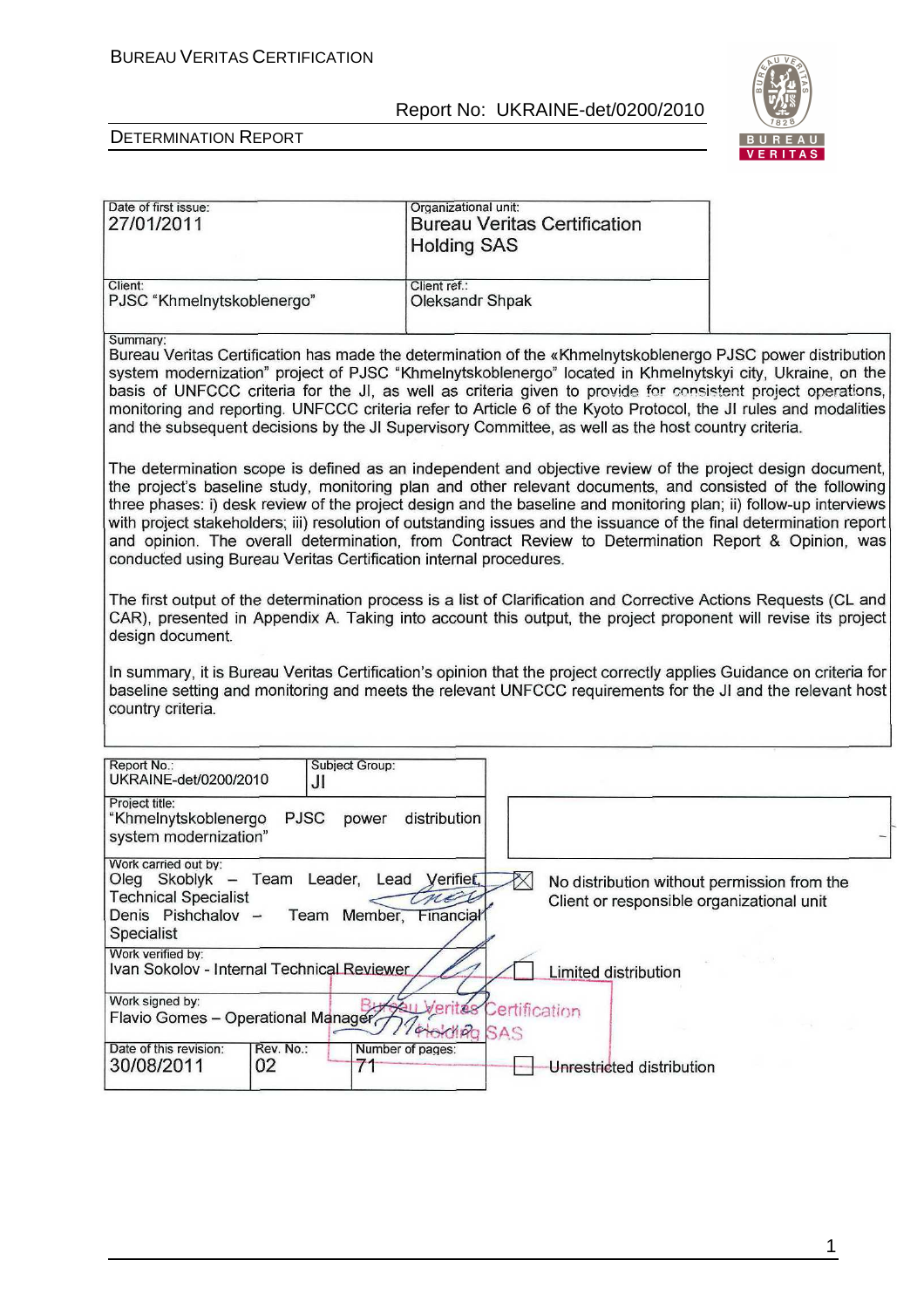| Date of first issue: 27/01/2011 | Organizational unit: Bureau Veritas Certification Holding SAS |
|---|---|
| Client: PJSC "Khmelnytskoblenergo" | Client ref.: Oleksandr Shpak |

Summary:

Bureau Veritas Certification has made the determination of the «Khmelnytskoblenergo PJSC power distribution system modernization" project of PJSC "Khmelnytskoblenergo" located in Khmelnytskyi city, Ukraine, on the basis of UNFCCC criteria for the JI, as well as criteria given to provide for consistent project operations, monitoring and reporting. UNFCCC criteria refer to Article 6 of the Kyoto Protocol, the JI rules and modalities and the subsequent decisions by the JI Supervisory Committee, as well as the host country criteria.

The determination scope is defined as an independent and objective review of the project design document, the project's baseline study, monitoring plan and other relevant documents, and consisted of the following three phases: i) desk review of the project design and the baseline and monitoring plan; ii) follow-up interviews with project stakeholders; iii) resolution of outstanding issues and the issuance of the final determination report and opinion. The overall determination, from Contract Review to Determination Report & Opinion, was conducted using Bureau Veritas Certification internal procedures.

The first output of the determination process is a list of Clarification and Corrective Actions Requests (CL and CAR), presented in Appendix A. Taking into account this output, the project proponent will revise its project design document.

In summary, it is Bureau Veritas Certification's opinion that the project correctly applies Guidance on criteria for baseline setting and monitoring and meets the relevant UNFCCC requirements for the JI and the relevant host country criteria.

| Report No.: UKRAINE-det/0200/2010 | Subject Group: JI | |
|---|---|---|
| Project title: "Khmelnytskoblenergo PJSC power distribution system modernization" | | |
| Work carried out by: Oleg Skoblyk – Team Leader, Lead Verifier, Technical Specialist; Denis Pishchalov – Team Member, Financial Specialist | | ☒ No distribution without permission from the Client or responsible organizational unit |
| Work verified by: Ivan Sokolov - Internal Technical Reviewer | | ☐ Limited distribution |
| Work signed by: Flavio Gomes – Operational Manager | | |
| Date of this revision: 30/08/2011 | Rev. No.: 02 | Number of pages: 71 | ☐ Unrestricted distribution |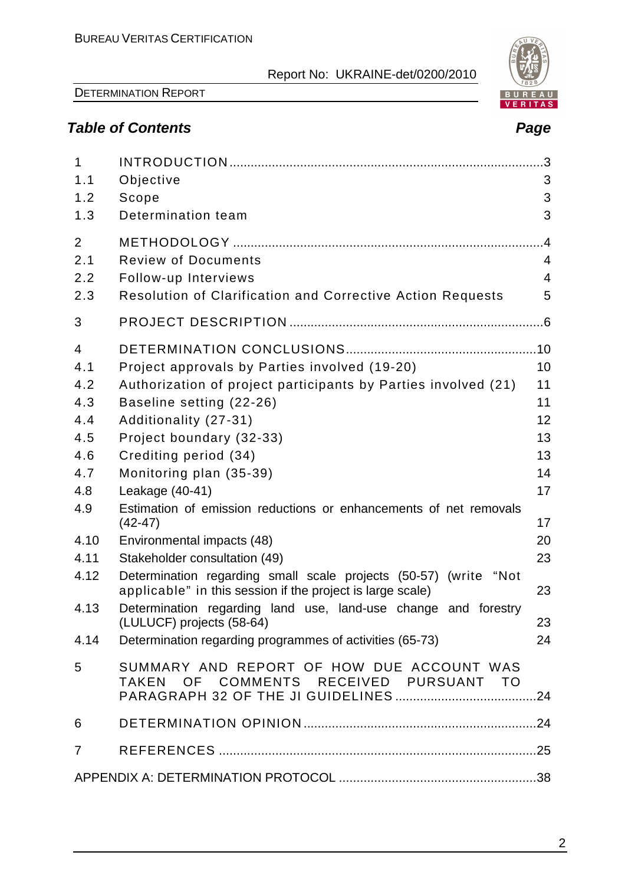## Table of Contents

| | | Page |
|---|---|---|
| 1 | INTRODUCTION | 3 |
| 1.1 | Objective | 3 |
| 1.2 | Scope | 3 |
| 1.3 | Determination team | 3 |
| 2 | METHODOLOGY | 4 |
| 2.1 | Review of Documents | 4 |
| 2.2 | Follow-up Interviews | 4 |
| 2.3 | Resolution of Clarification and Corrective Action Requests | 5 |
| 3 | PROJECT DESCRIPTION | 6 |
| 4 | DETERMINATION CONCLUSIONS | 10 |
| 4.1 | Project approvals by Parties involved (19-20) | 10 |
| 4.2 | Authorization of project participants by Parties involved (21) | 11 |
| 4.3 | Baseline setting (22-26) | 11 |
| 4.4 | Additionality (27-31) | 12 |
| 4.5 | Project boundary (32-33) | 13 |
| 4.6 | Crediting period (34) | 13 |
| 4.7 | Monitoring plan (35-39) | 14 |
| 4.8 | Leakage (40-41) | 17 |
| 4.9 | Estimation of emission reductions or enhancements of net removals (42-47) | 17 |
| 4.10 | Environmental impacts (48) | 20 |
| 4.11 | Stakeholder consultation (49) | 23 |
| 4.12 | Determination regarding small scale projects (50-57) (write "Not applicable" in this session if the project is large scale) | 23 |
| 4.13 | Determination regarding land use, land-use change and forestry (LULUCF) projects (58-64) | 23 |
| 4.14 | Determination regarding programmes of activities (65-73) | 24 |
| 5 | SUMMARY AND REPORT OF HOW DUE ACCOUNT WAS TAKEN OF COMMENTS RECEIVED PURSUANT TO PARAGRAPH 32 OF THE JI GUIDELINES | 24 |
| 6 | DETERMINATION OPINION | 24 |
| 7 | REFERENCES | 25 |
| | APPENDIX A: DETERMINATION PROTOCOL | 38 |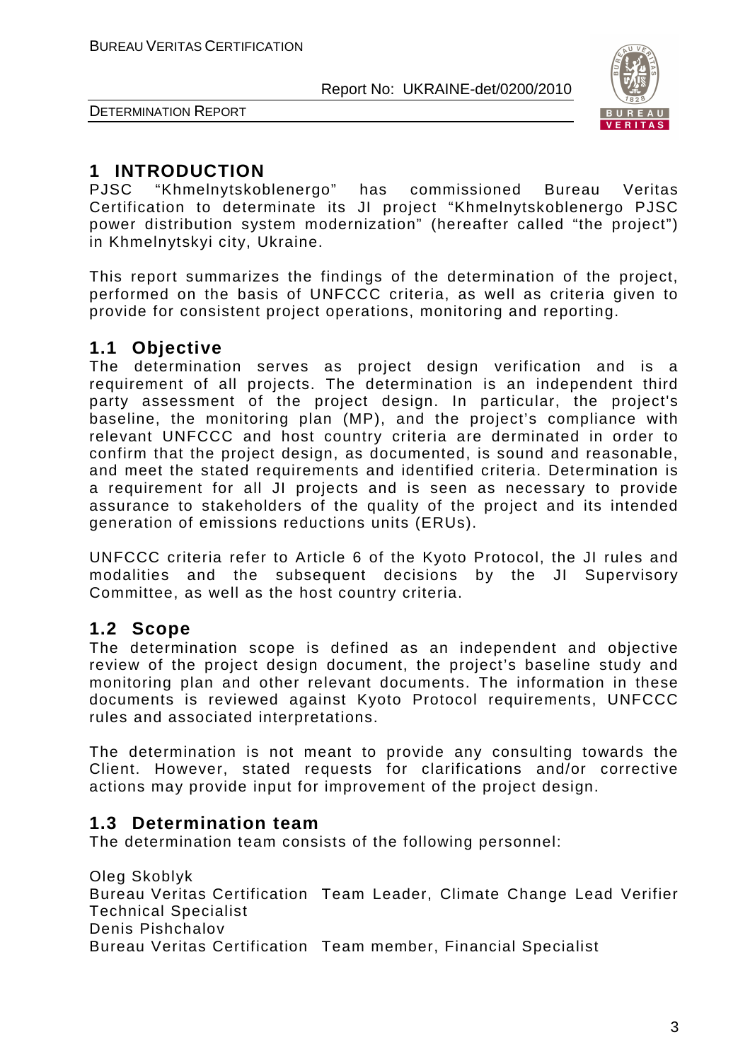# 1 INTRODUCTION

PJSC "Khmelnytskoblenergo" has commissioned Bureau Veritas Certification to determinate its JI project "Khmelnytskoblenergo PJSC power distribution system modernization" (hereafter called "the project") in Khmelnytskyi city, Ukraine.

This report summarizes the findings of the determination of the project, performed on the basis of UNFCCC criteria, as well as criteria given to provide for consistent project operations, monitoring and reporting.

## 1.1 Objective

The determination serves as project design verification and is a requirement of all projects. The determination is an independent third party assessment of the project design. In particular, the project's baseline, the monitoring plan (MP), and the project's compliance with relevant UNFCCC and host country criteria are derminated in order to confirm that the project design, as documented, is sound and reasonable, and meet the stated requirements and identified criteria. Determination is a requirement for all JI projects and is seen as necessary to provide assurance to stakeholders of the quality of the project and its intended generation of emissions reductions units (ERUs).

UNFCCC criteria refer to Article 6 of the Kyoto Protocol, the JI rules and modalities and the subsequent decisions by the JI Supervisory Committee, as well as the host country criteria.

## 1.2 Scope

The determination scope is defined as an independent and objective review of the project design document, the project's baseline study and monitoring plan and other relevant documents. The information in these documents is reviewed against Kyoto Protocol requirements, UNFCCC rules and associated interpretations.

The determination is not meant to provide any consulting towards the Client. However, stated requests for clarifications and/or corrective actions may provide input for improvement of the project design.

## 1.3 Determination team

The determination team consists of the following personnel:

Oleg Skoblyk
Bureau Veritas Certification Team Leader, Climate Change Lead Verifier Technical Specialist

Denis Pishchalov
Bureau Veritas Certification Team member, Financial Specialist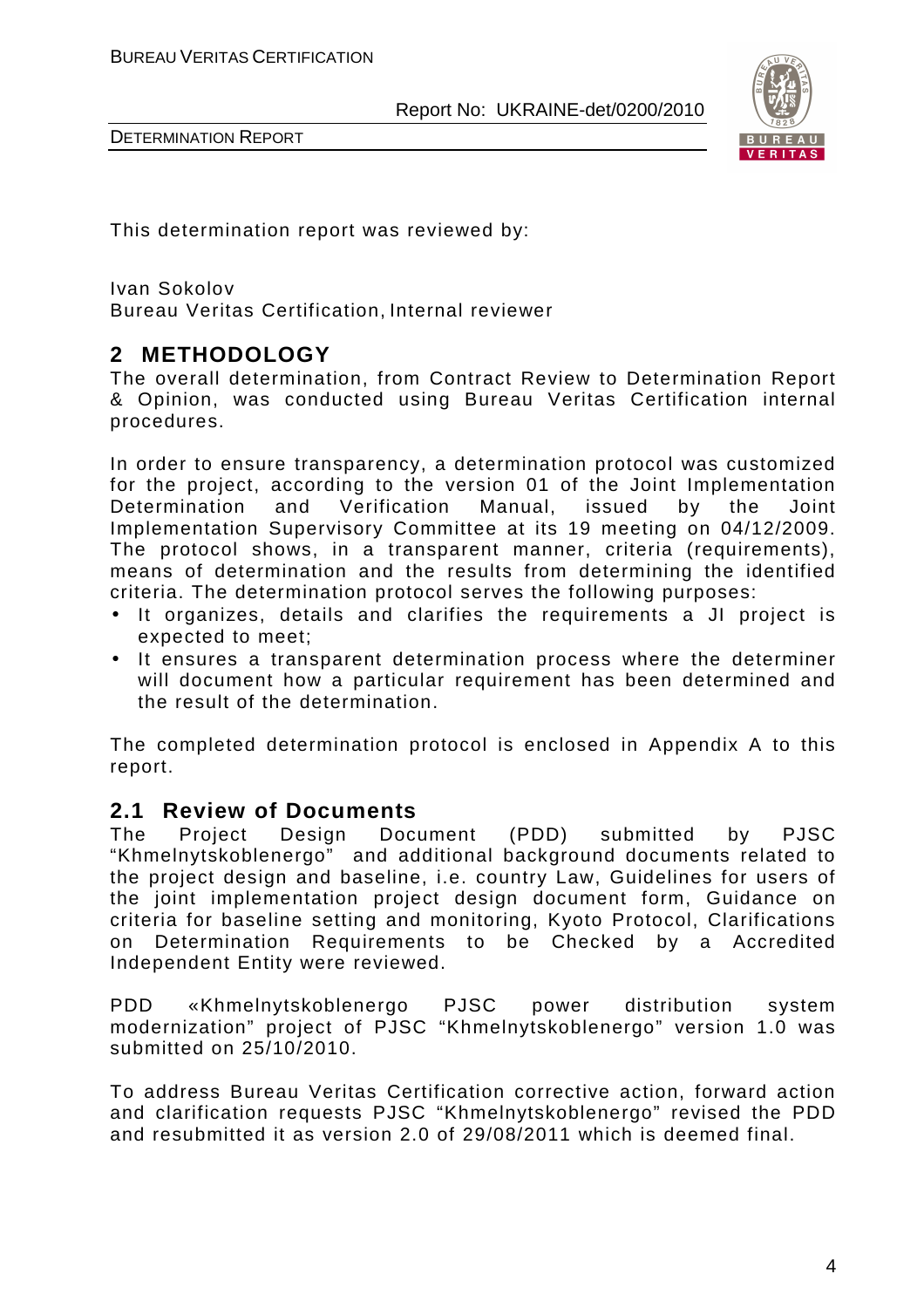This determination report was reviewed by:

Ivan Sokolov
Bureau Veritas Certification, Internal reviewer

## 2 METHODOLOGY

The overall determination, from Contract Review to Determination Report & Opinion, was conducted using Bureau Veritas Certification internal procedures.

In order to ensure transparency, a determination protocol was customized for the project, according to the version 01 of the Joint Implementation Determination and Verification Manual, issued by the Joint Implementation Supervisory Committee at its 19 meeting on 04/12/2009. The protocol shows, in a transparent manner, criteria (requirements), means of determination and the results from determining the identified criteria. The determination protocol serves the following purposes:

- It organizes, details and clarifies the requirements a JI project is expected to meet;
- It ensures a transparent determination process where the determiner will document how a particular requirement has been determined and the result of the determination.

The completed determination protocol is enclosed in Appendix A to this report.

### 2.1 Review of Documents

The Project Design Document (PDD) submitted by PJSC "Khmelnytskoblenergo" and additional background documents related to the project design and baseline, i.e. country Law, Guidelines for users of the joint implementation project design document form, Guidance on criteria for baseline setting and monitoring, Kyoto Protocol, Clarifications on Determination Requirements to be Checked by a Accredited Independent Entity were reviewed.

PDD «Khmelnytskoblenergo PJSC power distribution system modernization" project of PJSC "Khmelnytskoblenergo" version 1.0 was submitted on 25/10/2010.

To address Bureau Veritas Certification corrective action, forward action and clarification requests PJSC "Khmelnytskoblenergo" revised the PDD and resubmitted it as version 2.0 of 29/08/2011 which is deemed final.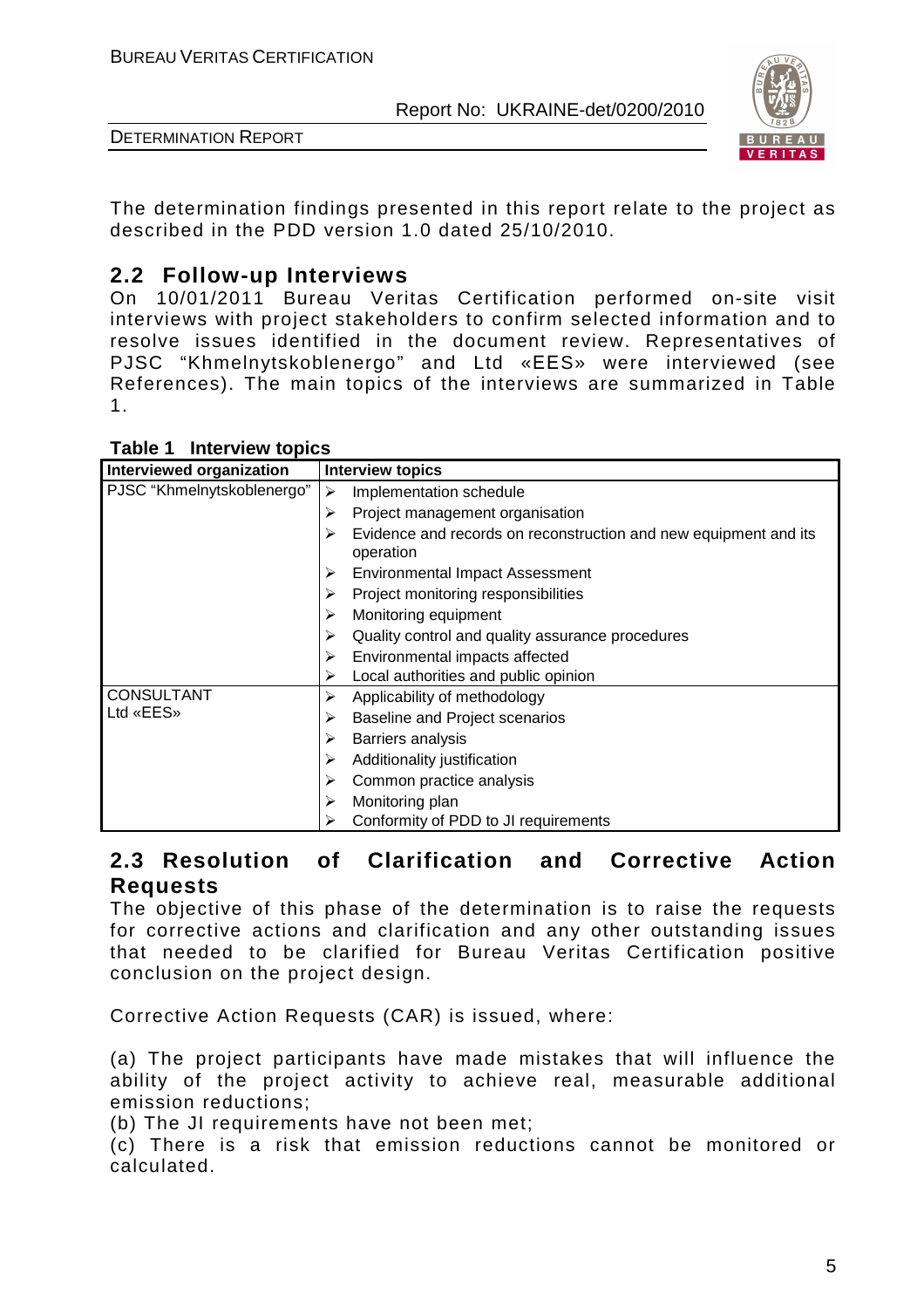The determination findings presented in this report relate to the project as described in the PDD version 1.0 dated 25/10/2010.

## 2.2 Follow-up Interviews

On 10/01/2011 Bureau Veritas Certification performed on-site visit interviews with project stakeholders to confirm selected information and to resolve issues identified in the document review. Representatives of PJSC "Khmelnytskoblenergo" and Ltd «EES» were interviewed (see References). The main topics of the interviews are summarized in Table 1.

**Table 1 Interview topics**

| Interviewed organization | Interview topics |
|---|---|
| PJSC "Khmelnytskoblenergo" | ➢ Implementation schedule<br>➢ Project management organisation<br>➢ Evidence and records on reconstruction and new equipment and its operation<br>➢ Environmental Impact Assessment<br>➢ Project monitoring responsibilities<br>➢ Monitoring equipment<br>➢ Quality control and quality assurance procedures<br>➢ Environmental impacts affected<br>➢ Local authorities and public opinion |
| CONSULTANT<br>Ltd «EES» | ➢ Applicability of methodology<br>➢ Baseline and Project scenarios<br>➢ Barriers analysis<br>➢ Additionality justification<br>➢ Common practice analysis<br>➢ Monitoring plan<br>➢ Conformity of PDD to JI requirements |

## 2.3 Resolution of Clarification and Corrective Action Requests

The objective of this phase of the determination is to raise the requests for corrective actions and clarification and any other outstanding issues that needed to be clarified for Bureau Veritas Certification positive conclusion on the project design.

Corrective Action Requests (CAR) is issued, where:

(a) The project participants have made mistakes that will influence the ability of the project activity to achieve real, measurable additional emission reductions;
(b) The JI requirements have not been met;
(c) There is a risk that emission reductions cannot be monitored or calculated.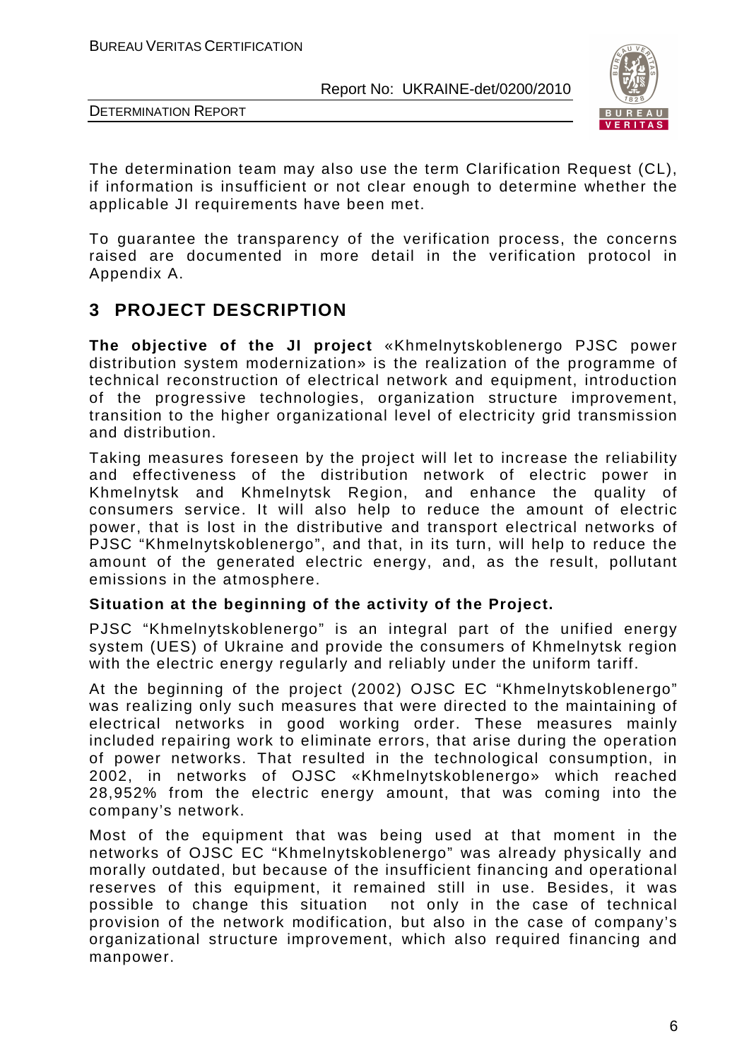The determination team may also use the term Clarification Request (CL), if information is insufficient or not clear enough to determine whether the applicable JI requirements have been met.

To guarantee the transparency of the verification process, the concerns raised are documented in more detail in the verification protocol in Appendix A.

# 3 PROJECT DESCRIPTION

**The objective of the JI project** «Khmelnytskoblenergo PJSC power distribution system modernization» is the realization of the programme of technical reconstruction of electrical network and equipment, introduction of the progressive technologies, organization structure improvement, transition to the higher organizational level of electricity grid transmission and distribution.

Taking measures foreseen by the project will let to increase the reliability and effectiveness of the distribution network of electric power in Khmelnytsk and Khmelnytsk Region, and enhance the quality of consumers service. It will also help to reduce the amount of electric power, that is lost in the distributive and transport electrical networks of PJSC "Khmelnytskoblenergo", and that, in its turn, will help to reduce the amount of the generated electric energy, and, as the result, pollutant emissions in the atmosphere.

**Situation at the beginning of the activity of the Project.**

PJSC "Khmelnytskoblenergo" is an integral part of the unified energy system (UES) of Ukraine and provide the consumers of Khmelnytsk region with the electric energy regularly and reliably under the uniform tariff.

At the beginning of the project (2002) OJSC EC "Khmelnytskoblenergo" was realizing only such measures that were directed to the maintaining of electrical networks in good working order. These measures mainly included repairing work to eliminate errors, that arise during the operation of power networks. That resulted in the technological consumption, in 2002, in networks of OJSC «Khmelnytskoblenergo» which reached 28,952% from the electric energy amount, that was coming into the company's network.

Most of the equipment that was being used at that moment in the networks of OJSC EC "Khmelnytskoblenergo" was already physically and morally outdated, but because of the insufficient financing and operational reserves of this equipment, it remained still in use. Besides, it was possible to change this situation not only in the case of technical provision of the network modification, but also in the case of company's organizational structure improvement, which also required financing and manpower.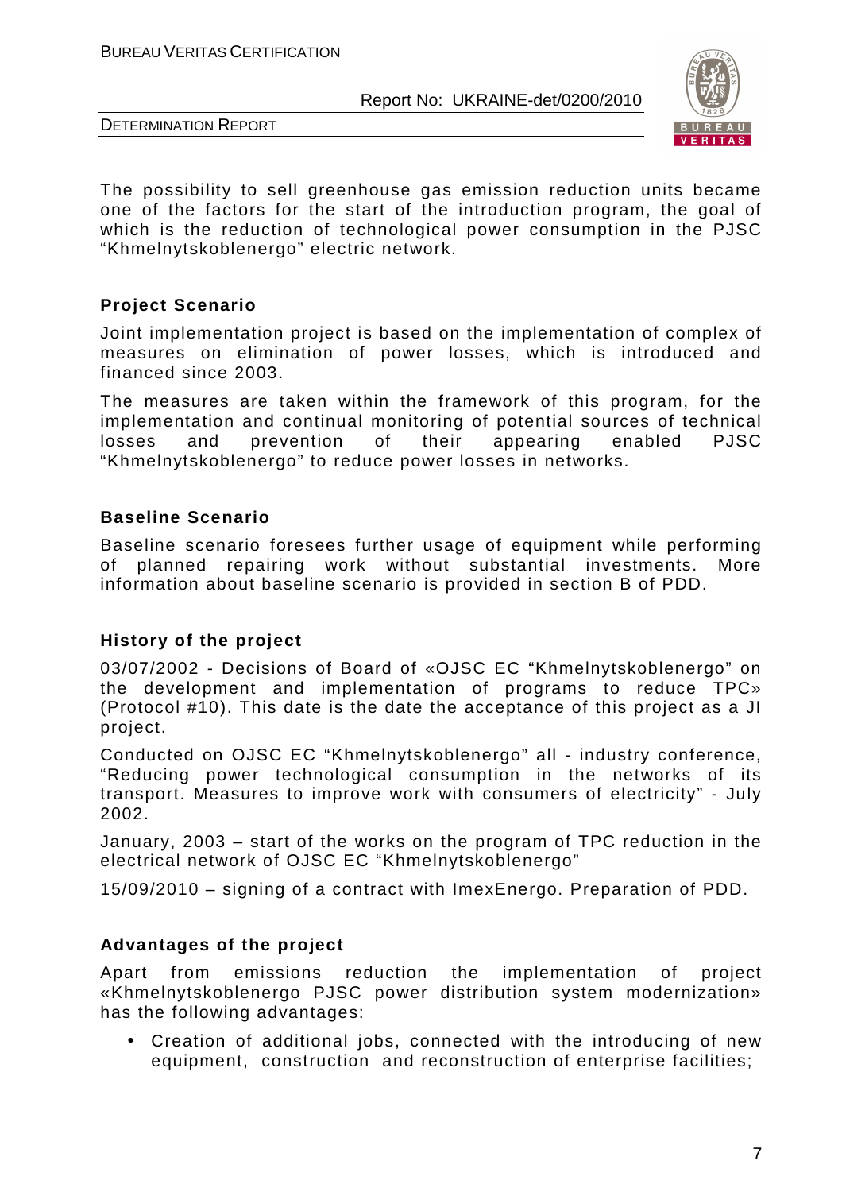The possibility to sell greenhouse gas emission reduction units became one of the factors for the start of the introduction program, the goal of which is the reduction of technological power consumption in the PJSC "Khmelnytskoblenergo" electric network.

**Project Scenario**

Joint implementation project is based on the implementation of complex of measures on elimination of power losses, which is introduced and financed since 2003.

The measures are taken within the framework of this program, for the implementation and continual monitoring of potential sources of technical losses and prevention of their appearing enabled PJSC "Khmelnytskoblenergo" to reduce power losses in networks.

**Baseline Scenario**

Baseline scenario foresees further usage of equipment while performing of planned repairing work without substantial investments. More information about baseline scenario is provided in section B of PDD.

**History of the project**

03/07/2002 - Decisions of Board of «OJSC EC "Khmelnytskoblenergo" on the development and implementation of programs to reduce TPC» (Protocol #10). This date is the date the acceptance of this project as a JI project.

Conducted on OJSC EC "Khmelnytskoblenergo" all - industry conference, "Reducing power technological consumption in the networks of its transport. Measures to improve work with consumers of electricity" - July 2002.

January, 2003 – start of the works on the program of TPC reduction in the electrical network of OJSC EC "Khmelnytskoblenergo"

15/09/2010 – signing of a contract with ImexEnergo. Preparation of PDD.

**Advantages of the project**

Apart from emissions reduction the implementation of project «Khmelnytskoblenergo PJSC power distribution system modernization» has the following advantages:

- Creation of additional jobs, connected with the introducing of new equipment, construction and reconstruction of enterprise facilities;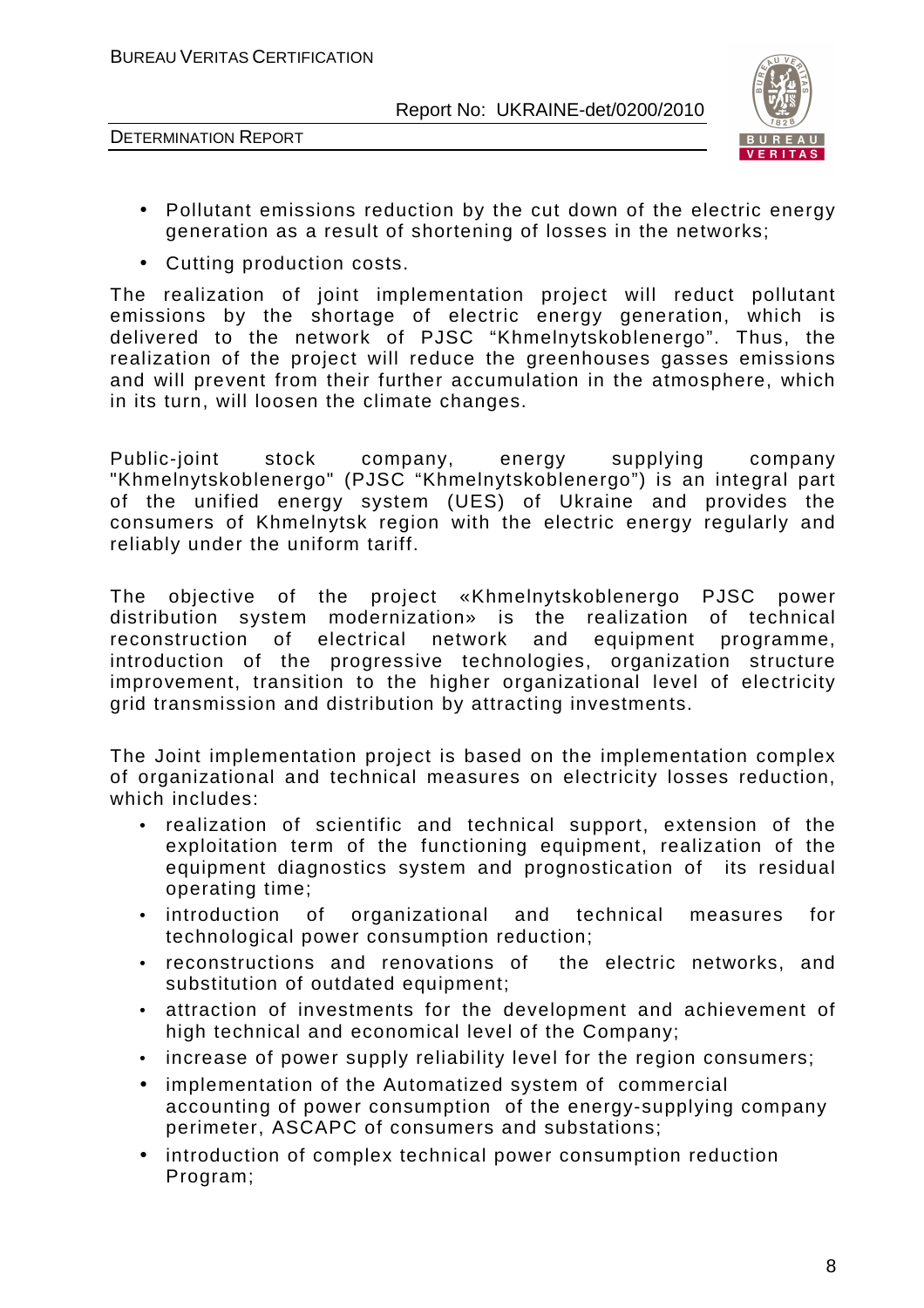- Pollutant emissions reduction by the cut down of the electric energy generation as a result of shortening of losses in the networks;
- Cutting production costs.

The realization of joint implementation project will reduct pollutant emissions by the shortage of electric energy generation, which is delivered to the network of PJSC "Khmelnytskoblenergo". Thus, the realization of the project will reduce the greenhouses gasses emissions and will prevent from their further accumulation in the atmosphere, which in its turn, will loosen the climate changes.

Public-joint stock company, energy supplying company "Khmelnytskoblenergo" (PJSC "Khmelnytskoblenergo") is an integral part of the unified energy system (UES) of Ukraine and provides the consumers of Khmelnytsk region with the electric energy regularly and reliably under the uniform tariff.

The objective of the project «Khmelnytskoblenergo PJSC power distribution system modernization» is the realization of technical reconstruction of electrical network and equipment programme, introduction of the progressive technologies, organization structure improvement, transition to the higher organizational level of electricity grid transmission and distribution by attracting investments.

The Joint implementation project is based on the implementation complex of organizational and technical measures on electricity losses reduction, which includes:

- realization of scientific and technical support, extension of the exploitation term of the functioning equipment, realization of the equipment diagnostics system and prognostication of its residual operating time;
- introduction of organizational and technical measures for technological power consumption reduction;
- reconstructions and renovations of the electric networks, and substitution of outdated equipment;
- attraction of investments for the development and achievement of high technical and economical level of the Company;
- increase of power supply reliability level for the region consumers;
- implementation of the Automatized system of commercial accounting of power consumption of the energy-supplying company perimeter, ASCAPC of consumers and substations;
- introduction of complex technical power consumption reduction Program;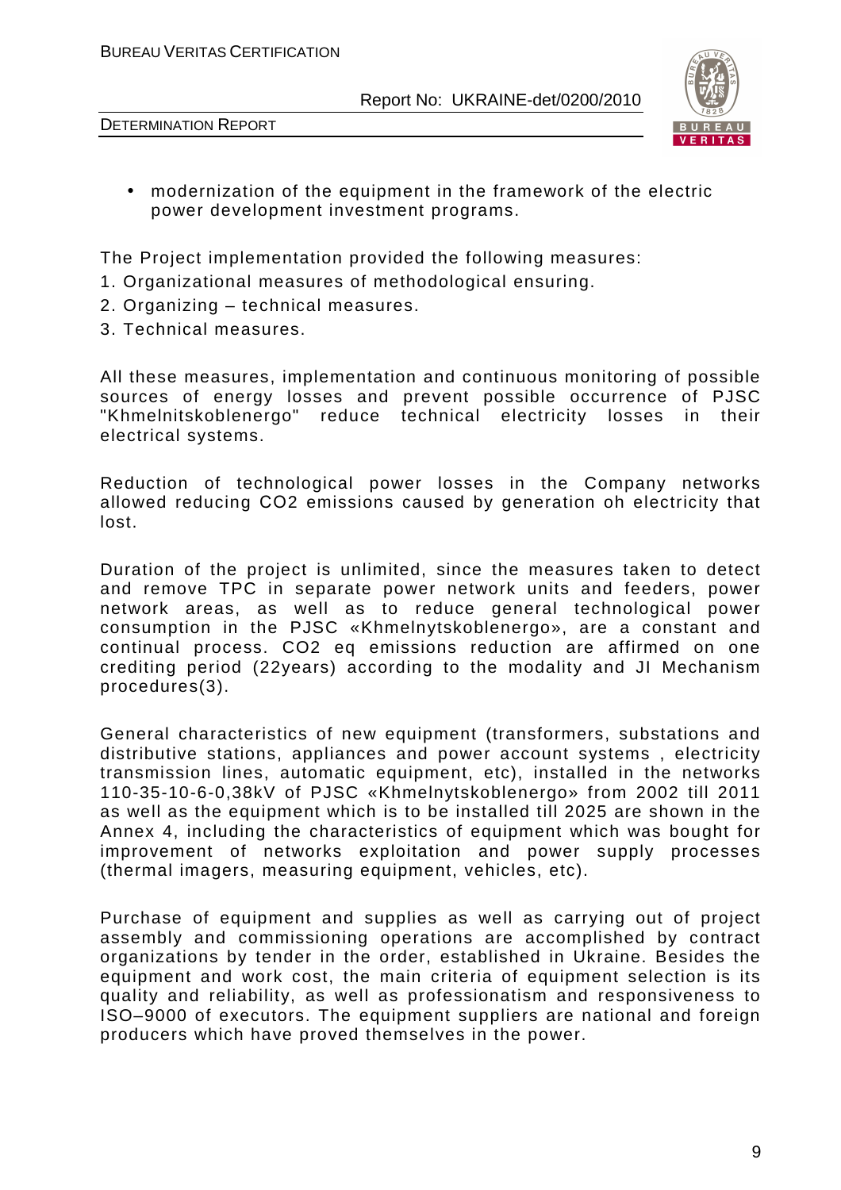- modernization of the equipment in the framework of the electric power development investment programs.

The Project implementation provided the following measures:
1. Organizational measures of methodological ensuring.
2. Organizing – technical measures.
3. Technical measures.

All these measures, implementation and continuous monitoring of possible sources of energy losses and prevent possible occurrence of PJSC "Khmelnitskoblenergo" reduce technical electricity losses in their electrical systems.

Reduction of technological power losses in the Company networks allowed reducing $CO_2$ emissions caused by generation oh electricity that lost.

Duration of the project is unlimited, since the measures taken to detect and remove TPC in separate power network units and feeders, power network areas, as well as to reduce general technological power consumption in the PJSC «Khmelnytskoblenergo», are a constant and continual process. $CO_2$ eq emissions reduction are affirmed on one crediting period (22years) according to the modality and JI Mechanism procedures(3).

General characteristics of new equipment (transformers, substations and distributive stations, appliances and power account systems , electricity transmission lines, automatic equipment, etc), installed in the networks 110-35-10-6-0,38kV of PJSC «Khmelnytskoblenergo» from 2002 till 2011 as well as the equipment which is to be installed till 2025 are shown in the Annex 4, including the characteristics of equipment which was bought for improvement of networks exploitation and power supply processes (thermal imagers, measuring equipment, vehicles, etc).

Purchase of equipment and supplies as well as carrying out of project assembly and commissioning operations are accomplished by contract organizations by tender in the order, established in Ukraine. Besides the equipment and work cost, the main criteria of equipment selection is its quality and reliability, as well as professionatism and responsiveness to ISO–9000 of executors. The equipment suppliers are national and foreign producers which have proved themselves in the power.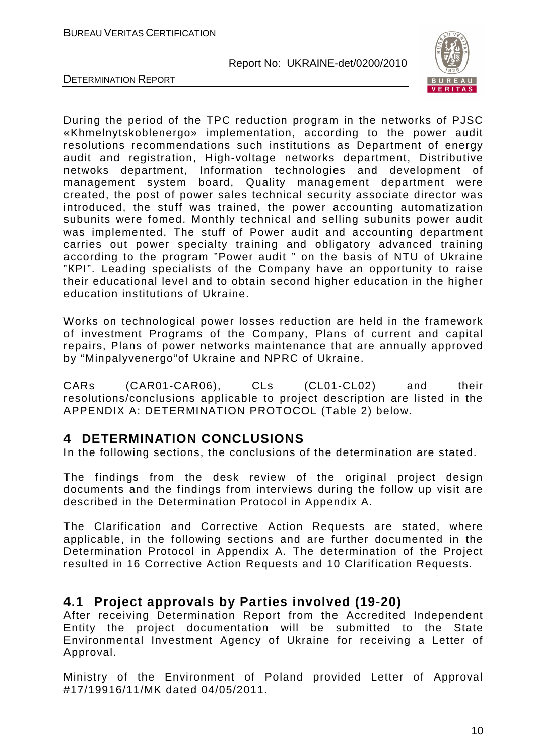During the period of the TPC reduction program in the networks of PJSC «Khmelnytskoblenergo» implementation, according to the power audit resolutions recommendations such institutions as Department of energy audit and registration, High-voltage networks department, Distributive netwoks department, Information technologies and development of management system board, Quality management department were created, the post of power sales technical security associate director was introduced, the stuff was trained, the power accounting automatization subunits were fomed. Monthly technical and selling subunits power audit was implemented. The stuff of Power audit and accounting department carries out power specialty training and obligatory advanced training according to the program "Power audit " on the basis of NTU of Ukraine "KPI". Leading specialists of the Company have an opportunity to raise their educational level and to obtain second higher education in the higher education institutions of Ukraine.

Works on technological power losses reduction are held in the framework of investment Programs of the Company, Plans of current and capital repairs, Plans of power networks maintenance that are annually approved by "Minpalyvenergo"of Ukraine and NPRC of Ukraine.

CARs (CAR01-CAR06), CLs (CL01-CL02) and their resolutions/conclusions applicable to project description are listed in the APPENDIX A: DETERMINATION PROTOCOL (Table 2) below.

# 4 DETERMINATION CONCLUSIONS

In the following sections, the conclusions of the determination are stated.

The findings from the desk review of the original project design documents and the findings from interviews during the follow up visit are described in the Determination Protocol in Appendix A.

The Clarification and Corrective Action Requests are stated, where applicable, in the following sections and are further documented in the Determination Protocol in Appendix A. The determination of the Project resulted in 16 Corrective Action Requests and 10 Clarification Requests.

## 4.1 Project approvals by Parties involved (19-20)

After receiving Determination Report from the Accredited Independent Entity the project documentation will be submitted to the State Environmental Investment Agency of Ukraine for receiving a Letter of Approval.

Ministry of the Environment of Poland provided Letter of Approval #17/19916/11/MK dated 04/05/2011.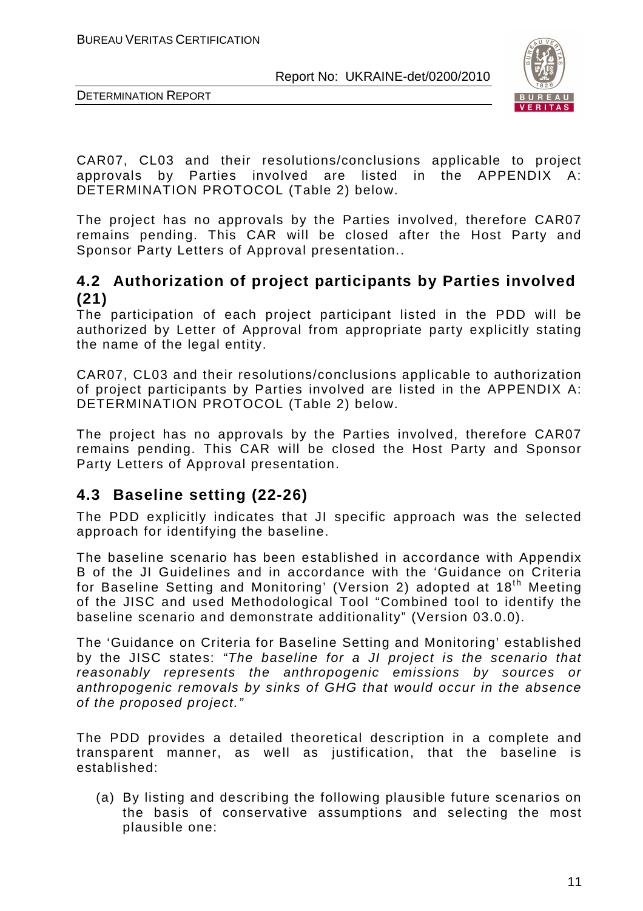CAR07, CL03 and their resolutions/conclusions applicable to project approvals by Parties involved are listed in the APPENDIX A: DETERMINATION PROTOCOL (Table 2) below.

The project has no approvals by the Parties involved, therefore CAR07 remains pending. This CAR will be closed after the Host Party and Sponsor Party Letters of Approval presentation..

## 4.2 Authorization of project participants by Parties involved (21)

The participation of each project participant listed in the PDD will be authorized by Letter of Approval from appropriate party explicitly stating the name of the legal entity.

CAR07, CL03 and their resolutions/conclusions applicable to authorization of project participants by Parties involved are listed in the APPENDIX A: DETERMINATION PROTOCOL (Table 2) below.

The project has no approvals by the Parties involved, therefore CAR07 remains pending. This CAR will be closed the Host Party and Sponsor Party Letters of Approval presentation.

## 4.3 Baseline setting (22-26)

The PDD explicitly indicates that JI specific approach was the selected approach for identifying the baseline.

The baseline scenario has been established in accordance with Appendix B of the JI Guidelines and in accordance with the 'Guidance on Criteria for Baseline Setting and Monitoring' (Version 2) adopted at 18th Meeting of the JISC and used Methodological Tool "Combined tool to identify the baseline scenario and demonstrate additionality" (Version 03.0.0).

The 'Guidance on Criteria for Baseline Setting and Monitoring' established by the JISC states: *"The baseline for a JI project is the scenario that reasonably represents the anthropogenic emissions by sources or anthropogenic removals by sinks of GHG that would occur in the absence of the proposed project."*

The PDD provides a detailed theoretical description in a complete and transparent manner, as well as justification, that the baseline is established:

(a) By listing and describing the following plausible future scenarios on the basis of conservative assumptions and selecting the most plausible one: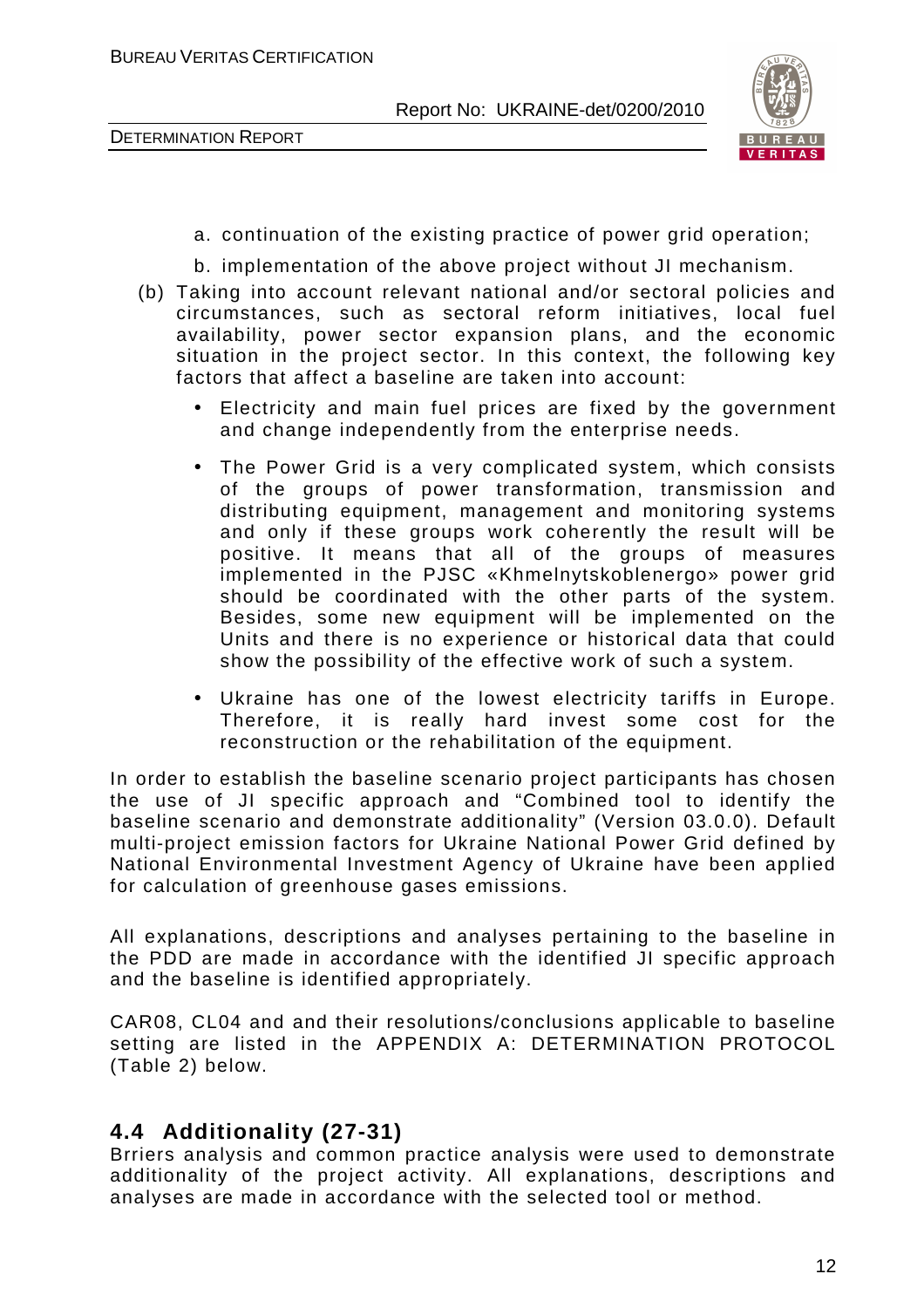a. continuation of the existing practice of power grid operation;

b. implementation of the above project without JI mechanism.

(b) Taking into account relevant national and/or sectoral policies and circumstances, such as sectoral reform initiatives, local fuel availability, power sector expansion plans, and the economic situation in the project sector. In this context, the following key factors that affect a baseline are taken into account:

- Electricity and main fuel prices are fixed by the government and change independently from the enterprise needs.
- The Power Grid is a very complicated system, which consists of the groups of power transformation, transmission and distributing equipment, management and monitoring systems and only if these groups work coherently the result will be positive. It means that all of the groups of measures implemented in the PJSC «Khmelnytskoblenergo» power grid should be coordinated with the other parts of the system. Besides, some new equipment will be implemented on the Units and there is no experience or historical data that could show the possibility of the effective work of such a system.
- Ukraine has one of the lowest electricity tariffs in Europe. Therefore, it is really hard invest some cost for the reconstruction or the rehabilitation of the equipment.

In order to establish the baseline scenario project participants has chosen the use of JI specific approach and "Combined tool to identify the baseline scenario and demonstrate additionality" (Version 03.0.0). Default multi-project emission factors for Ukraine National Power Grid defined by National Environmental Investment Agency of Ukraine have been applied for calculation of greenhouse gases emissions.

All explanations, descriptions and analyses pertaining to the baseline in the PDD are made in accordance with the identified JI specific approach and the baseline is identified appropriately.

CAR08, CL04 and and their resolutions/conclusions applicable to baseline setting are listed in the APPENDIX A: DETERMINATION PROTOCOL (Table 2) below.

## 4.4 Additionality (27-31)

Brriers analysis and common practice analysis were used to demonstrate additionality of the project activity. All explanations, descriptions and analyses are made in accordance with the selected tool or method.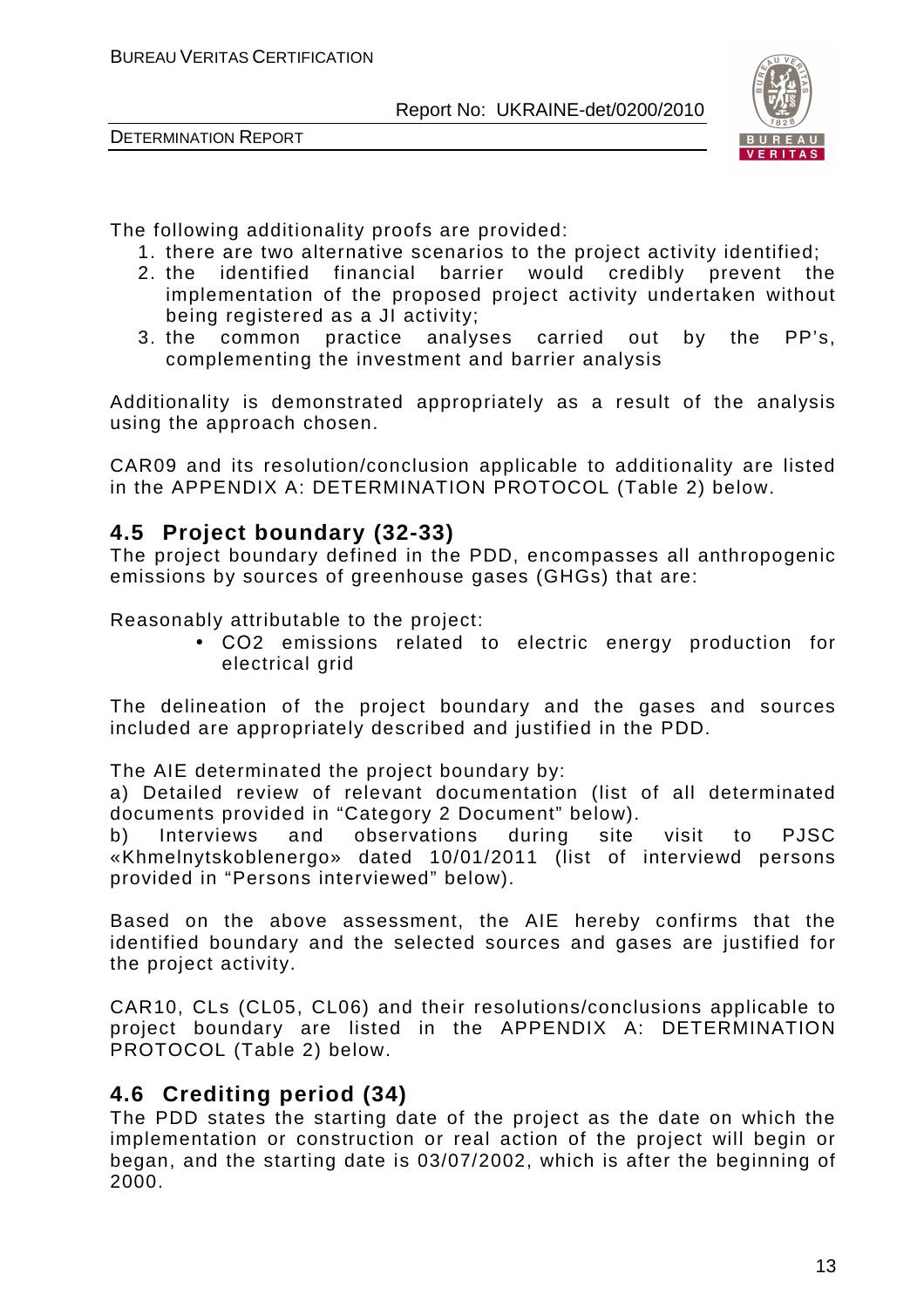The following additionality proofs are provided:

1. there are two alternative scenarios to the project activity identified;
2. the identified financial barrier would credibly prevent the implementation of the proposed project activity undertaken without being registered as a JI activity;
3. the common practice analyses carried out by the PP's, complementing the investment and barrier analysis

Additionality is demonstrated appropriately as a result of the analysis using the approach chosen.

CAR09 and its resolution/conclusion applicable to additionality are listed in the APPENDIX A: DETERMINATION PROTOCOL (Table 2) below.

## 4.5 Project boundary (32-33)

The project boundary defined in the PDD, encompasses all anthropogenic emissions by sources of greenhouse gases (GHGs) that are:

Reasonably attributable to the project:

- CO2 emissions related to electric energy production for electrical grid

The delineation of the project boundary and the gases and sources included are appropriately described and justified in the PDD.

The AIE determinated the project boundary by:

a) Detailed review of relevant documentation (list of all determinated documents provided in "Category 2 Document" below).

b) Interviews and observations during site visit to PJSC «Khmelnytskoblenergo» dated 10/01/2011 (list of interviewd persons provided in "Persons interviewed" below).

Based on the above assessment, the AIE hereby confirms that the identified boundary and the selected sources and gases are justified for the project activity.

CAR10, CLs (CL05, CL06) and their resolutions/conclusions applicable to project boundary are listed in the APPENDIX A: DETERMINATION PROTOCOL (Table 2) below.

## 4.6 Crediting period (34)

The PDD states the starting date of the project as the date on which the implementation or construction or real action of the project will begin or began, and the starting date is 03/07/2002, which is after the beginning of 2000.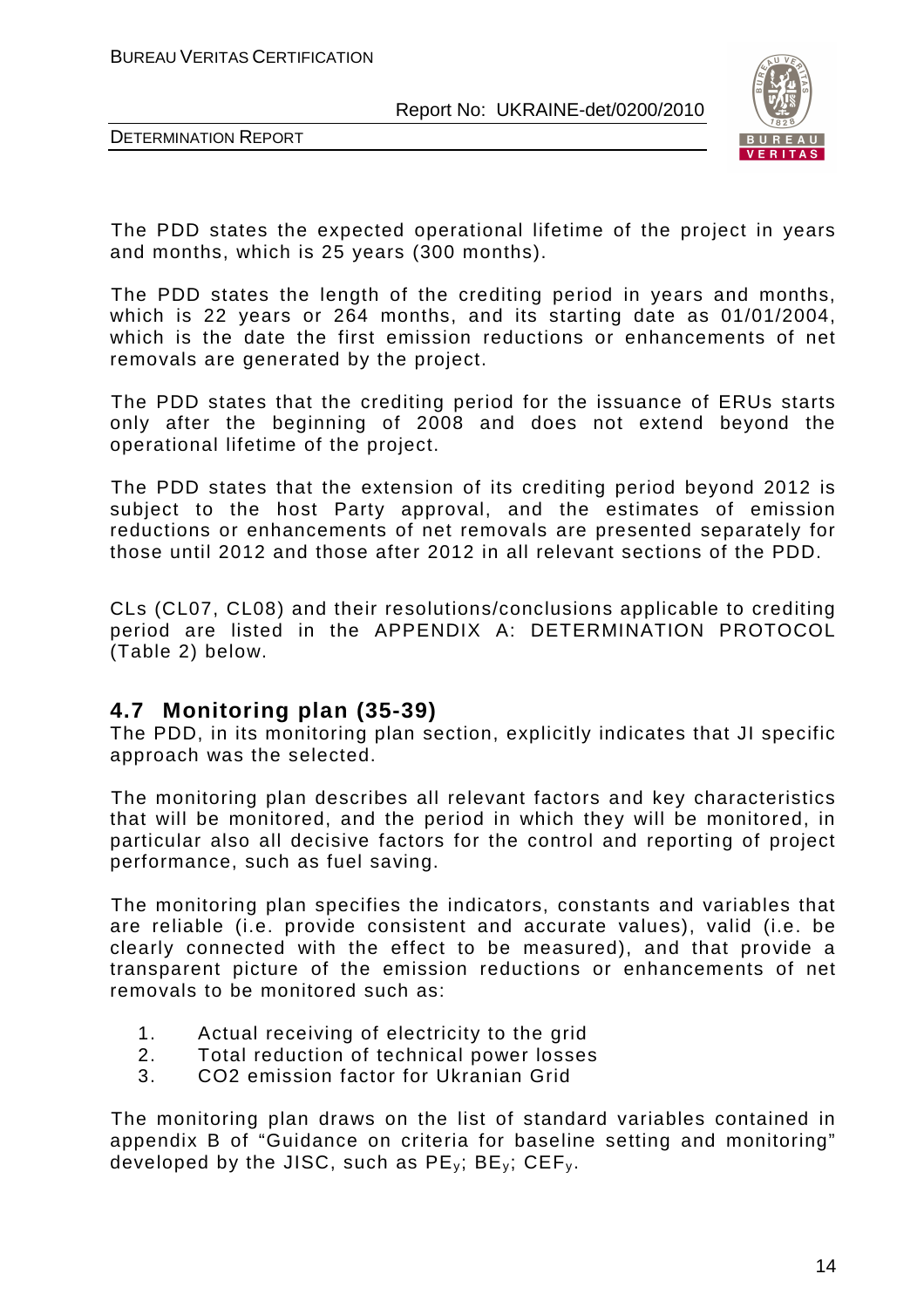The PDD states the expected operational lifetime of the project in years and months, which is 25 years (300 months).

The PDD states the length of the crediting period in years and months, which is 22 years or 264 months, and its starting date as 01/01/2004, which is the date the first emission reductions or enhancements of net removals are generated by the project.

The PDD states that the crediting period for the issuance of ERUs starts only after the beginning of 2008 and does not extend beyond the operational lifetime of the project.

The PDD states that the extension of its crediting period beyond 2012 is subject to the host Party approval, and the estimates of emission reductions or enhancements of net removals are presented separately for those until 2012 and those after 2012 in all relevant sections of the PDD.

CLs (CL07, CL08) and their resolutions/conclusions applicable to crediting period are listed in the APPENDIX A: DETERMINATION PROTOCOL (Table 2) below.

## 4.7 Monitoring plan (35-39)

The PDD, in its monitoring plan section, explicitly indicates that JI specific approach was the selected.

The monitoring plan describes all relevant factors and key characteristics that will be monitored, and the period in which they will be monitored, in particular also all decisive factors for the control and reporting of project performance, such as fuel saving.

The monitoring plan specifies the indicators, constants and variables that are reliable (i.e. provide consistent and accurate values), valid (i.e. be clearly connected with the effect to be measured), and that provide a transparent picture of the emission reductions or enhancements of net removals to be monitored such as:

1. Actual receiving of electricity to the grid
2. Total reduction of technical power losses
3. CO2 emission factor for Ukranian Grid

The monitoring plan draws on the list of standard variables contained in appendix B of "Guidance on criteria for baseline setting and monitoring" developed by the JISC, such as $PE_y$; $BE_y$; $CEF_y$.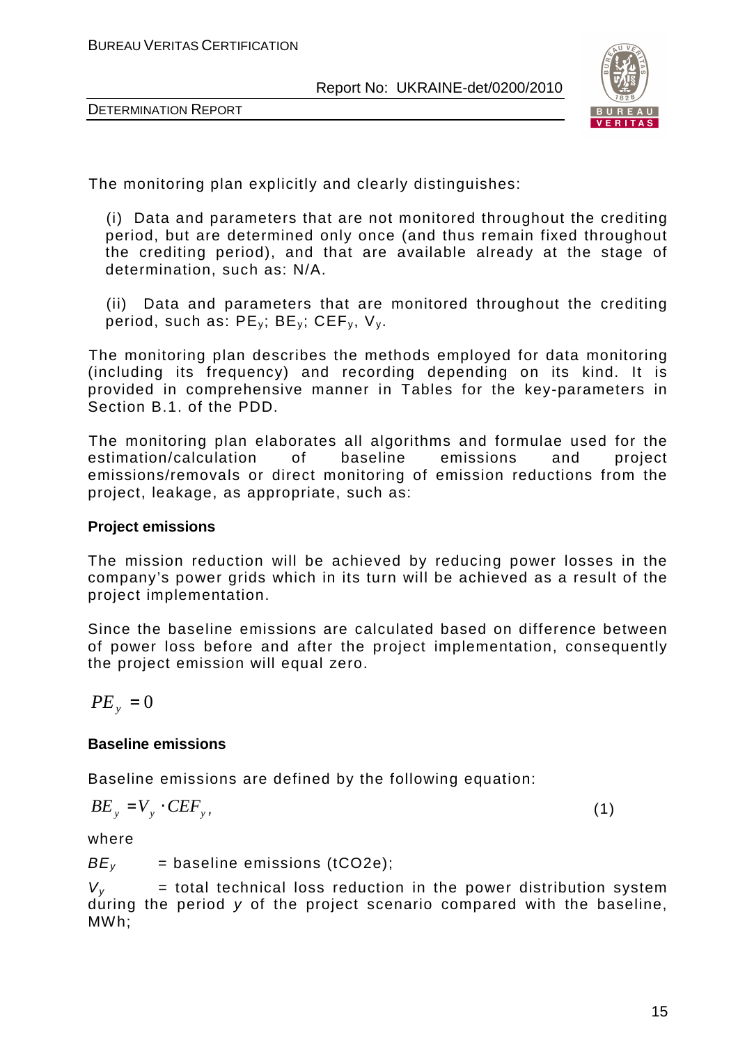The monitoring plan explicitly and clearly distinguishes:

(i) Data and parameters that are not monitored throughout the crediting period, but are determined only once (and thus remain fixed throughout the crediting period), and that are available already at the stage of determination, such as: N/A.

(ii) Data and parameters that are monitored throughout the crediting period, such as: $PE_y$; $BE_y$; $CEF_y$, $V_y$.

The monitoring plan describes the methods employed for data monitoring (including its frequency) and recording depending on its kind. It is provided in comprehensive manner in Tables for the key-parameters in Section B.1. of the PDD.

The monitoring plan elaborates all algorithms and formulae used for the estimation/calculation of baseline emissions and project emissions/removals or direct monitoring of emission reductions from the project, leakage, as appropriate, such as:

**Project emissions**

The mission reduction will be achieved by reducing power losses in the company's power grids which in its turn will be achieved as a result of the project implementation.

Since the baseline emissions are calculated based on difference between of power loss before and after the project implementation, consequently the project emission will equal zero.

$$PE_y = 0$$

**Baseline emissions**

Baseline emissions are defined by the following equation:

$$BE_y = V_y \cdot CEF_y, \quad (1)$$

where

$BE_y$ = baseline emissions (tCO2e);

$V_y$ = total technical loss reduction in the power distribution system during the period *y* of the project scenario compared with the baseline, MWh;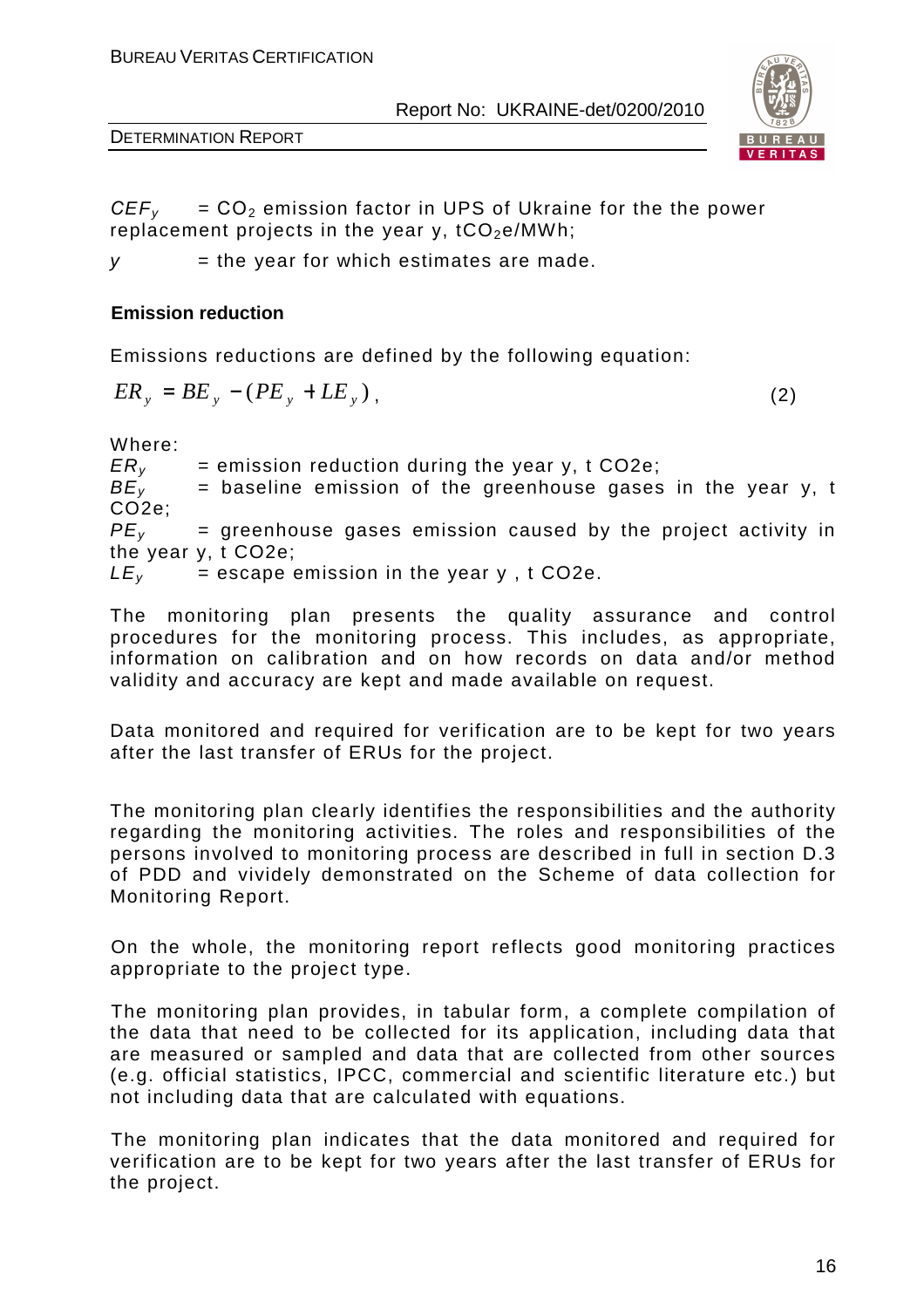$CEF_y$ = $CO_2$ emission factor in UPS of Ukraine for the the power replacement projects in the year y, $tCO_2e/MWh$;

$y$ = the year for which estimates are made.

**Emission reduction**

Emissions reductions are defined by the following equation:

$$ER_y = BE_y - (PE_y + LE_y), \quad (2)$$

Where:

$ER_y$ = emission reduction during the year y, t CO2e;
$BE_y$ = baseline emission of the greenhouse gases in the year y, t CO2e;
$PE_y$ = greenhouse gases emission caused by the project activity in the year y, t CO2e;
$LE_y$ = escape emission in the year y , t CO2e.

The monitoring plan presents the quality assurance and control procedures for the monitoring process. This includes, as appropriate, information on calibration and on how records on data and/or method validity and accuracy are kept and made available on request.

Data monitored and required for verification are to be kept for two years after the last transfer of ERUs for the project.

The monitoring plan clearly identifies the responsibilities and the authority regarding the monitoring activities. The roles and responsibilities of the persons involved to monitoring process are described in full in section D.3 of PDD and vividely demonstrated on the Scheme of data collection for Monitoring Report.

On the whole, the monitoring report reflects good monitoring practices appropriate to the project type.

The monitoring plan provides, in tabular form, a complete compilation of the data that need to be collected for its application, including data that are measured or sampled and data that are collected from other sources (e.g. official statistics, IPCC, commercial and scientific literature etc.) but not including data that are calculated with equations.

The monitoring plan indicates that the data monitored and required for verification are to be kept for two years after the last transfer of ERUs for the project.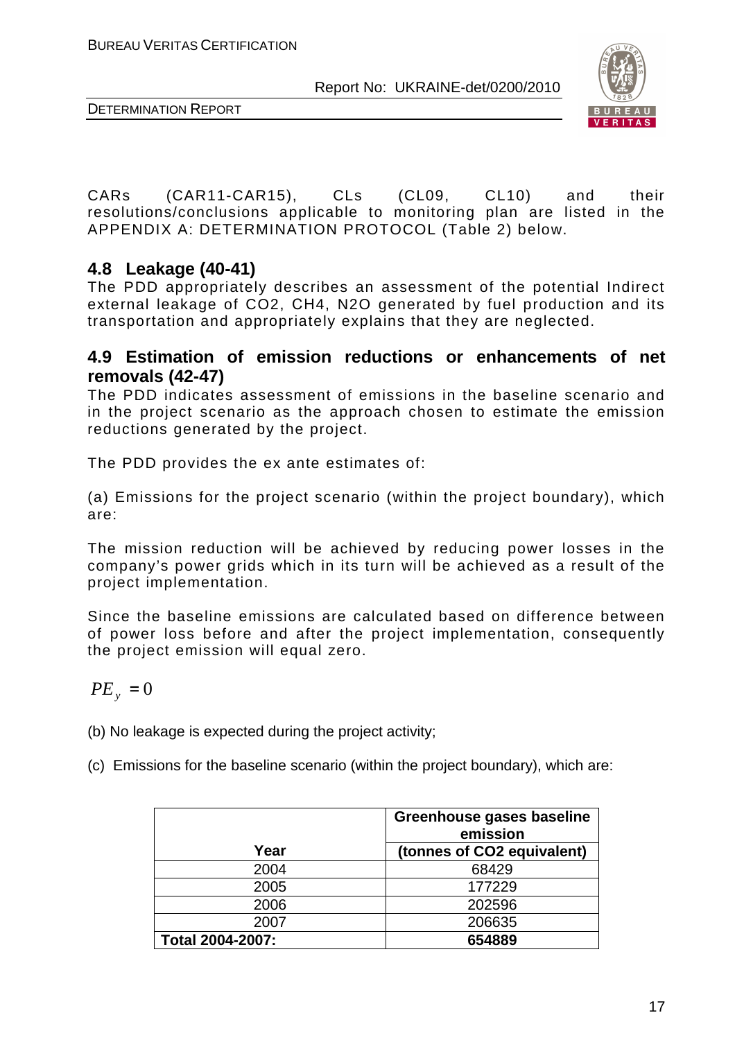CARs (CAR11-CAR15), CLs (CL09, CL10) and their resolutions/conclusions applicable to monitoring plan are listed in the APPENDIX A: DETERMINATION PROTOCOL (Table 2) below.

## 4.8 Leakage (40-41)

The PDD appropriately describes an assessment of the potential Indirect external leakage of $CO_2$, $CH_4$, $N_2O$ generated by fuel production and its transportation and appropriately explains that they are neglected.

## 4.9 Estimation of emission reductions or enhancements of net removals (42-47)

The PDD indicates assessment of emissions in the baseline scenario and in the project scenario as the approach chosen to estimate the emission reductions generated by the project.

The PDD provides the ex ante estimates of:

(a) Emissions for the project scenario (within the project boundary), which are:

The mission reduction will be achieved by reducing power losses in the company's power grids which in its turn will be achieved as a result of the project implementation.

Since the baseline emissions are calculated based on difference between of power loss before and after the project implementation, consequently the project emission will equal zero.

$$PE_y = 0$$

(b) No leakage is expected during the project activity;

(c) Emissions for the baseline scenario (within the project boundary), which are:

| Year | Greenhouse gases baseline emission (tonnes of CO2 equivalent) |
|---|---|
| 2004 | 68429 |
| 2005 | 177229 |
| 2006 | 202596 |
| 2007 | 206635 |
| **Total 2004-2007:** | **654889** |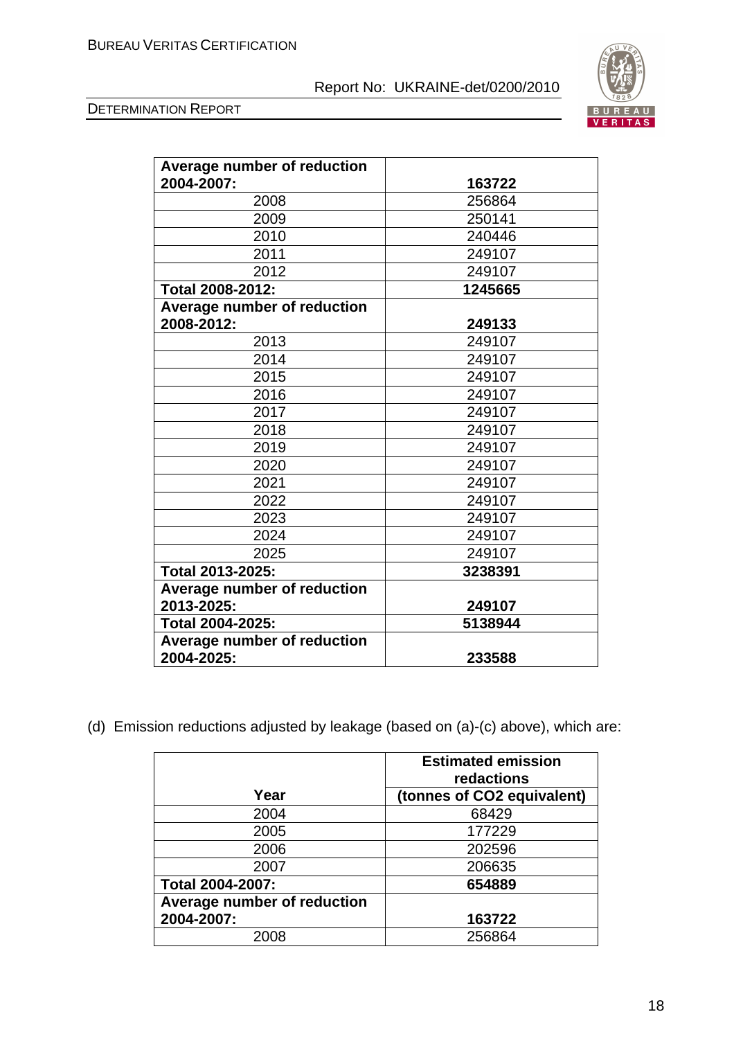| | |
|---|---|
| **Average number of reduction 2004-2007:** | **163722** |
| 2008 | 256864 |
| 2009 | 250141 |
| 2010 | 240446 |
| 2011 | 249107 |
| 2012 | 249107 |
| **Total 2008-2012:** | **1245665** |
| **Average number of reduction 2008-2012:** | **249133** |
| 2013 | 249107 |
| 2014 | 249107 |
| 2015 | 249107 |
| 2016 | 249107 |
| 2017 | 249107 |
| 2018 | 249107 |
| 2019 | 249107 |
| 2020 | 249107 |
| 2021 | 249107 |
| 2022 | 249107 |
| 2023 | 249107 |
| 2024 | 249107 |
| 2025 | 249107 |
| **Total 2013-2025:** | **3238391** |
| **Average number of reduction 2013-2025:** | **249107** |
| **Total 2004-2025:** | **5138944** |
| **Average number of reduction 2004-2025:** | **233588** |

(d) Emission reductions adjusted by leakage (based on (a)-(c) above), which are:

| Year | Estimated emission redactions (tonnes of CO2 equivalent) |
|---|---|
| 2004 | 68429 |
| 2005 | 177229 |
| 2006 | 202596 |
| 2007 | 206635 |
| **Total 2004-2007:** | **654889** |
| **Average number of reduction 2004-2007:** | **163722** |
| 2008 | 256864 |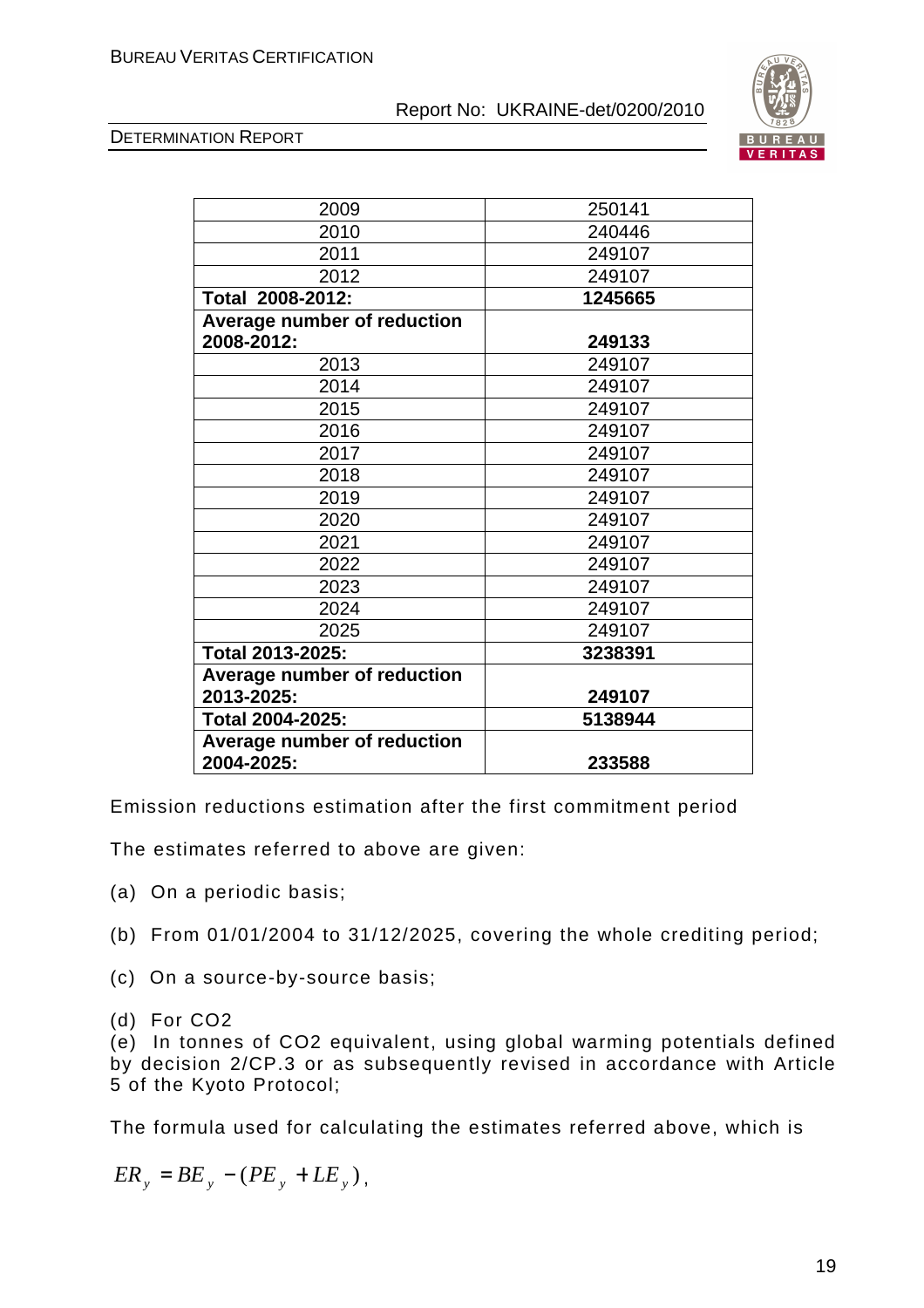| | |
|---|---|
| 2009 | 250141 |
| 2010 | 240446 |
| 2011 | 249107 |
| 2012 | 249107 |
| **Total 2008-2012:** | **1245665** |
| **Average number of reduction 2008-2012:** | **249133** |
| 2013 | 249107 |
| 2014 | 249107 |
| 2015 | 249107 |
| 2016 | 249107 |
| 2017 | 249107 |
| 2018 | 249107 |
| 2019 | 249107 |
| 2020 | 249107 |
| 2021 | 249107 |
| 2022 | 249107 |
| 2023 | 249107 |
| 2024 | 249107 |
| 2025 | 249107 |
| **Total 2013-2025:** | **3238391** |
| **Average number of reduction 2013-2025:** | **249107** |
| **Total 2004-2025:** | **5138944** |
| **Average number of reduction 2004-2025:** | **233588** |

Emission reductions estimation after the first commitment period

The estimates referred to above are given:

(a) On a periodic basis;

(b) From 01/01/2004 to 31/12/2025, covering the whole crediting period;

(c) On a source-by-source basis;

(d) For CO2

(e) In tonnes of CO2 equivalent, using global warming potentials defined by decision 2/CP.3 or as subsequently revised in accordance with Article 5 of the Kyoto Protocol;

The formula used for calculating the estimates referred above, which is

$ER_y = BE_y - (PE_y + LE_y)$,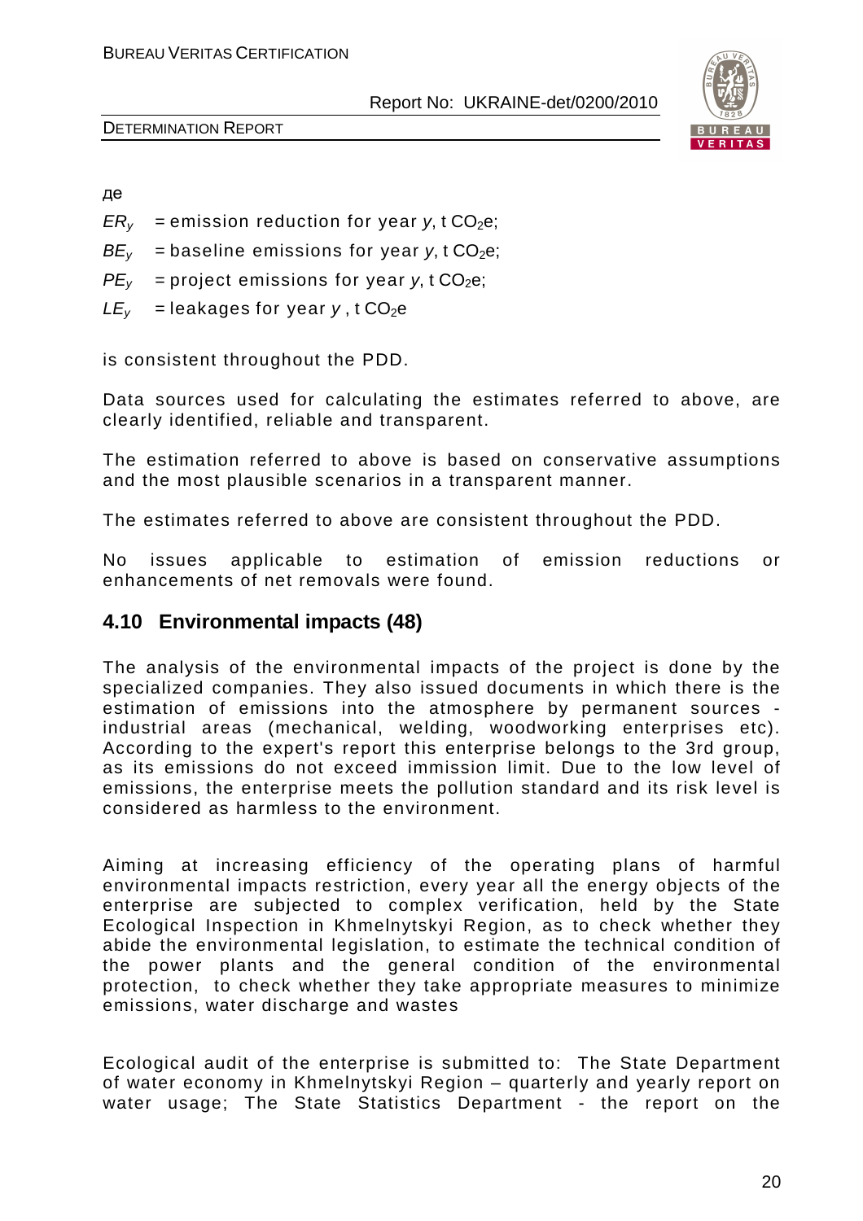де

$ER_y$ = emission reduction for year $y$, t $CO_2e$;

$BE_y$ = baseline emissions for year $y$, t $CO_2e$;

$PE_y$ = project emissions for year $y$, t $CO_2e$;

$LE_y$ = leakages for year $y$ , t $CO_2e$

is consistent throughout the PDD.

Data sources used for calculating the estimates referred to above, are clearly identified, reliable and transparent.

The estimation referred to above is based on conservative assumptions and the most plausible scenarios in a transparent manner.

The estimates referred to above are consistent throughout the PDD.

No issues applicable to estimation of emission reductions or enhancements of net removals were found.

## 4.10 Environmental impacts (48)

The analysis of the environmental impacts of the project is done by the specialized companies. They also issued documents in which there is the estimation of emissions into the atmosphere by permanent sources - industrial areas (mechanical, welding, woodworking enterprises etc). According to the expert's report this enterprise belongs to the 3rd group, as its emissions do not exceed immission limit. Due to the low level of emissions, the enterprise meets the pollution standard and its risk level is considered as harmless to the environment.

Aiming at increasing efficiency of the operating plans of harmful environmental impacts restriction, every year all the energy objects of the enterprise are subjected to complex verification, held by the State Ecological Inspection in Khmelnytskyi Region, as to check whether they abide the environmental legislation, to estimate the technical condition of the power plants and the general condition of the environmental protection, to check whether they take appropriate measures to minimize emissions, water discharge and wastes

Ecological audit of the enterprise is submitted to: The State Department of water economy in Khmelnytskyi Region – quarterly and yearly report on water usage; The State Statistics Department - the report on the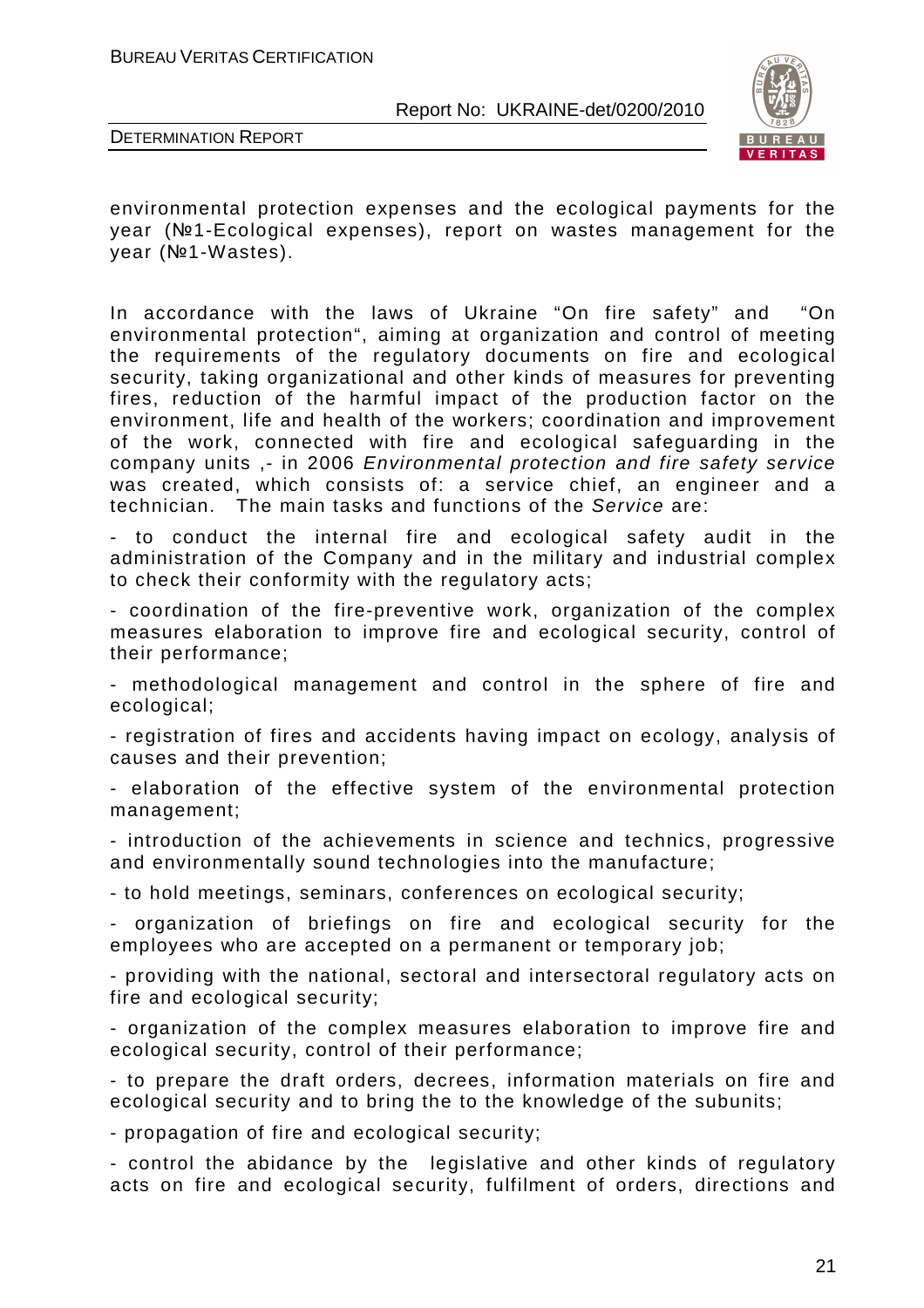environmental protection expenses and the ecological payments for the year (№1-Ecological expenses), report on wastes management for the year (№1-Wastes).

In accordance with the laws of Ukraine "On fire safety" and "On environmental protection", aiming at organization and control of meeting the requirements of the regulatory documents on fire and ecological security, taking organizational and other kinds of measures for preventing fires, reduction of the harmful impact of the production factor on the environment, life and health of the workers; coordination and improvement of the work, connected with fire and ecological safeguarding in the company units ,- in 2006 *Environmental protection and fire safety service* was created, which consists of: a service chief, an engineer and a technician. The main tasks and functions of the *Service* are:

- to conduct the internal fire and ecological safety audit in the administration of the Company and in the military and industrial complex to check their conformity with the regulatory acts;
- coordination of the fire-preventive work, organization of the complex measures elaboration to improve fire and ecological security, control of their performance;
- methodological management and control in the sphere of fire and ecological;
- registration of fires and accidents having impact on ecology, analysis of causes and their prevention;
- elaboration of the effective system of the environmental protection management;
- introduction of the achievements in science and technics, progressive and environmentally sound technologies into the manufacture;
- to hold meetings, seminars, conferences on ecological security;
- organization of briefings on fire and ecological security for the employees who are accepted on a permanent or temporary job;
- providing with the national, sectoral and intersectoral regulatory acts on fire and ecological security;
- organization of the complex measures elaboration to improve fire and ecological security, control of their performance;
- to prepare the draft orders, decrees, information materials on fire and ecological security and to bring the to the knowledge of the subunits;
- propagation of fire and ecological security;
- control the abidance by the legislative and other kinds of regulatory acts on fire and ecological security, fulfilment of orders, directions and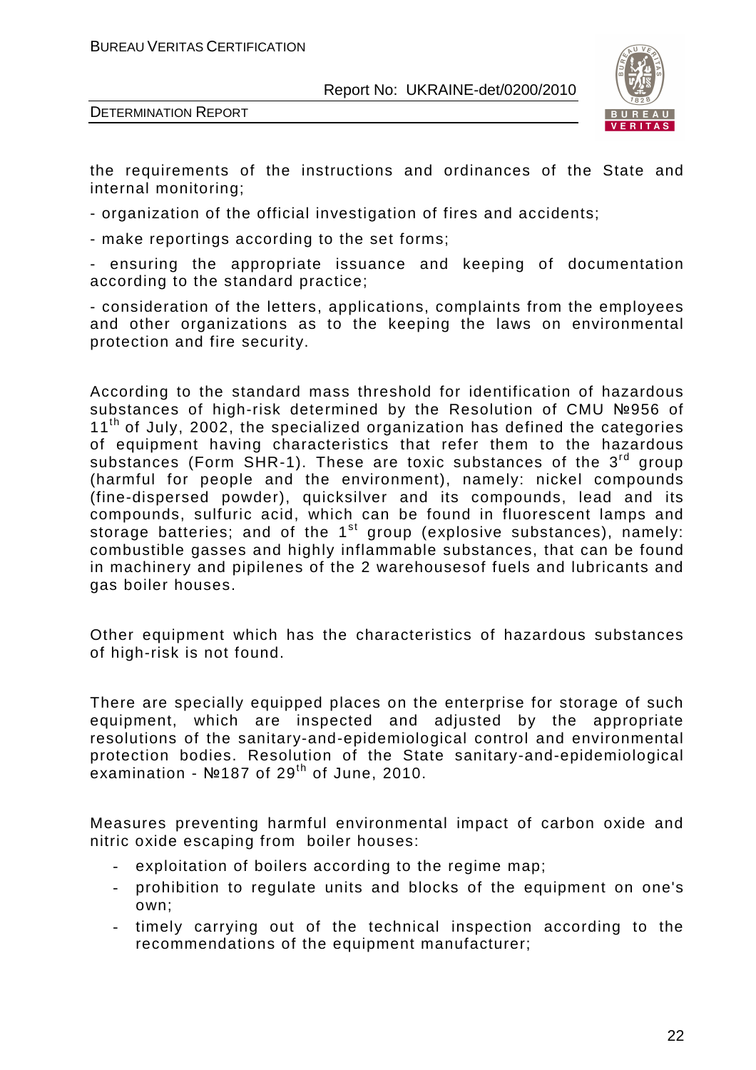the requirements of the instructions and ordinances of the State and internal monitoring;

- organization of the official investigation of fires and accidents;

- make reportings according to the set forms;

- ensuring the appropriate issuance and keeping of documentation according to the standard practice;

- consideration of the letters, applications, complaints from the employees and other organizations as to the keeping the laws on environmental protection and fire security.

According to the standard mass threshold for identification of hazardous substances of high-risk determined by the Resolution of CMU №956 of 11th of July, 2002, the specialized organization has defined the categories of equipment having characteristics that refer them to the hazardous substances (Form SHR-1). These are toxic substances of the 3rd group (harmful for people and the environment), namely: nickel compounds (fine-dispersed powder), quicksilver and its compounds, lead and its compounds, sulfuric acid, which can be found in fluorescent lamps and storage batteries; and of the 1st group (explosive substances), namely: combustible gasses and highly inflammable substances, that can be found in machinery and pipilenes of the 2 warehousesof fuels and lubricants and gas boiler houses.

Other equipment which has the characteristics of hazardous substances of high-risk is not found.

There are specially equipped places on the enterprise for storage of such equipment, which are inspected and adjusted by the appropriate resolutions of the sanitary-and-epidemiological control and environmental protection bodies. Resolution of the State sanitary-and-epidemiological examination - №187 of 29th of June, 2010.

Measures preventing harmful environmental impact of carbon oxide and nitric oxide escaping from boiler houses:

- exploitation of boilers according to the regime map;
- prohibition to regulate units and blocks of the equipment on one's own;
- timely carrying out of the technical inspection according to the recommendations of the equipment manufacturer;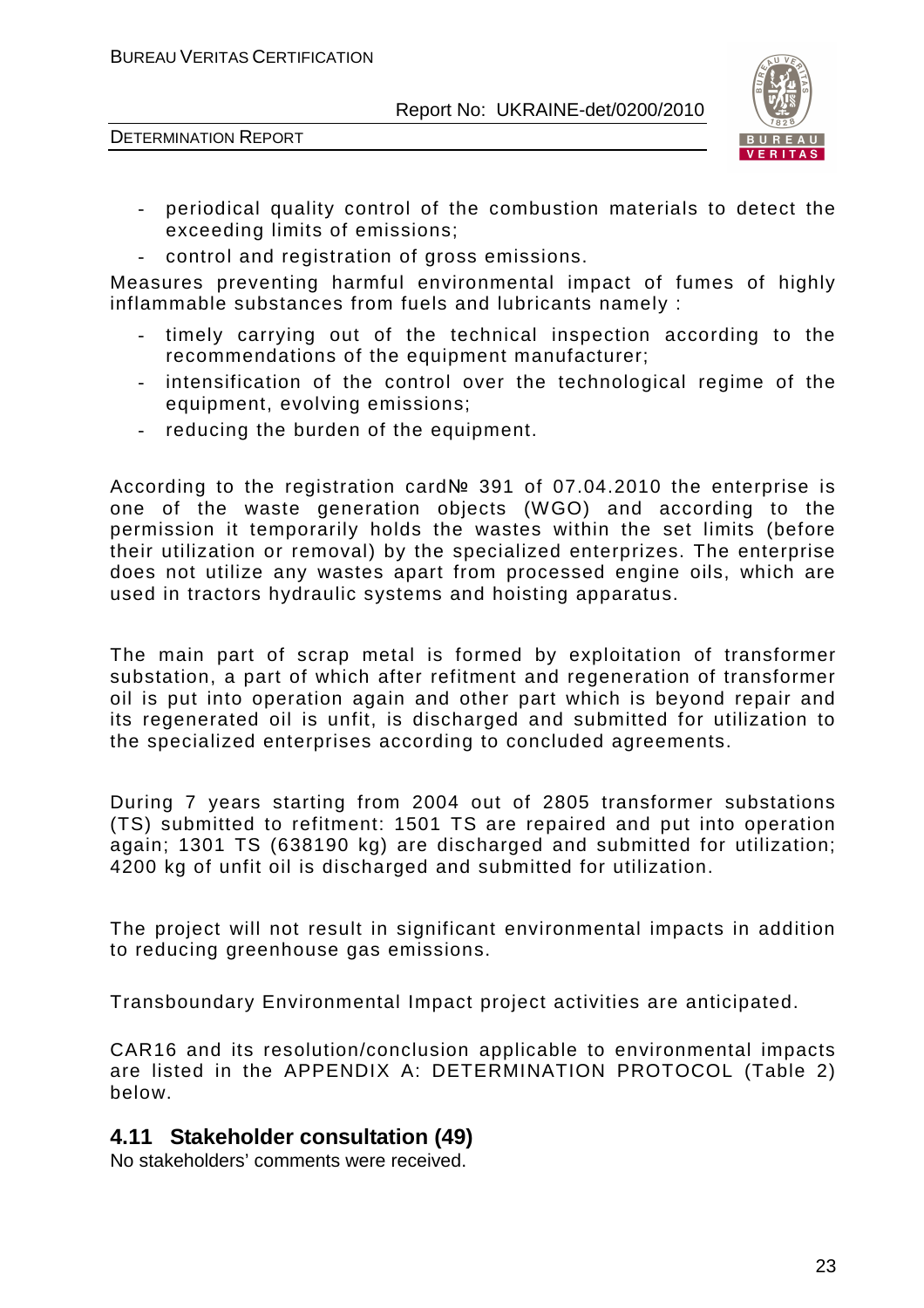- periodical quality control of the combustion materials to detect the exceeding limits of emissions;
- control and registration of gross emissions.

Measures preventing harmful environmental impact of fumes of highly inflammable substances from fuels and lubricants namely :

- timely carrying out of the technical inspection according to the recommendations of the equipment manufacturer;
- intensification of the control over the technological regime of the equipment, evolving emissions;
- reducing the burden of the equipment.

According to the registration card№ 391 of 07.04.2010 the enterprise is one of the waste generation objects (WGO) and according to the permission it temporarily holds the wastes within the set limits (before their utilization or removal) by the specialized enterprizes. The enterprise does not utilize any wastes apart from processed engine oils, which are used in tractors hydraulic systems and hoisting apparatus.

The main part of scrap metal is formed by exploitation of transformer substation, a part of which after refitment and regeneration of transformer oil is put into operation again and other part which is beyond repair and its regenerated oil is unfit, is discharged and submitted for utilization to the specialized enterprises according to concluded agreements.

During 7 years starting from 2004 out of 2805 transformer substations (TS) submitted to refitment: 1501 TS are repaired and put into operation again; 1301 TS (638190 kg) are discharged and submitted for utilization; 4200 kg of unfit oil is discharged and submitted for utilization.

The project will not result in significant environmental impacts in addition to reducing greenhouse gas emissions.

Transboundary Environmental Impact project activities are anticipated.

CAR16 and its resolution/conclusion applicable to environmental impacts are listed in the APPENDIX A: DETERMINATION PROTOCOL (Table 2) below.

## 4.11 Stakeholder consultation (49)

No stakeholders' comments were received.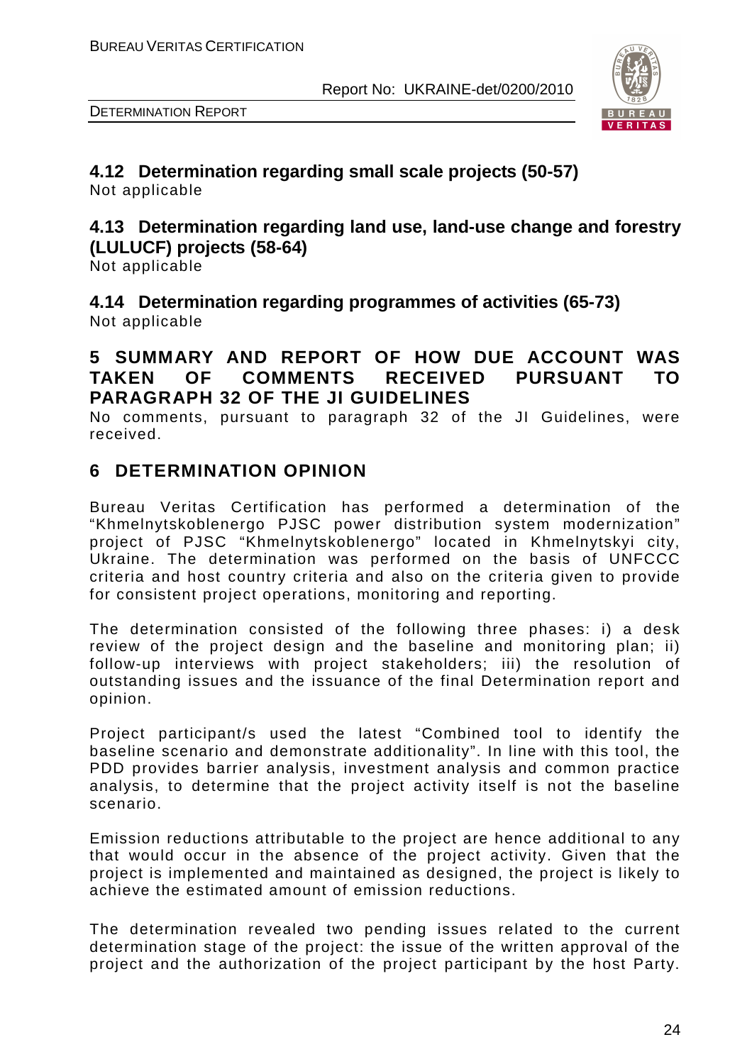## 4.12 Determination regarding small scale projects (50-57)

Not applicable

## 4.13 Determination regarding land use, land-use change and forestry (LULUCF) projects (58-64)

Not applicable

## 4.14 Determination regarding programmes of activities (65-73)

Not applicable

# 5 SUMMARY AND REPORT OF HOW DUE ACCOUNT WAS TAKEN OF COMMENTS RECEIVED PURSUANT TO PARAGRAPH 32 OF THE JI GUIDELINES

No comments, pursuant to paragraph 32 of the JI Guidelines, were received.

# 6 DETERMINATION OPINION

Bureau Veritas Certification has performed a determination of the "Khmelnytskoblenergo PJSC power distribution system modernization" project of PJSC "Khmelnytskoblenergo" located in Khmelnytskyi city, Ukraine. The determination was performed on the basis of UNFCCC criteria and host country criteria and also on the criteria given to provide for consistent project operations, monitoring and reporting.

The determination consisted of the following three phases: i) a desk review of the project design and the baseline and monitoring plan; ii) follow-up interviews with project stakeholders; iii) the resolution of outstanding issues and the issuance of the final Determination report and opinion.

Project participant/s used the latest "Combined tool to identify the baseline scenario and demonstrate additionality". In line with this tool, the PDD provides barrier analysis, investment analysis and common practice analysis, to determine that the project activity itself is not the baseline scenario.

Emission reductions attributable to the project are hence additional to any that would occur in the absence of the project activity. Given that the project is implemented and maintained as designed, the project is likely to achieve the estimated amount of emission reductions.

The determination revealed two pending issues related to the current determination stage of the project: the issue of the written approval of the project and the authorization of the project participant by the host Party.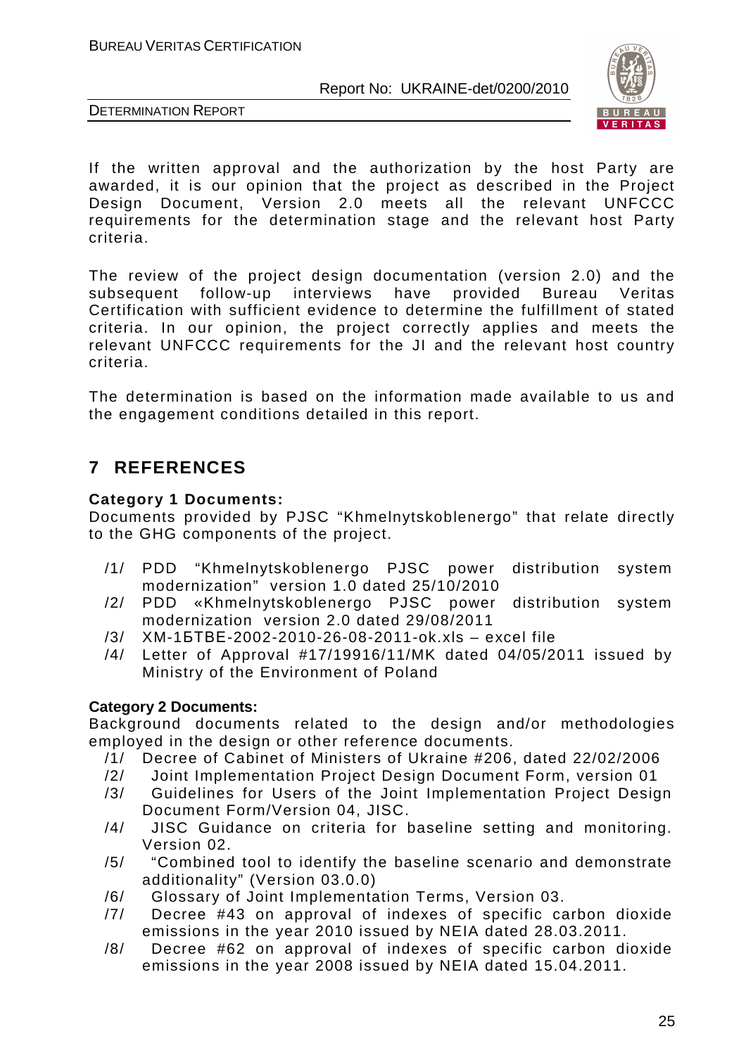If the written approval and the authorization by the host Party are awarded, it is our opinion that the project as described in the Project Design Document, Version 2.0 meets all the relevant UNFCCC requirements for the determination stage and the relevant host Party criteria.

The review of the project design documentation (version 2.0) and the subsequent follow-up interviews have provided Bureau Veritas Certification with sufficient evidence to determine the fulfillment of stated criteria. In our opinion, the project correctly applies and meets the relevant UNFCCC requirements for the JI and the relevant host country criteria.

The determination is based on the information made available to us and the engagement conditions detailed in this report.

# 7 REFERENCES

**Category 1 Documents:**

Documents provided by PJSC "Khmelnytskoblenergo" that relate directly to the GHG components of the project.

/1/ PDD "Khmelnytskoblenergo PJSC power distribution system modernization" version 1.0 dated 25/10/2010

/2/ PDD «Khmelnytskoblenergo PJSC power distribution system modernization version 2.0 dated 29/08/2011

/3/ XM-1БТВЕ-2002-2010-26-08-2011-ok.xls – excel file

/4/ Letter of Approval #17/19916/11/MK dated 04/05/2011 issued by Ministry of the Environment of Poland

**Category 2 Documents:**

Background documents related to the design and/or methodologies employed in the design or other reference documents.

/1/ Decree of Cabinet of Ministers of Ukraine #206, dated 22/02/2006

/2/ Joint Implementation Project Design Document Form, version 01

/3/ Guidelines for Users of the Joint Implementation Project Design Document Form/Version 04, JISC.

/4/ JISC Guidance on criteria for baseline setting and monitoring. Version 02.

/5/ "Combined tool to identify the baseline scenario and demonstrate additionality" (Version 03.0.0)

/6/ Glossary of Joint Implementation Terms, Version 03.

/7/ Decree #43 on approval of indexes of specific carbon dioxide emissions in the year 2010 issued by NEIA dated 28.03.2011.

/8/ Decree #62 on approval of indexes of specific carbon dioxide emissions in the year 2008 issued by NEIA dated 15.04.2011.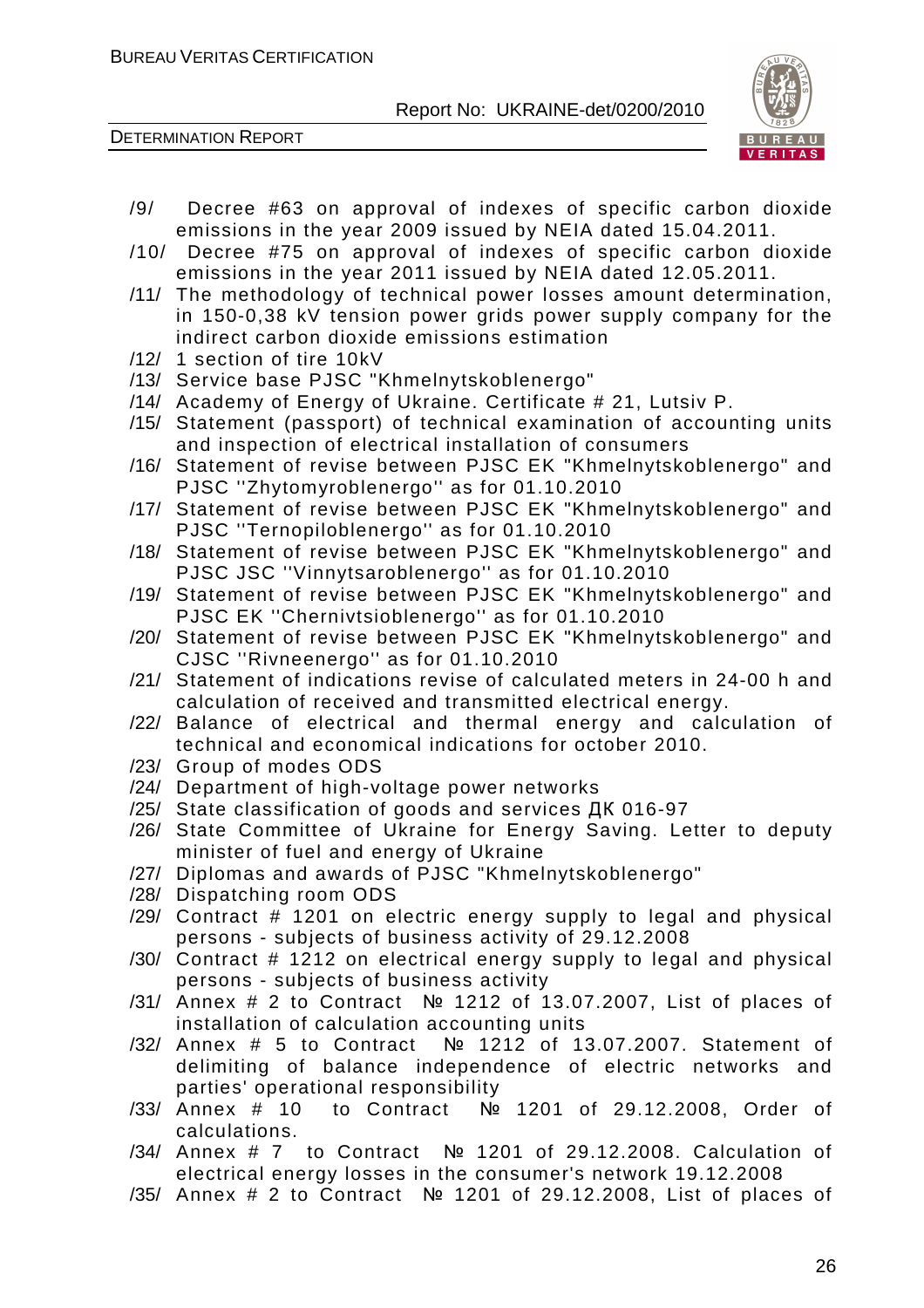/9/ Decree #63 on approval of indexes of specific carbon dioxide emissions in the year 2009 issued by NEIA dated 15.04.2011.

/10/ Decree #75 on approval of indexes of specific carbon dioxide emissions in the year 2011 issued by NEIA dated 12.05.2011.

/11/ The methodology of technical power losses amount determination, in 150-0,38 kV tension power grids power supply company for the indirect carbon dioxide emissions estimation

/12/ 1 section of tire 10kV

/13/ Service base PJSC "Khmelnytskoblenergo"

/14/ Academy of Energy of Ukraine. Certificate # 21, Lutsiv P.

/15/ Statement (passport) of technical examination of accounting units and inspection of electrical installation of consumers

/16/ Statement of revise between PJSC EK "Khmelnytskoblenergo" and PJSC ''Zhytomyroblenergo'' as for 01.10.2010

/17/ Statement of revise between PJSC EK "Khmelnytskoblenergo" and PJSC ''Ternopiloblenergo'' as for 01.10.2010

/18/ Statement of revise between PJSC EK "Khmelnytskoblenergo" and PJSC JSC ''Vinnytsaroblenergo'' as for 01.10.2010

/19/ Statement of revise between PJSC EK "Khmelnytskoblenergo" and PJSC EK ''Chernivtsioblenergo'' as for 01.10.2010

/20/ Statement of revise between PJSC EK "Khmelnytskoblenergo" and CJSC ''Rivneenergo'' as for 01.10.2010

/21/ Statement of indications revise of calculated meters in 24-00 h and calculation of received and transmitted electrical energy.

/22/ Balance of electrical and thermal energy and calculation of technical and economical indications for october 2010.

/23/ Group of modes ODS

/24/ Department of high-voltage power networks

/25/ State classification of goods and services ДК 016-97

/26/ State Committee of Ukraine for Energy Saving. Letter to deputy minister of fuel and energy of Ukraine

/27/ Diplomas and awards of PJSC "Khmelnytskoblenergo"

/28/ Dispatching room ODS

/29/ Contract # 1201 on electric energy supply to legal and physical persons - subjects of business activity of 29.12.2008

/30/ Contract # 1212 on electrical energy supply to legal and physical persons - subjects of business activity

/31/ Annex # 2 to Contract № 1212 of 13.07.2007, List of places of installation of calculation accounting units

/32/ Annex # 5 to Contract № 1212 of 13.07.2007. Statement of delimiting of balance independence of electric networks and parties' operational responsibility

/33/ Annex # 10 to Contract № 1201 of 29.12.2008, Order of calculations.

/34/ Annex # 7 to Contract № 1201 of 29.12.2008. Calculation of electrical energy losses in the consumer's network 19.12.2008

/35/ Annex # 2 to Contract № 1201 of 29.12.2008, List of places of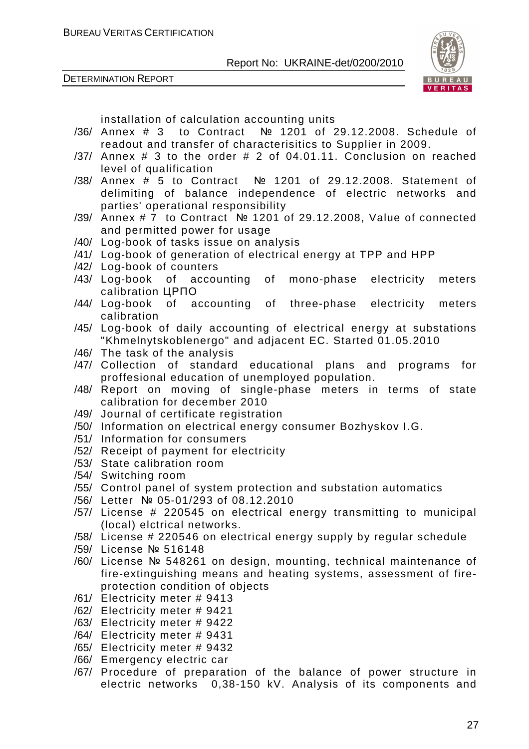installation of calculation accounting units

/36/ Annex # 3 to Contract № 1201 of 29.12.2008. Schedule of readout and transfer of characterisitics to Supplier in 2009.

/37/ Annex # 3 to the order # 2 of 04.01.11. Conclusion on reached level of qualification

/38/ Annex # 5 to Contract № 1201 of 29.12.2008. Statement of delimiting of balance independence of electric networks and parties' operational responsibility

/39/ Annex # 7 to Contract № 1201 of 29.12.2008, Value of connected and permitted power for usage

/40/ Log-book of tasks issue on analysis

/41/ Log-book of generation of electrical energy at TPP and HPP

/42/ Log-book of counters

/43/ Log-book of accounting of mono-phase electricity meters calibration ЦРПО

/44/ Log-book of accounting of three-phase electricity meters calibration

/45/ Log-book of daily accounting of electrical energy at substations "Khmelnytskoblenergo" and adjacent EC. Started 01.05.2010

/46/ The task of the analysis

/47/ Collection of standard educational plans and programs for proffesional education of unemployed population.

/48/ Report on moving of single-phase meters in terms of state calibration for december 2010

/49/ Journal of certificate registration

/50/ Information on electrical energy consumer Bozhyskov I.G.

/51/ Information for consumers

/52/ Receipt of payment for electricity

/53/ State calibration room

/54/ Switching room

/55/ Control panel of system protection and substation automatics

/56/ Letter № 05-01/293 of 08.12.2010

/57/ License # 220545 on electrical energy transmitting to municipal (local) elctrical networks.

/58/ License # 220546 on electrical energy supply by regular schedule

/59/ License № 516148

/60/ License № 548261 on design, mounting, technical maintenance of fire-extinguishing means and heating systems, assessment of fire-protection condition of objects

/61/ Electricity meter # 9413

/62/ Electricity meter # 9421

/63/ Electricity meter # 9422

/64/ Electricity meter # 9431

/65/ Electricity meter # 9432

/66/ Emergency electric car

/67/ Procedure of preparation of the balance of power structure in electric networks 0,38-150 kV. Analysis of its components and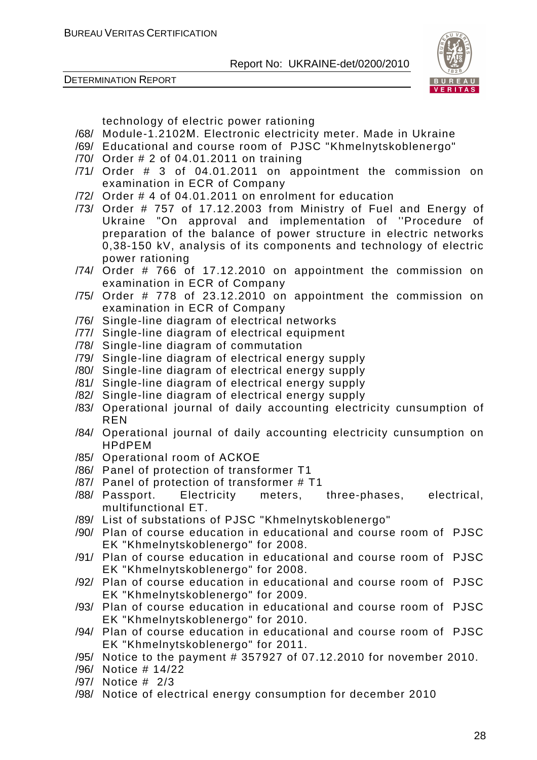technology of electric power rationing

/68/ Module-1.2102M. Electronic electricity meter. Made in Ukraine
/69/ Educational and course room of PJSC "Khmelnytskoblenergo"
/70/ Order # 2 of 04.01.2011 on training
/71/ Order # 3 of 04.01.2011 on appointment the commission on examination in ECR of Company
/72/ Order # 4 of 04.01.2011 on enrolment for education
/73/ Order # 757 of 17.12.2003 from Ministry of Fuel and Energy of Ukraine "On approval and implementation of ''Procedure of preparation of the balance of power structure in electric networks 0,38-150 kV, analysis of its components and technology of electric power rationing
/74/ Order # 766 of 17.12.2010 on appointment the commission on examination in ECR of Company
/75/ Order # 778 of 23.12.2010 on appointment the commission on examination in ECR of Company
/76/ Single-line diagram of electrical networks
/77/ Single-line diagram of electrical equipment
/78/ Single-line diagram of commutation
/79/ Single-line diagram of electrical energy supply
/80/ Single-line diagram of electrical energy supply
/81/ Single-line diagram of electrical energy supply
/82/ Single-line diagram of electrical energy supply
/83/ Operational journal of daily accounting electricity cunsumption of REN
/84/ Operational journal of daily accounting electricity cunsumption on HPdPEM
/85/ Operational room of ACKOE
/86/ Panel of protection of transformer T1
/87/ Panel of protection of transformer # T1
/88/ Passport. Electricity meters, three-phases, electrical, multifunctional ET.
/89/ List of substations of PJSC "Khmelnytskoblenergo"
/90/ Plan of course education in educational and course room of PJSC EK "Khmelnytskoblenergo" for 2008.
/91/ Plan of course education in educational and course room of PJSC EK "Khmelnytskoblenergo" for 2008.
/92/ Plan of course education in educational and course room of PJSC EK "Khmelnytskoblenergo" for 2009.
/93/ Plan of course education in educational and course room of PJSC EK "Khmelnytskoblenergo" for 2010.
/94/ Plan of course education in educational and course room of PJSC EK "Khmelnytskoblenergo" for 2011.
/95/ Notice to the payment # 357927 of 07.12.2010 for november 2010.
/96/ Notice # 14/22
/97/ Notice # 2/3
/98/ Notice of electrical energy consumption for december 2010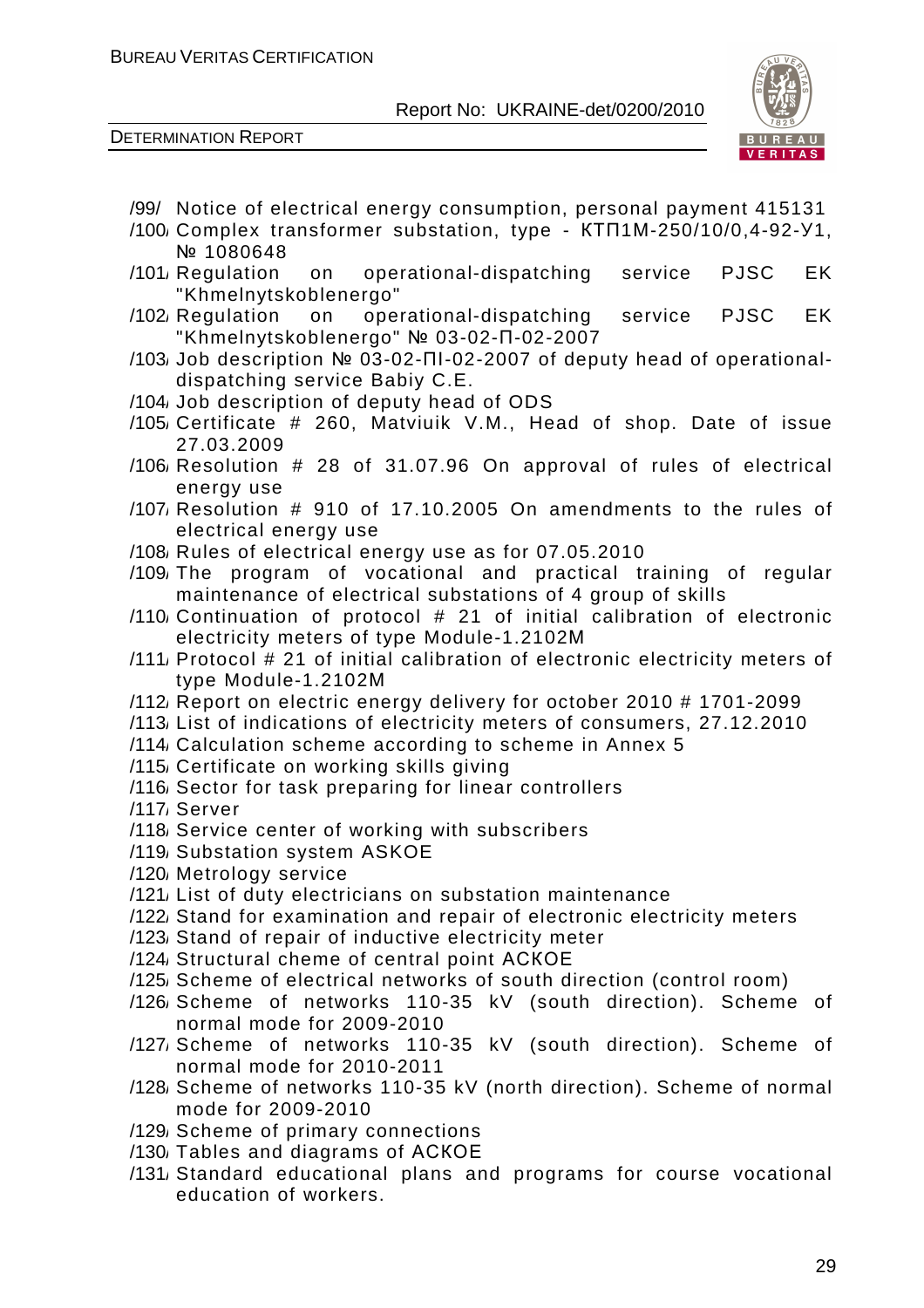/99/ Notice of electrical energy consumption, personal payment 415131

/100/ Complex transformer substation, type - КТП1М-250/10/0,4-92-У1, № 1080648

/101/ Regulation on operational-dispatching service PJSC EK "Khmelnytskoblenergo"

/102/ Regulation on operational-dispatching service PJSC EK "Khmelnytskoblenergo" № 03-02-П-02-2007

/103/ Job description № 03-02-ПІ-02-2007 of deputy head of operational-dispatching service Babiy C.E.

/104/ Job description of deputy head of ODS

/105/ Certificate # 260, Matviuik V.M., Head of shop. Date of issue 27.03.2009

/106/ Resolution # 28 of 31.07.96 On approval of rules of electrical energy use

/107/ Resolution # 910 of 17.10.2005 On amendments to the rules of electrical energy use

/108/ Rules of electrical energy use as for 07.05.2010

/109/ The program of vocational and practical training of regular maintenance of electrical substations of 4 group of skills

/110/ Continuation of protocol # 21 of initial calibration of electronic electricity meters of type Module-1.2102M

/111/ Protocol # 21 of initial calibration of electronic electricity meters of type Module-1.2102M

/112/ Report on electric energy delivery for october 2010 # 1701-2099

/113/ List of indications of electricity meters of consumers, 27.12.2010

/114/ Calculation scheme according to scheme in Annex 5

/115/ Certificate on working skills giving

/116/ Sector for task preparing for linear controllers

/117/ Server

/118/ Service center of working with subscribers

/119/ Substation system ASKOE

/120/ Metrology service

/121/ List of duty electricians on substation maintenance

/122/ Stand for examination and repair of electronic electricity meters

/123/ Stand of repair of inductive electricity meter

/124/ Structural cheme of central point АСКОЕ

/125/ Scheme of electrical networks of south direction (control room)

/126/ Scheme of networks 110-35 kV (south direction). Scheme of normal mode for 2009-2010

/127/ Scheme of networks 110-35 kV (south direction). Scheme of normal mode for 2010-2011

/128/ Scheme of networks 110-35 kV (north direction). Scheme of normal mode for 2009-2010

/129/ Scheme of primary connections

/130/ Tables and diagrams of АСКОЕ

/131/ Standard educational plans and programs for course vocational education of workers.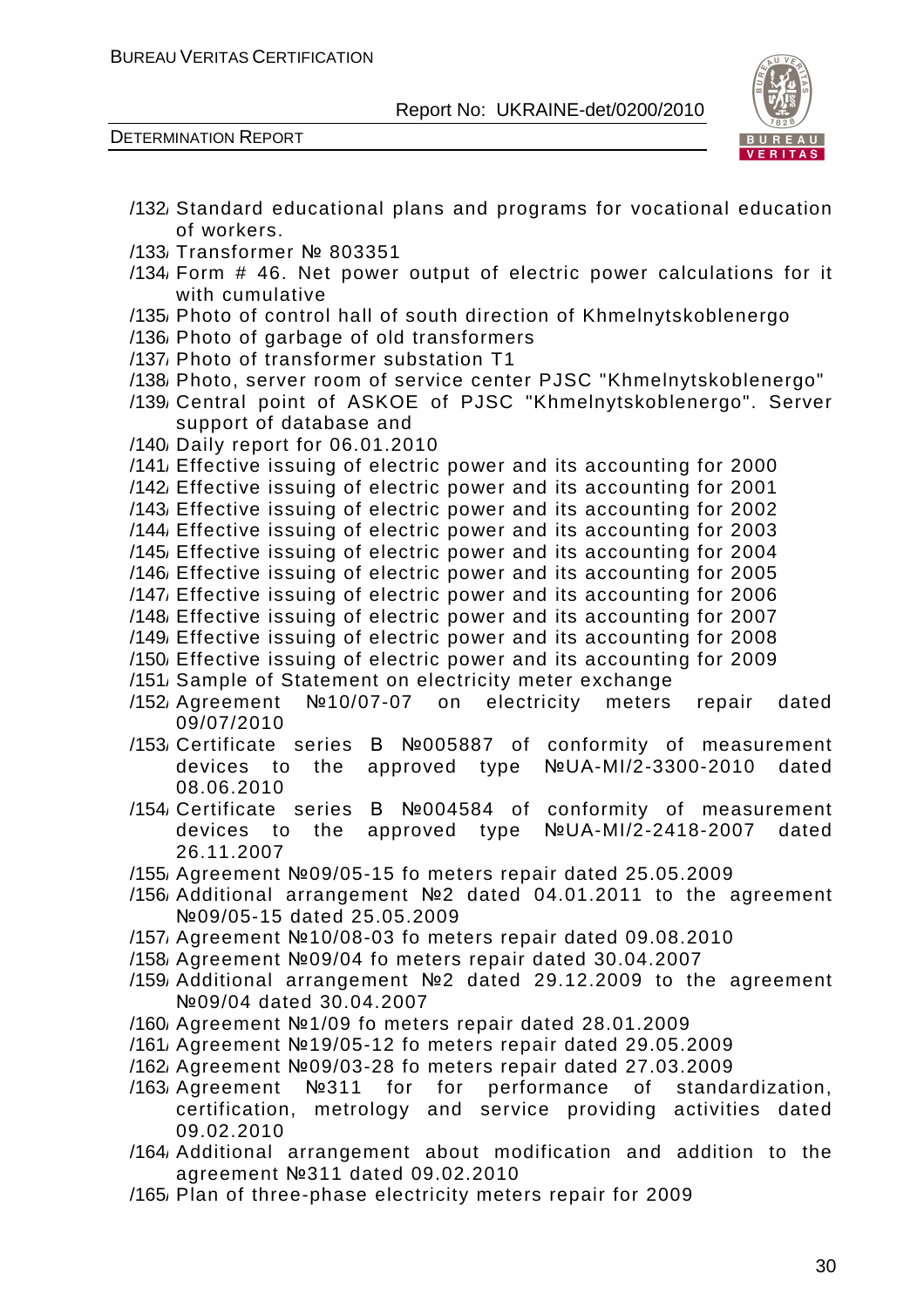/132/ Standard educational plans and programs for vocational education of workers.

/133/ Transformer № 803351

/134/ Form # 46. Net power output of electric power calculations for it with cumulative

/135/ Photo of control hall of south direction of Khmelnytskoblenergo

/136/ Photo of garbage of old transformers

/137/ Photo of transformer substation T1

/138/ Photo, server room of service center PJSC "Khmelnytskoblenergo"

/139/ Central point of ASKOE of PJSC "Khmelnytskoblenergo". Server support of database and

/140/ Daily report for 06.01.2010

/141/ Effective issuing of electric power and its accounting for 2000

/142/ Effective issuing of electric power and its accounting for 2001

/143/ Effective issuing of electric power and its accounting for 2002

/144/ Effective issuing of electric power and its accounting for 2003

/145/ Effective issuing of electric power and its accounting for 2004

/146/ Effective issuing of electric power and its accounting for 2005

/147/ Effective issuing of electric power and its accounting for 2006

/148/ Effective issuing of electric power and its accounting for 2007

/149/ Effective issuing of electric power and its accounting for 2008

/150/ Effective issuing of electric power and its accounting for 2009

/151/ Sample of Statement on electricity meter exchange

/152/ Agreement №10/07-07 on electricity meters repair dated 09/07/2010

/153/ Certificate series B №005887 of conformity of measurement devices to the approved type №UA-MI/2-3300-2010 dated 08.06.2010

/154/ Certificate series B №004584 of conformity of measurement devices to the approved type №UA-MI/2-2418-2007 dated 26.11.2007

/155/ Agreement №09/05-15 fo meters repair dated 25.05.2009

/156/ Additional arrangement №2 dated 04.01.2011 to the agreement №09/05-15 dated 25.05.2009

/157/ Agreement №10/08-03 fo meters repair dated 09.08.2010

/158/ Agreement №09/04 fo meters repair dated 30.04.2007

/159/ Additional arrangement №2 dated 29.12.2009 to the agreement №09/04 dated 30.04.2007

/160/ Agreement №1/09 fo meters repair dated 28.01.2009

/161/ Agreement №19/05-12 fo meters repair dated 29.05.2009

/162/ Agreement №09/03-28 fo meters repair dated 27.03.2009

/163/ Agreement №311 for for performance of standardization, certification, metrology and service providing activities dated 09.02.2010

/164/ Additional arrangement about modification and addition to the agreement №311 dated 09.02.2010

/165/ Plan of three-phase electricity meters repair for 2009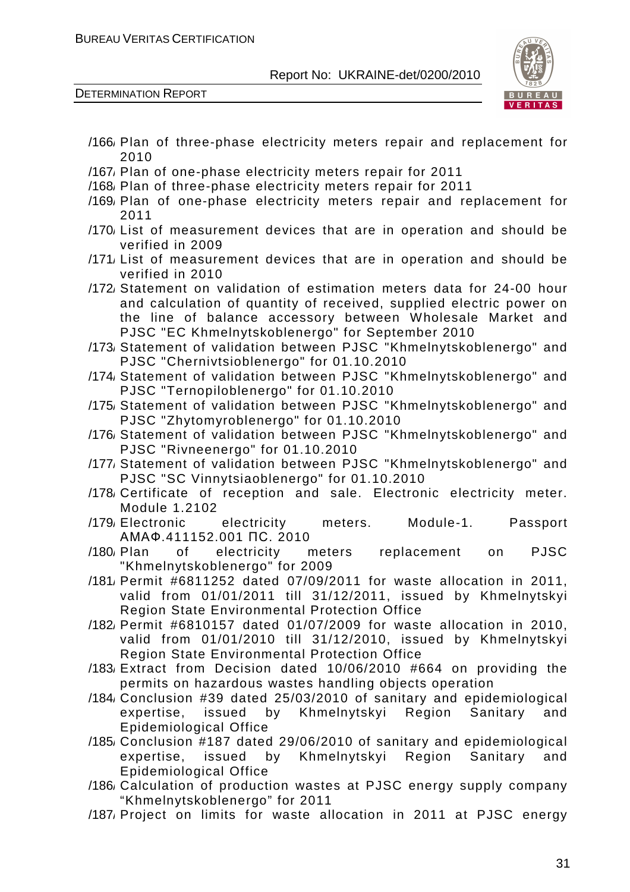/166/ Plan of three-phase electricity meters repair and replacement for 2010

/167/ Plan of one-phase electricity meters repair for 2011

/168/ Plan of three-phase electricity meters repair for 2011

/169/ Plan of one-phase electricity meters repair and replacement for 2011

/170/ List of measurement devices that are in operation and should be verified in 2009

/171/ List of measurement devices that are in operation and should be verified in 2010

/172/ Statement on validation of estimation meters data for 24-00 hour and calculation of quantity of received, supplied electric power on the line of balance accessory between Wholesale Market and PJSC "EC Khmelnytskoblenergo" for September 2010

/173/ Statement of validation between PJSC "Khmelnytskoblenergo" and PJSC "Chernivtsioblenergo" for 01.10.2010

/174/ Statement of validation between PJSC "Khmelnytskoblenergo" and PJSC "Ternopiloblenergo" for 01.10.2010

/175/ Statement of validation between PJSC "Khmelnytskoblenergo" and PJSC "Zhytomyroblenergo" for 01.10.2010

/176/ Statement of validation between PJSC "Khmelnytskoblenergo" and PJSC "Rivneenergo" for 01.10.2010

/177/ Statement of validation between PJSC "Khmelnytskoblenergo" and PJSC "SC Vinnytsiaoblenergo" for 01.10.2010

/178/ Certificate of reception and sale. Electronic electricity meter. Module 1.2102

/179/ Electronic electricity meters. Module-1. Passport АМАФ.411152.001 ПС. 2010

/180/ Plan of electricity meters replacement on PJSC "Khmelnytskoblenergo" for 2009

/181/ Permit #6811252 dated 07/09/2011 for waste allocation in 2011, valid from 01/01/2011 till 31/12/2011, issued by Khmelnytskyi Region State Environmental Protection Office

/182/ Permit #6810157 dated 01/07/2009 for waste allocation in 2010, valid from 01/01/2010 till 31/12/2010, issued by Khmelnytskyi Region State Environmental Protection Office

/183/ Extract from Decision dated 10/06/2010 #664 on providing the permits on hazardous wastes handling objects operation

/184/ Conclusion #39 dated 25/03/2010 of sanitary and epidemiological expertise, issued by Khmelnytskyi Region Sanitary and Epidemiological Office

/185/ Conclusion #187 dated 29/06/2010 of sanitary and epidemiological expertise, issued by Khmelnytskyi Region Sanitary and Epidemiological Office

/186/ Calculation of production wastes at PJSC energy supply company "Khmelnytskoblenergo" for 2011

/187/ Project on limits for waste allocation in 2011 at PJSC energy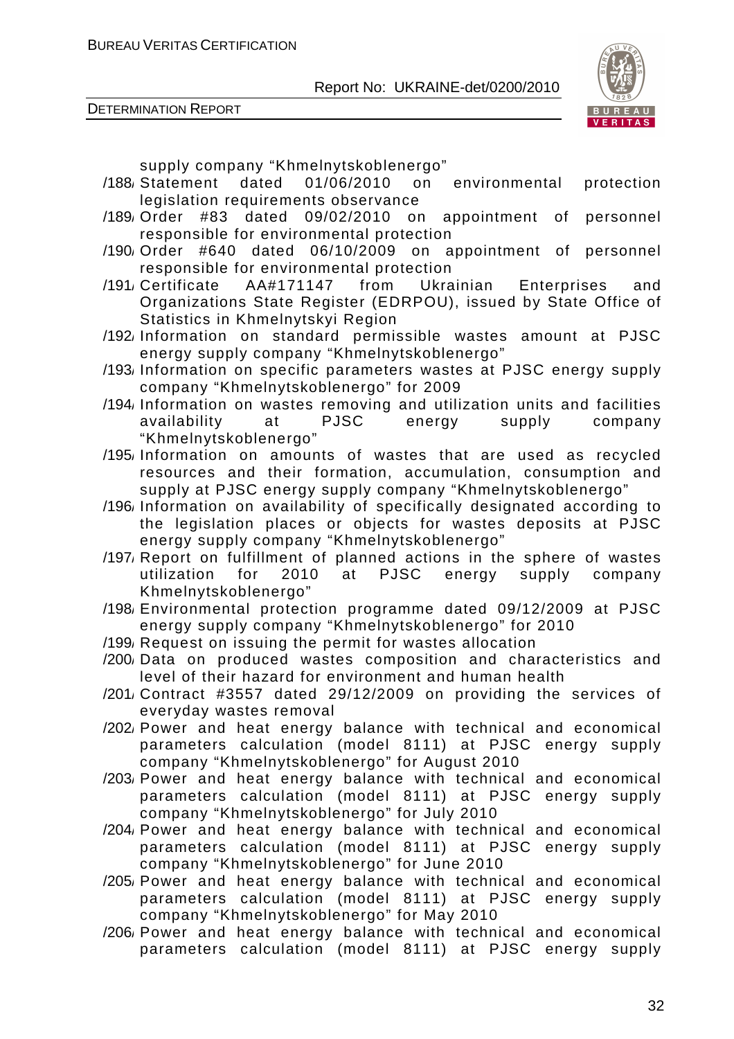supply company “Khmelnytskoblenergo”

/188/ Statement dated 01/06/2010 on environmental protection legislation requirements observance

/189/ Order #83 dated 09/02/2010 on appointment of personnel responsible for environmental protection

/190/ Order #640 dated 06/10/2009 on appointment of personnel responsible for environmental protection

/191/ Certificate AA#171147 from Ukrainian Enterprises and Organizations State Register (EDRPOU), issued by State Office of Statistics in Khmelnytskyi Region

/192/ Information on standard permissible wastes amount at PJSC energy supply company “Khmelnytskoblenergo”

/193/ Information on specific parameters wastes at PJSC energy supply company “Khmelnytskoblenergo” for 2009

/194/ Information on wastes removing and utilization units and facilities availability at PJSC energy supply company “Khmelnytskoblenergo”

/195/ Information on amounts of wastes that are used as recycled resources and their formation, accumulation, consumption and supply at PJSC energy supply company “Khmelnytskoblenergo”

/196/ Information on availability of specifically designated according to the legislation places or objects for wastes deposits at PJSC energy supply company “Khmelnytskoblenergo”

/197/ Report on fulfillment of planned actions in the sphere of wastes utilization for 2010 at PJSC energy supply company Khmelnytskoblenergo”

/198/ Environmental protection programme dated 09/12/2009 at PJSC energy supply company “Khmelnytskoblenergo” for 2010

/199/ Request on issuing the permit for wastes allocation

/200/ Data on produced wastes composition and characteristics and level of their hazard for environment and human health

/201/ Contract #3557 dated 29/12/2009 on providing the services of everyday wastes removal

/202/ Power and heat energy balance with technical and economical parameters calculation (model 8111) at PJSC energy supply company “Khmelnytskoblenergo” for August 2010

/203/ Power and heat energy balance with technical and economical parameters calculation (model 8111) at PJSC energy supply company “Khmelnytskoblenergo” for July 2010

/204/ Power and heat energy balance with technical and economical parameters calculation (model 8111) at PJSC energy supply company “Khmelnytskoblenergo” for June 2010

/205/ Power and heat energy balance with technical and economical parameters calculation (model 8111) at PJSC energy supply company “Khmelnytskoblenergo” for May 2010

/206/ Power and heat energy balance with technical and economical parameters calculation (model 8111) at PJSC energy supply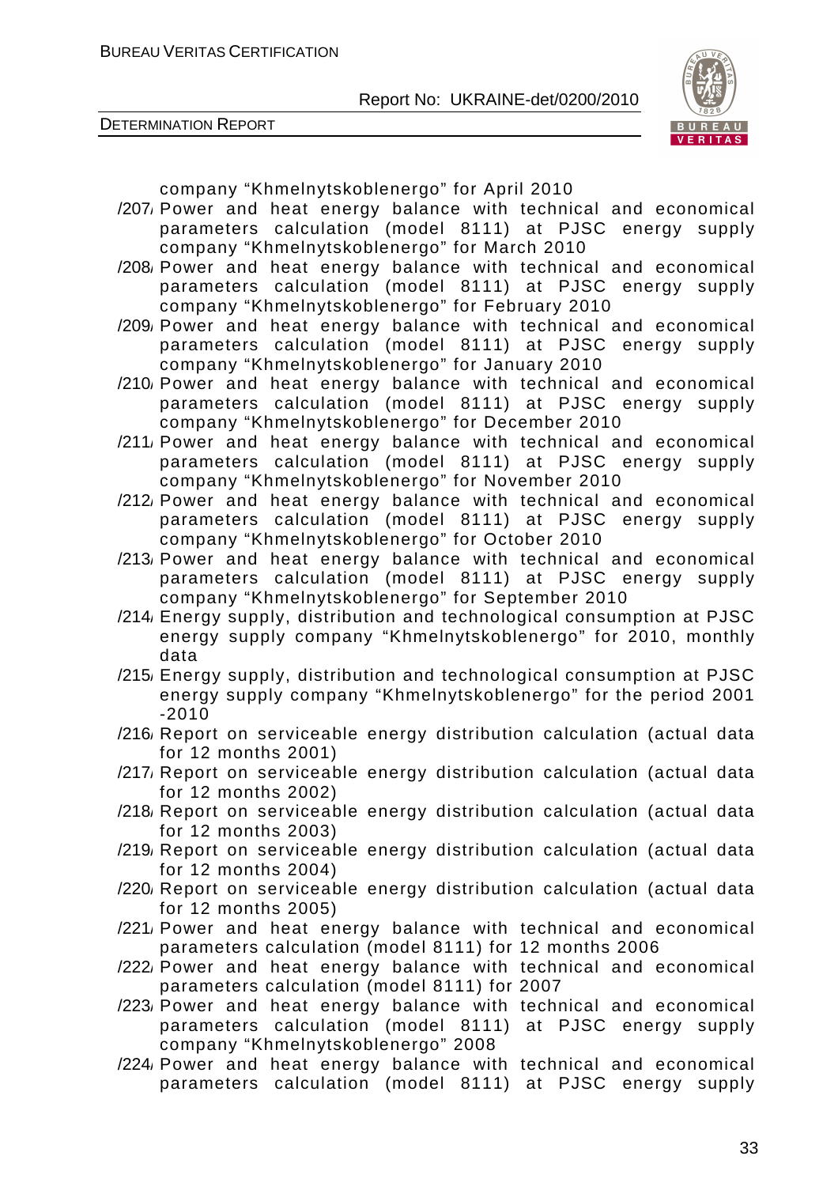company “Khmelnytskoblenergo” for April 2010

/207/ Power and heat energy balance with technical and economical parameters calculation (model 8111) at PJSC energy supply company “Khmelnytskoblenergo” for March 2010

/208/ Power and heat energy balance with technical and economical parameters calculation (model 8111) at PJSC energy supply company “Khmelnytskoblenergo” for February 2010

/209/ Power and heat energy balance with technical and economical parameters calculation (model 8111) at PJSC energy supply company “Khmelnytskoblenergo” for January 2010

/210/ Power and heat energy balance with technical and economical parameters calculation (model 8111) at PJSC energy supply company “Khmelnytskoblenergo” for December 2010

/211/ Power and heat energy balance with technical and economical parameters calculation (model 8111) at PJSC energy supply company “Khmelnytskoblenergo” for November 2010

/212/ Power and heat energy balance with technical and economical parameters calculation (model 8111) at PJSC energy supply company “Khmelnytskoblenergo” for October 2010

/213/ Power and heat energy balance with technical and economical parameters calculation (model 8111) at PJSC energy supply company “Khmelnytskoblenergo” for September 2010

/214/ Energy supply, distribution and technological consumption at PJSC energy supply company “Khmelnytskoblenergo” for 2010, monthly data

/215/ Energy supply, distribution and technological consumption at PJSC energy supply company “Khmelnytskoblenergo” for the period 2001 -2010

/216/ Report on serviceable energy distribution calculation (actual data for 12 months 2001)

/217/ Report on serviceable energy distribution calculation (actual data for 12 months 2002)

/218/ Report on serviceable energy distribution calculation (actual data for 12 months 2003)

/219/ Report on serviceable energy distribution calculation (actual data for 12 months 2004)

/220/ Report on serviceable energy distribution calculation (actual data for 12 months 2005)

/221/ Power and heat energy balance with technical and economical parameters calculation (model 8111) for 12 months 2006

/222/ Power and heat energy balance with technical and economical parameters calculation (model 8111) for 2007

/223/ Power and heat energy balance with technical and economical parameters calculation (model 8111) at PJSC energy supply company “Khmelnytskoblenergo” 2008

/224/ Power and heat energy balance with technical and economical parameters calculation (model 8111) at PJSC energy supply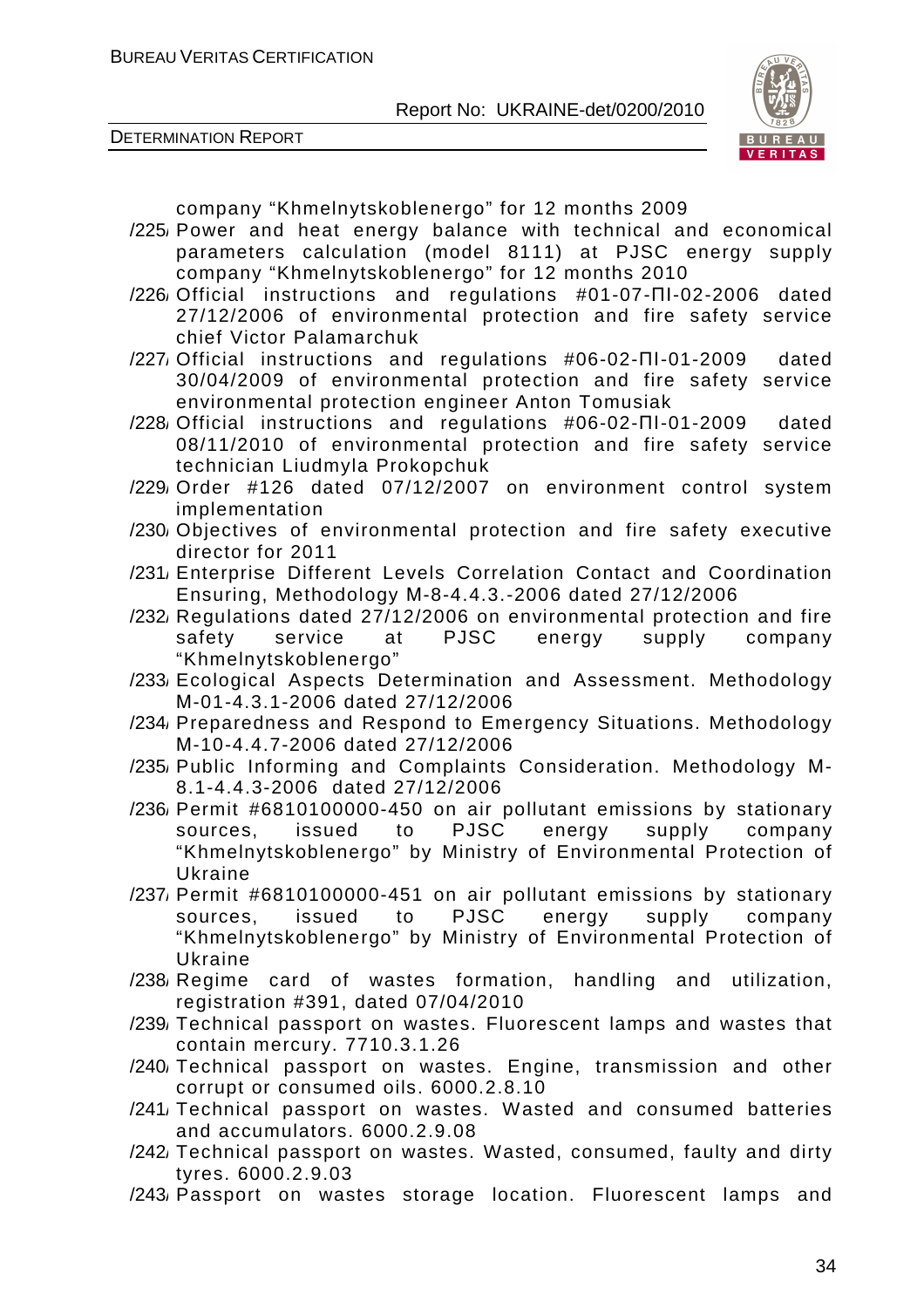company "Khmelnytskoblenergo" for 12 months 2009

/225/ Power and heat energy balance with technical and economical parameters calculation (model 8111) at PJSC energy supply company "Khmelnytskoblenergo" for 12 months 2010

/226/ Official instructions and regulations #01-07-ПІ-02-2006 dated 27/12/2006 of environmental protection and fire safety service chief Victor Palamarchuk

/227/ Official instructions and regulations #06-02-ПІ-01-2009 dated 30/04/2009 of environmental protection and fire safety service environmental protection engineer Anton Tomusiak

/228/ Official instructions and regulations #06-02-ПІ-01-2009 dated 08/11/2010 of environmental protection and fire safety service technician Liudmyla Prokopchuk

/229/ Order #126 dated 07/12/2007 on environment control system implementation

/230/ Objectives of environmental protection and fire safety executive director for 2011

/231/ Enterprise Different Levels Correlation Contact and Coordination Ensuring, Methodology M-8-4.4.3.-2006 dated 27/12/2006

/232/ Regulations dated 27/12/2006 on environmental protection and fire safety service at PJSC energy supply company "Khmelnytskoblenergo"

/233/ Ecological Aspects Determination and Assessment. Methodology M-01-4.3.1-2006 dated 27/12/2006

/234/ Preparedness and Respond to Emergency Situations. Methodology M-10-4.4.7-2006 dated 27/12/2006

/235/ Public Informing and Complaints Consideration. Methodology M-8.1-4.4.3-2006 dated 27/12/2006

/236/ Permit #6810100000-450 on air pollutant emissions by stationary sources, issued to PJSC energy supply company "Khmelnytskoblenergo" by Ministry of Environmental Protection of Ukraine

/237/ Permit #6810100000-451 on air pollutant emissions by stationary sources, issued to PJSC energy supply company "Khmelnytskoblenergo" by Ministry of Environmental Protection of Ukraine

/238/ Regime card of wastes formation, handling and utilization, registration #391, dated 07/04/2010

/239/ Technical passport on wastes. Fluorescent lamps and wastes that contain mercury. 7710.3.1.26

/240/ Technical passport on wastes. Engine, transmission and other corrupt or consumed oils. 6000.2.8.10

/241/ Technical passport on wastes. Wasted and consumed batteries and accumulators. 6000.2.9.08

/242/ Technical passport on wastes. Wasted, consumed, faulty and dirty tyres. 6000.2.9.03

/243/ Passport on wastes storage location. Fluorescent lamps and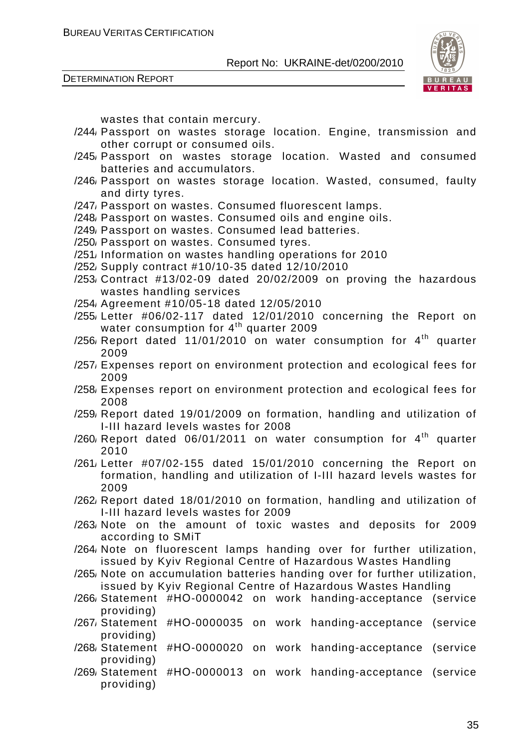wastes that contain mercury.

/244/ Passport on wastes storage location. Engine, transmission and other corrupt or consumed oils.

/245/ Passport on wastes storage location. Wasted and consumed batteries and accumulators.

/246/ Passport on wastes storage location. Wasted, consumed, faulty and dirty tyres.

/247/ Passport on wastes. Consumed fluorescent lamps.

/248/ Passport on wastes. Consumed oils and engine oils.

/249/ Passport on wastes. Consumed lead batteries.

/250/ Passport on wastes. Consumed tyres.

/251/ Information on wastes handling operations for 2010

/252/ Supply contract #10/10-35 dated 12/10/2010

/253/ Contract #13/02-09 dated 20/02/2009 on proving the hazardous wastes handling services

/254/ Agreement #10/05-18 dated 12/05/2010

/255/ Letter #06/02-117 dated 12/01/2010 concerning the Report on water consumption for 4th quarter 2009

/256/ Report dated 11/01/2010 on water consumption for 4th quarter 2009

/257/ Expenses report on environment protection and ecological fees for 2009

/258/ Expenses report on environment protection and ecological fees for 2008

/259/ Report dated 19/01/2009 on formation, handling and utilization of I-III hazard levels wastes for 2008

/260/ Report dated 06/01/2011 on water consumption for 4th quarter 2010

/261/ Letter #07/02-155 dated 15/01/2010 concerning the Report on formation, handling and utilization of I-III hazard levels wastes for 2009

/262/ Report dated 18/01/2010 on formation, handling and utilization of I-III hazard levels wastes for 2009

/263/ Note on the amount of toxic wastes and deposits for 2009 according to SMiT

/264/ Note on fluorescent lamps handing over for further utilization, issued by Kyiv Regional Centre of Hazardous Wastes Handling

/265/ Note on accumulation batteries handing over for further utilization, issued by Kyiv Regional Centre of Hazardous Wastes Handling

/266/ Statement #HO-0000042 on work handing-acceptance (service providing)

/267/ Statement #HO-0000035 on work handing-acceptance (service providing)

/268/ Statement #HO-0000020 on work handing-acceptance (service providing)

/269/ Statement #HO-0000013 on work handing-acceptance (service providing)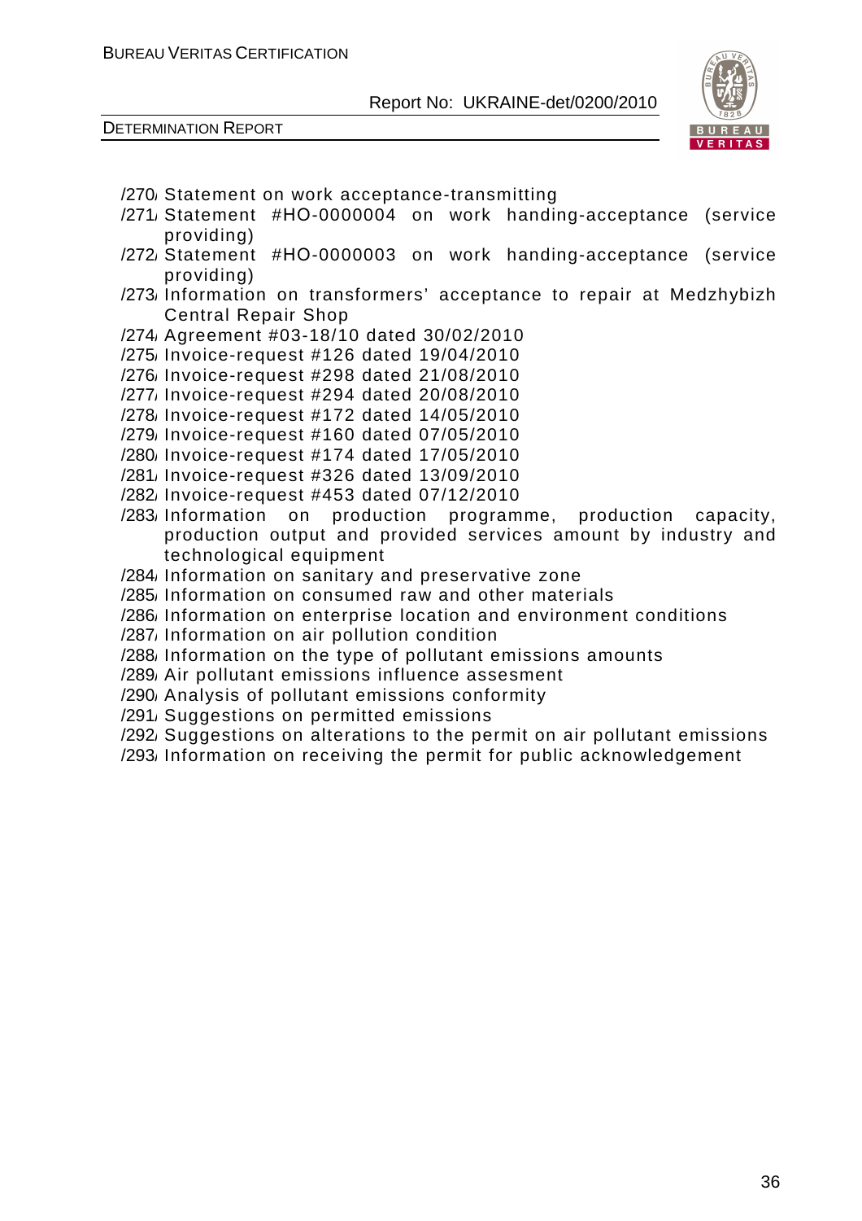/270/ Statement on work acceptance-transmitting

/271/ Statement #HO-0000004 on work handing-acceptance (service providing)

/272/ Statement #HO-0000003 on work handing-acceptance (service providing)

/273/ Information on transformers' acceptance to repair at Medzhybizh Central Repair Shop

/274/ Agreement #03-18/10 dated 30/02/2010

/275/ Invoice-request #126 dated 19/04/2010

/276/ Invoice-request #298 dated 21/08/2010

/277/ Invoice-request #294 dated 20/08/2010

/278/ Invoice-request #172 dated 14/05/2010

/279/ Invoice-request #160 dated 07/05/2010

/280/ Invoice-request #174 dated 17/05/2010

/281/ Invoice-request #326 dated 13/09/2010

/282/ Invoice-request #453 dated 07/12/2010

/283/ Information on production programme, production capacity, production output and provided services amount by industry and technological equipment

/284/ Information on sanitary and preservative zone

/285/ Information on consumed raw and other materials

/286/ Information on enterprise location and environment conditions

/287/ Information on air pollution condition

/288/ Information on the type of pollutant emissions amounts

/289/ Air pollutant emissions influence assesment

/290/ Analysis of pollutant emissions conformity

/291/ Suggestions on permitted emissions

/292/ Suggestions on alterations to the permit on air pollutant emissions

/293/ Information on receiving the permit for public acknowledgement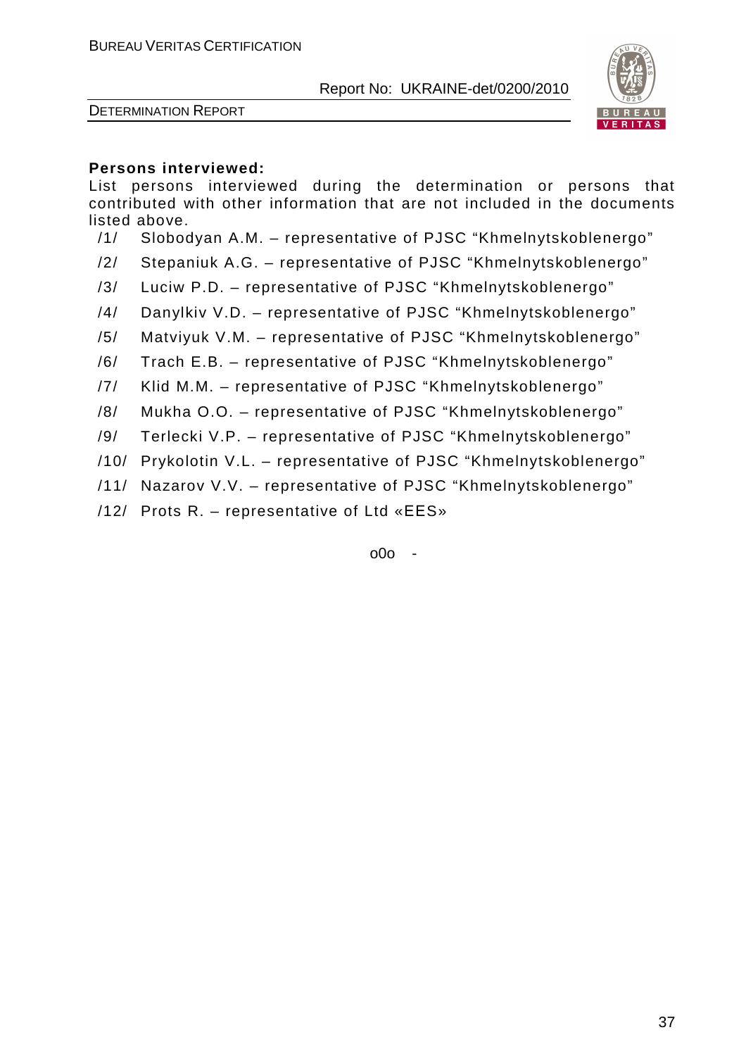**Persons interviewed:**

List persons interviewed during the determination or persons that contributed with other information that are not included in the documents listed above.

/1/ Slobodyan A.M. – representative of PJSC "Khmelnytskoblenergo"

/2/ Stepaniuk A.G. – representative of PJSC "Khmelnytskoblenergo"

/3/ Luciw P.D. – representative of PJSC "Khmelnytskoblenergo"

/4/ Danylkiv V.D. – representative of PJSC "Khmelnytskoblenergo"

/5/ Matviyuk V.M. – representative of PJSC "Khmelnytskoblenergo"

/6/ Trach E.B. – representative of PJSC "Khmelnytskoblenergo"

/7/ Klid M.M. – representative of PJSC "Khmelnytskoblenergo"

/8/ Mukha O.O. – representative of PJSC "Khmelnytskoblenergo"

/9/ Terlecki V.P. – representative of PJSC "Khmelnytskoblenergo"

/10/ Prykolotin V.L. – representative of PJSC "Khmelnytskoblenergo"

/11/ Nazarov V.V. – representative of PJSC "Khmelnytskoblenergo"

/12/ Prots R. – representative of Ltd «EES»

o0o -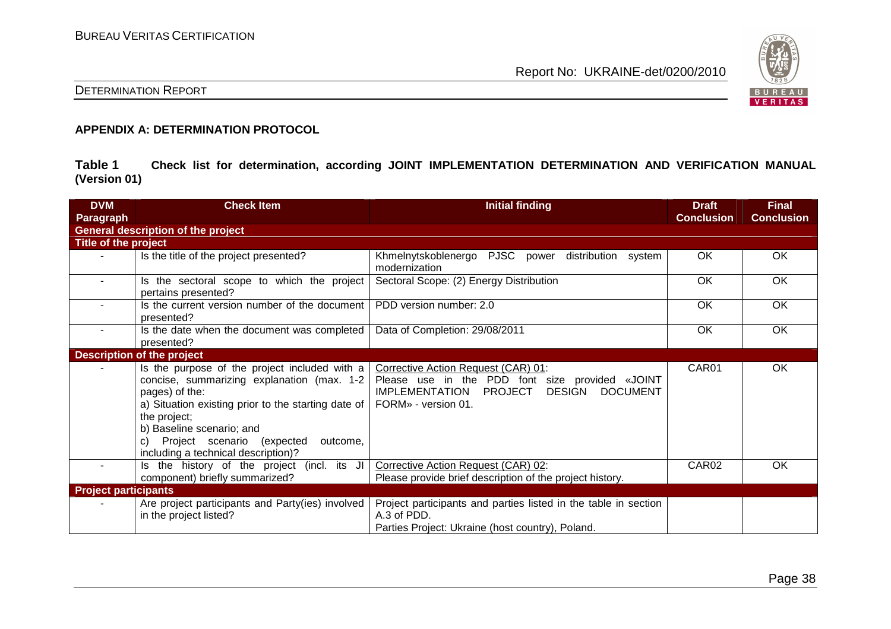## APPENDIX A: DETERMINATION PROTOCOL

**Table 1 Check list for determination, according JOINT IMPLEMENTATION DETERMINATION AND VERIFICATION MANUAL (Version 01)**

| DVM Paragraph | Check Item | Initial finding | Draft Conclusion | Final Conclusion |
|---|---|---|---|---|
| **General description of the project** | | | | |
| **Title of the project** | | | | |
| - | Is the title of the project presented? | Khmelnytskoblenergo PJSC power distribution system modernization | OK | OK |
| - | Is the sectoral scope to which the project pertains presented? | Sectoral Scope: (2) Energy Distribution | OK | OK |
| - | Is the current version number of the document presented? | PDD version number: 2.0 | OK | OK |
| - | Is the date when the document was completed presented? | Data of Completion: 29/08/2011 | OK | OK |
| **Description of the project** | | | | |
| - | Is the purpose of the project included with a concise, summarizing explanation (max. 1-2 pages) of the:<br>a) Situation existing prior to the starting date of the project;<br>b) Baseline scenario; and<br>c) Project scenario (expected outcome, including a technical description)? | Corrective Action Request (CAR) 01:<br>Please use in the PDD font size provided «JOINT IMPLEMENTATION PROJECT DESIGN DOCUMENT FORM» - version 01. | CAR01 | OK |
| - | Is the history of the project (incl. its JI component) briefly summarized? | Corrective Action Request (CAR) 02:<br>Please provide brief description of the project history. | CAR02 | OK |
| **Project participants** | | | | |
| - | Are project participants and Party(ies) involved in the project listed? | Project participants and parties listed in the table in section A.3 of PDD.<br>Parties Project: Ukraine (host country), Poland. | | |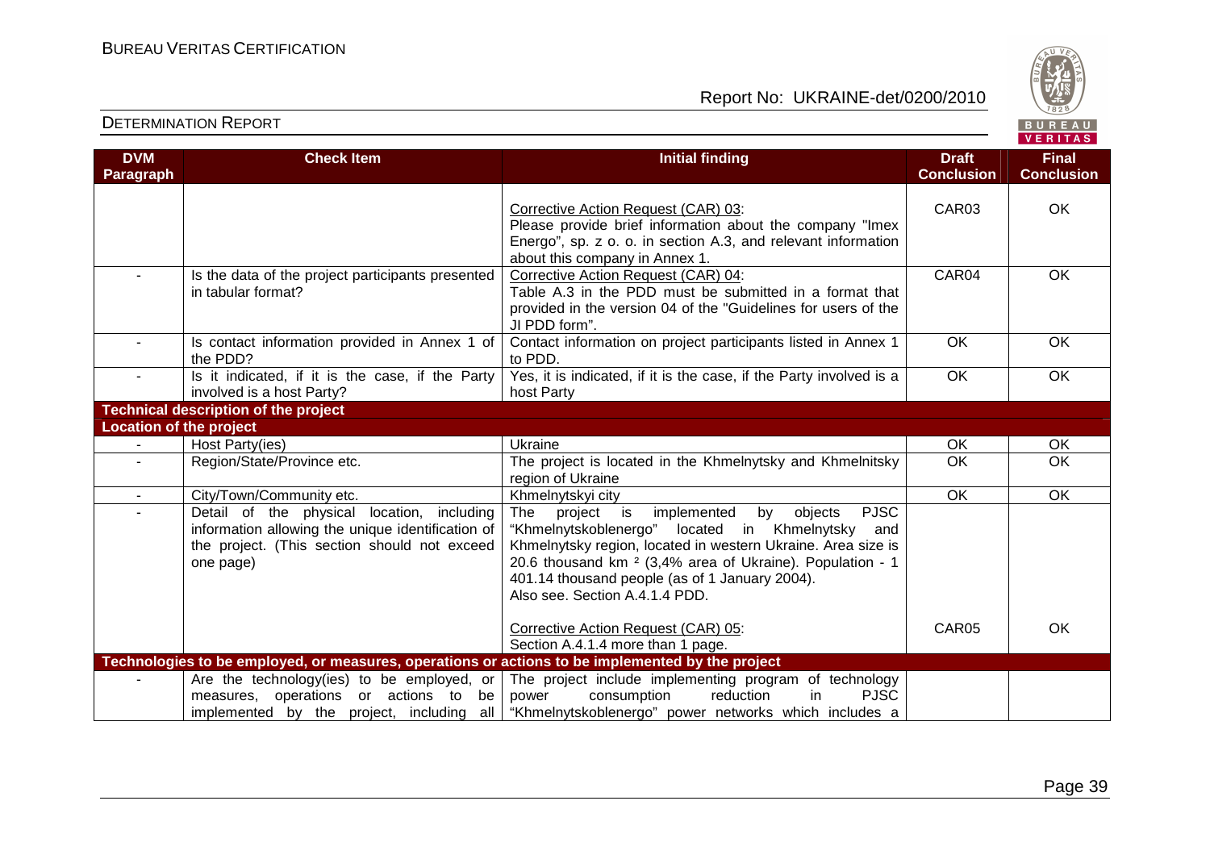| DVM Paragraph | Check Item | Initial finding | Draft Conclusion | Final Conclusion |
|---|---|---|---|---|
| | | Corrective Action Request (CAR) 03:<br>Please provide brief information about the company "Imex Energo", sp. z o. o. in section A.3, and relevant information about this company in Annex 1. | CAR03 | OK |
| - | Is the data of the project participants presented in tabular format? | Corrective Action Request (CAR) 04:<br>Table A.3 in the PDD must be submitted in a format that provided in the version 04 of the "Guidelines for users of the JI PDD form". | CAR04 | OK |
| - | Is contact information provided in Annex 1 of the PDD? | Contact information on project participants listed in Annex 1 to PDD. | OK | OK |
| - | Is it indicated, if it is the case, if the Party involved is a host Party? | Yes, it is indicated, if it is the case, if the Party involved is a host Party | OK | OK |
| **Technical description of the project** | | | | |
| **Location of the project** | | | | |
| - | Host Party(ies) | Ukraine | OK | OK |
| - | Region/State/Province etc. | The project is located in the Khmelnytsky and Khmelnitsky region of Ukraine | OK | OK |
| - | City/Town/Community etc. | Khmelnytskyi city | OK | OK |
| - | Detail of the physical location, including information allowing the unique identification of the project. (This section should not exceed one page) | The project is implemented by objects PJSC "Khmelnytskoblenergo" located in Khmelnytsky and Khmelnytsky region, located in western Ukraine. Area size is 20.6 thousand km ² (3,4% area of Ukraine). Population - 1 401.14 thousand people (as of 1 January 2004).<br>Also see. Section A.4.1.4 PDD.<br><br>Corrective Action Request (CAR) 05:<br>Section A.4.1.4 more than 1 page. | <br><br><br><br><br><br>CAR05 | <br><br><br><br><br><br>OK |
| **Technologies to be employed, or measures, operations or actions to be implemented by the project** | | | | |
| - | Are the technology(ies) to be employed, or measures, operations or actions to be implemented by the project, including all | The project include implementing program of technology power consumption reduction in PJSC "Khmelnytskoblenergo" power networks which includes a | | |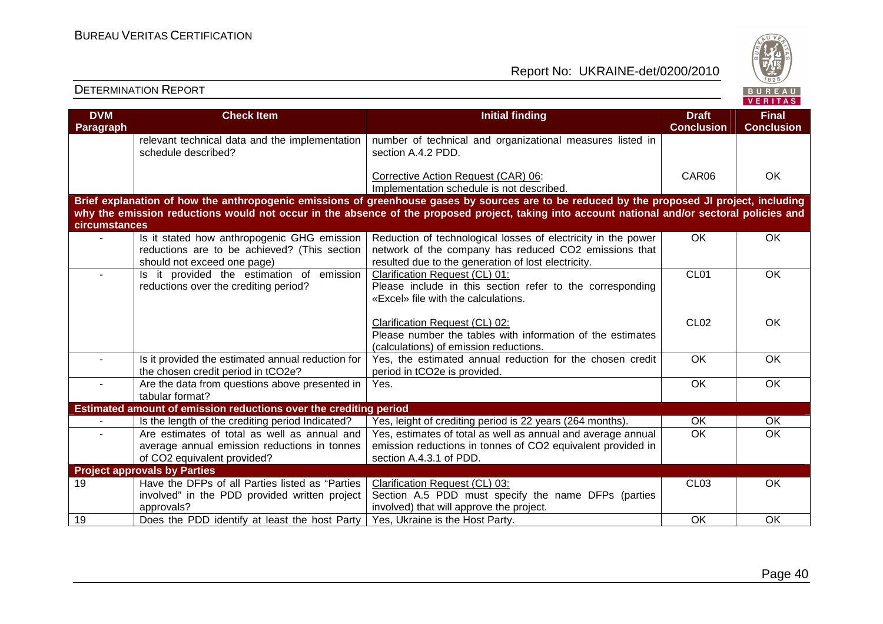| DVM Paragraph | Check Item | Initial finding | Draft Conclusion | Final Conclusion |
|---|---|---|---|---|
| | relevant technical data and the implementation schedule described? | number of technical and organizational measures listed in section A.4.2 PDD.<br><br>Corrective Action Request (CAR) 06:<br>Implementation schedule is not described. | CAR06 | OK |
| **Brief explanation of how the anthropogenic emissions of greenhouse gases by sources are to be reduced by the proposed JI project, including why the emission reductions would not occur in the absence of the proposed project, taking into account national and/or sectoral policies and circumstances** | | | | |
| - | Is it stated how anthropogenic GHG emission reductions are to be achieved? (This section should not exceed one page) | Reduction of technological losses of electricity in the power network of the company has reduced $CO_2$ emissions that resulted due to the generation of lost electricity. | OK | OK |
| - | Is it provided the estimation of emission reductions over the crediting period? | Clarification Request (CL) 01:<br>Please include in this section refer to the corresponding «Excel» file with the calculations.<br><br>Clarification Request (CL) 02:<br>Please number the tables with information of the estimates (calculations) of emission reductions. | CL01<br><br>CL02 | OK<br><br>OK |
| - | Is it provided the estimated annual reduction for the chosen credit period in $tCO_2e$? | Yes, the estimated annual reduction for the chosen credit period in $tCO_2e$ is provided. | OK | OK |
| - | Are the data from questions above presented in tabular format? | Yes. | OK | OK |
| **Estimated amount of emission reductions over the crediting period** | | | | |
| - | Is the length of the crediting period Indicated? | Yes, leight of crediting period is 22 years (264 months). | OK | OK |
| - | Are estimates of total as well as annual and average annual emission reductions in tonnes of $CO_2$ equivalent provided? | Yes, estimates of total as well as annual and average annual emission reductions in tonnes of $CO_2$ equivalent provided in section A.4.3.1 of PDD. | OK | OK |
| **Project approvals by Parties** | | | | |
| 19 | Have the DFPs of all Parties listed as "Parties involved" in the PDD provided written project approvals? | Clarification Request (CL) 03:<br>Section A.5 PDD must specify the name DFPs (parties involved) that will approve the project. | CL03 | OK |
| 19 | Does the PDD identify at least the host Party | Yes, Ukraine is the Host Party. | OK | OK |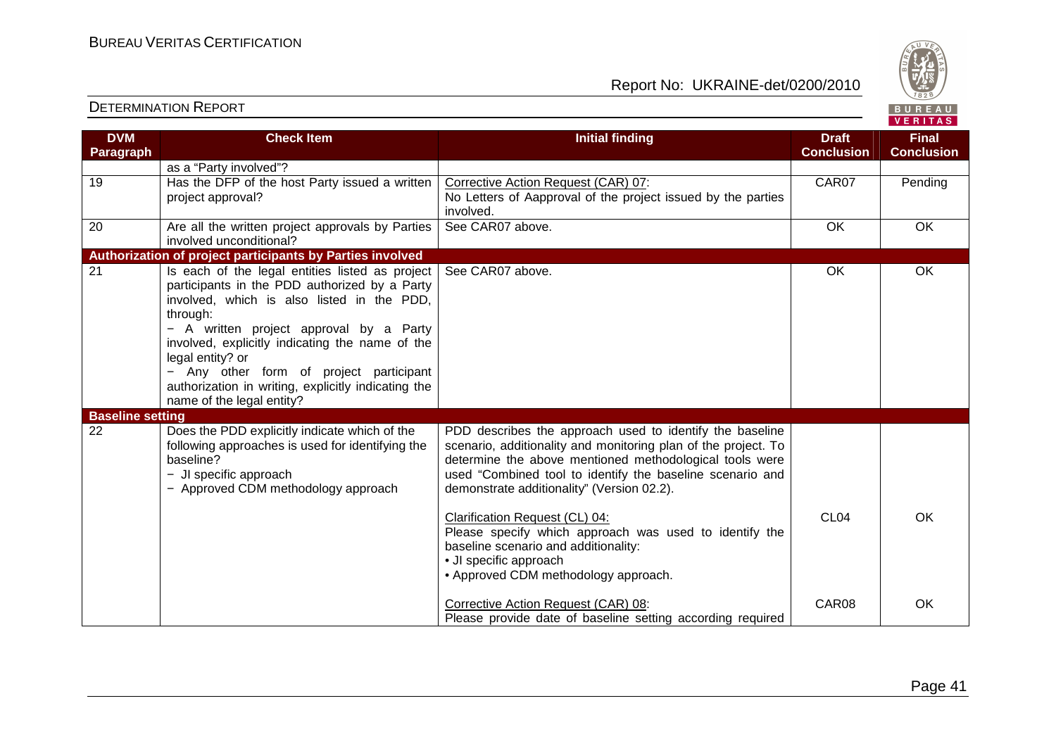| DVM Paragraph | Check Item | Initial finding | Draft Conclusion | Final Conclusion |
|---|---|---|---|---|
| | as a "Party involved"? | | | |
| 19 | Has the DFP of the host Party issued a written project approval? | Corrective Action Request (CAR) 07:<br>No Letters of Aapproval of the project issued by the parties involved. | CAR07 | Pending |
| 20 | Are all the written project approvals by Parties involved unconditional? | See CAR07 above. | OK | OK |
| **Authorization of project participants by Parties involved** | | | | |
| 21 | Is each of the legal entities listed as project participants in the PDD authorized by a Party involved, which is also listed in the PDD, through:<br>− A written project approval by a Party involved, explicitly indicating the name of the legal entity? or<br>− Any other form of project participant authorization in writing, explicitly indicating the name of the legal entity? | See CAR07 above. | OK | OK |
| **Baseline setting** | | | | |
| 22 | Does the PDD explicitly indicate which of the following approaches is used for identifying the baseline?<br>− JI specific approach<br>− Approved CDM methodology approach | PDD describes the approach used to identify the baseline scenario, additionality and monitoring plan of the project. To determine the above mentioned methodological tools were used "Combined tool to identify the baseline scenario and demonstrate additionality" (Version 02.2). | | |
| | | Clarification Request (CL) 04:<br>Please specify which approach was used to identify the baseline scenario and additionality:<br>• JI specific approach<br>• Approved CDM methodology approach. | CL04 | OK |
| | | Corrective Action Request (CAR) 08:<br>Please provide date of baseline setting according required | CAR08 | OK |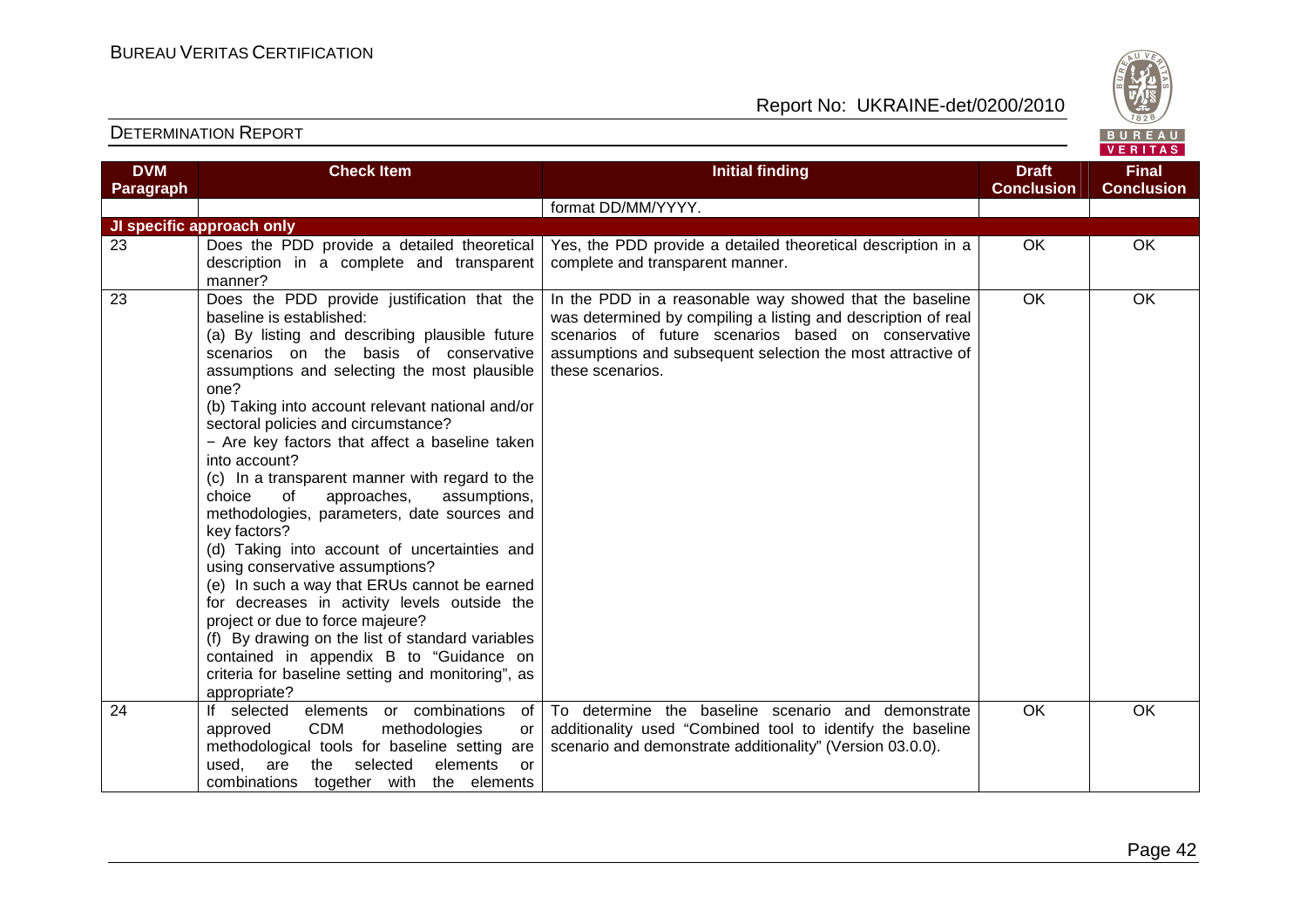| DVM Paragraph | Check Item | Initial finding | Draft Conclusion | Final Conclusion |
|---|---|---|---|---|
| | | format DD/MM/YYYY. | | |
| **JI specific approach only** | | | | |
| 23 | Does the PDD provide a detailed theoretical description in a complete and transparent manner? | Yes, the PDD provide a detailed theoretical description in a complete and transparent manner. | OK | OK |
| 23 | Does the PDD provide justification that the baseline is established:<br>(a) By listing and describing plausible future scenarios on the basis of conservative assumptions and selecting the most plausible one?<br>(b) Taking into account relevant national and/or sectoral policies and circumstance?<br>− Are key factors that affect a baseline taken into account?<br>(c) In a transparent manner with regard to the choice of approaches, assumptions, methodologies, parameters, date sources and key factors?<br>(d) Taking into account of uncertainties and using conservative assumptions?<br>(e) In such a way that ERUs cannot be earned for decreases in activity levels outside the project or due to force majeure?<br>(f) By drawing on the list of standard variables contained in appendix B to "Guidance on criteria for baseline setting and monitoring", as appropriate? | In the PDD in a reasonable way showed that the baseline was determined by compiling a listing and description of real scenarios of future scenarios based on conservative assumptions and subsequent selection the most attractive of these scenarios. | OK | OK |
| 24 | If selected elements or combinations of approved CDM methodologies or methodological tools for baseline setting are used, are the selected elements or combinations together with the elements | To determine the baseline scenario and demonstrate additionality used "Combined tool to identify the baseline scenario and demonstrate additionality" (Version 03.0.0). | OK | OK |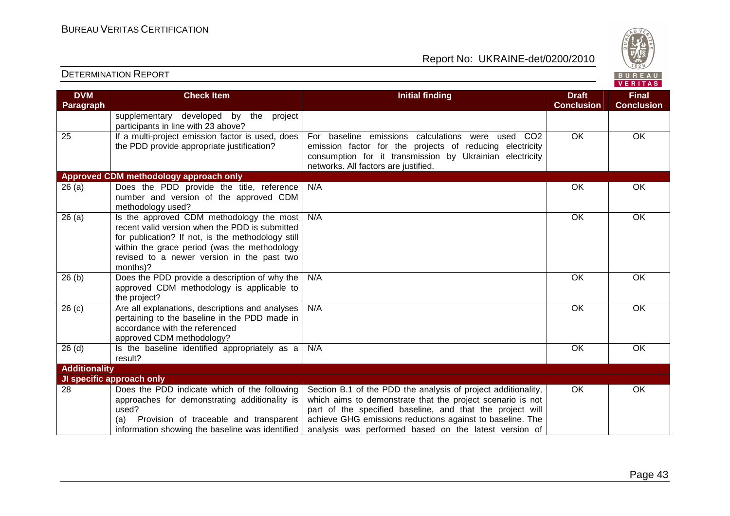| DVM Paragraph | Check Item | Initial finding | Draft Conclusion | Final Conclusion |
|---|---|---|---|---|
| | supplementary developed by the project participants in line with 23 above? | | | |
| 25 | If a multi-project emission factor is used, does the PDD provide appropriate justification? | For baseline emissions calculations were used $CO_2$ emission factor for the projects of reducing electricity consumption for it transmission by Ukrainian electricity networks. All factors are justified. | OK | OK |
| **Approved CDM methodology approach only** | | | | |
| 26 (a) | Does the PDD provide the title, reference number and version of the approved CDM methodology used? | N/A | OK | OK |
| 26 (a) | Is the approved CDM methodology the most recent valid version when the PDD is submitted for publication? If not, is the methodology still within the grace period (was the methodology revised to a newer version in the past two months)? | N/A | OK | OK |
| 26 (b) | Does the PDD provide a description of why the approved CDM methodology is applicable to the project? | N/A | OK | OK |
| 26 (c) | Are all explanations, descriptions and analyses pertaining to the baseline in the PDD made in accordance with the referenced approved CDM methodology? | N/A | OK | OK |
| 26 (d) | Is the baseline identified appropriately as a result? | N/A | OK | OK |
| **Additionality** | | | | |
| **JI specific approach only** | | | | |
| 28 | Does the PDD indicate which of the following approaches for demonstrating additionality is used?<br>(a) Provision of traceable and transparent information showing the baseline was identified | Section B.1 of the PDD the analysis of project additionality, which aims to demonstrate that the project scenario is not part of the specified baseline, and that the project will achieve GHG emissions reductions against to baseline. The analysis was performed based on the latest version of | OK | OK |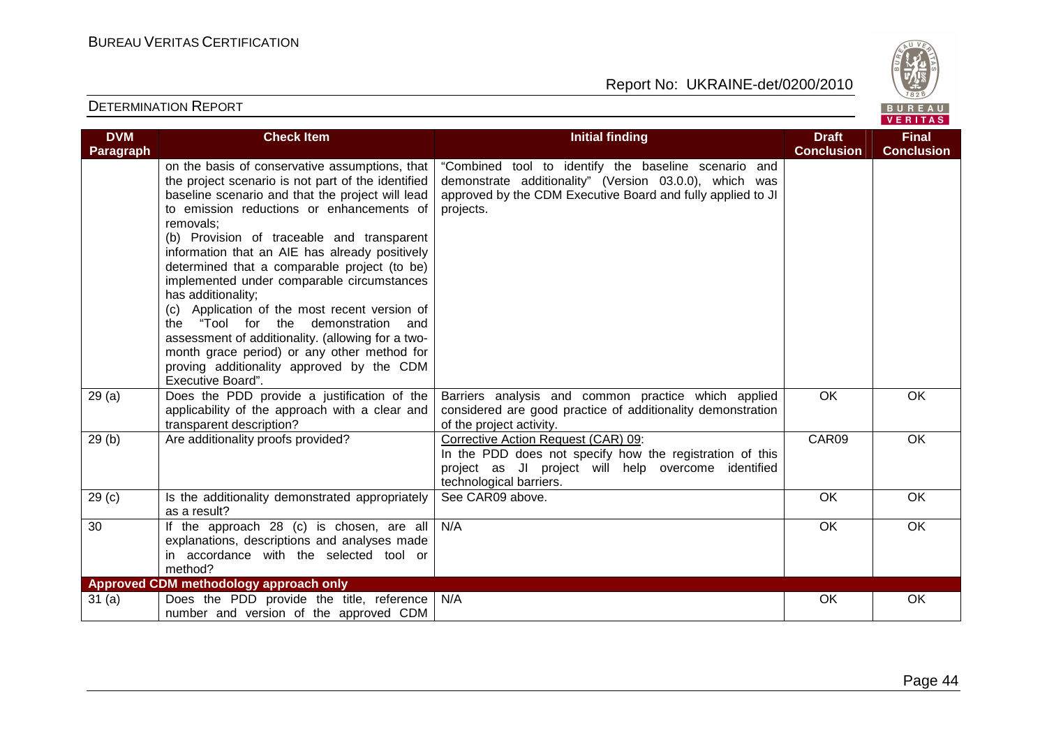| DVM Paragraph | Check Item | Initial finding | Draft Conclusion | Final Conclusion |
|---|---|---|---|---|
| | on the basis of conservative assumptions, that the project scenario is not part of the identified baseline scenario and that the project will lead to emission reductions or enhancements of removals;<br>(b) Provision of traceable and transparent information that an AIE has already positively determined that a comparable project (to be) implemented under comparable circumstances has additionality;<br>(c) Application of the most recent version of the "Tool for the demonstration and assessment of additionality. (allowing for a two-month grace period) or any other method for proving additionality approved by the CDM Executive Board". | "Combined tool to identify the baseline scenario and demonstrate additionality" (Version 03.0.0), which was approved by the CDM Executive Board and fully applied to JI projects. | | |
| 29 (a) | Does the PDD provide a justification of the applicability of the approach with a clear and transparent description? | Barriers analysis and common practice which applied considered are good practice of additionality demonstration of the project activity. | OK | OK |
| 29 (b) | Are additionality proofs provided? | Corrective Action Request (CAR) 09:<br>In the PDD does not specify how the registration of this project as JI project will help overcome identified technological barriers. | CAR09 | OK |
| 29 (c) | Is the additionality demonstrated appropriately as a result? | See CAR09 above. | OK | OK |
| 30 | If the approach 28 (c) is chosen, are all explanations, descriptions and analyses made in accordance with the selected tool or method? | N/A | OK | OK |
| **Approved CDM methodology approach only** | | | | |
| 31 (a) | Does the PDD provide the title, reference number and version of the approved CDM | N/A | OK | OK |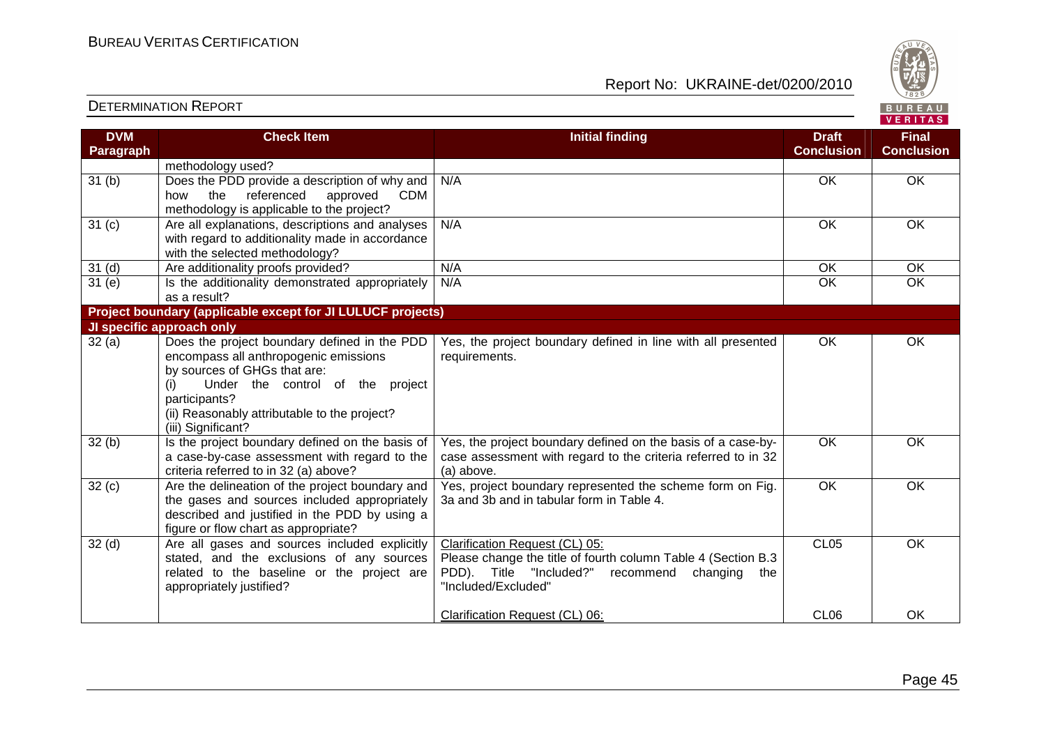| DVM Paragraph | Check Item | Initial finding | Draft Conclusion | Final Conclusion |
|---|---|---|---|---|
| | methodology used? | | | |
| 31 (b) | Does the PDD provide a description of why and how the referenced approved CDM methodology is applicable to the project? | N/A | OK | OK |
| 31 (c) | Are all explanations, descriptions and analyses with regard to additionality made in accordance with the selected methodology? | N/A | OK | OK |
| 31 (d) | Are additionality proofs provided? | N/A | OK | OK |
| 31 (e) | Is the additionality demonstrated appropriately as a result? | N/A | OK | OK |
| **Project boundary (applicable except for JI LULUCF projects)** | | | | |
| **JI specific approach only** | | | | |
| 32 (a) | Does the project boundary defined in the PDD encompass all anthropogenic emissions by sources of GHGs that are:<br>(i) Under the control of the project participants?<br>(ii) Reasonably attributable to the project?<br>(iii) Significant? | Yes, the project boundary defined in line with all presented requirements. | OK | OK |
| 32 (b) | Is the project boundary defined on the basis of a case-by-case assessment with regard to the criteria referred to in 32 (a) above? | Yes, the project boundary defined on the basis of a case-by-case assessment with regard to the criteria referred to in 32 (a) above. | OK | OK |
| 32 (c) | Are the delineation of the project boundary and the gases and sources included appropriately described and justified in the PDD by using a figure or flow chart as appropriate? | Yes, project boundary represented the scheme form on Fig. 3a and 3b and in tabular form in Table 4. | OK | OK |
| 32 (d) | Are all gases and sources included explicitly stated, and the exclusions of any sources related to the baseline or the project are appropriately justified? | Clarification Request (CL) 05:<br>Please change the title of fourth column Table 4 (Section B.3 PDD). Title "Included?" recommend changing the "Included/Excluded"<br><br>Clarification Request (CL) 06: | CL05<br><br><br><br>CL06 | OK<br><br><br><br>OK |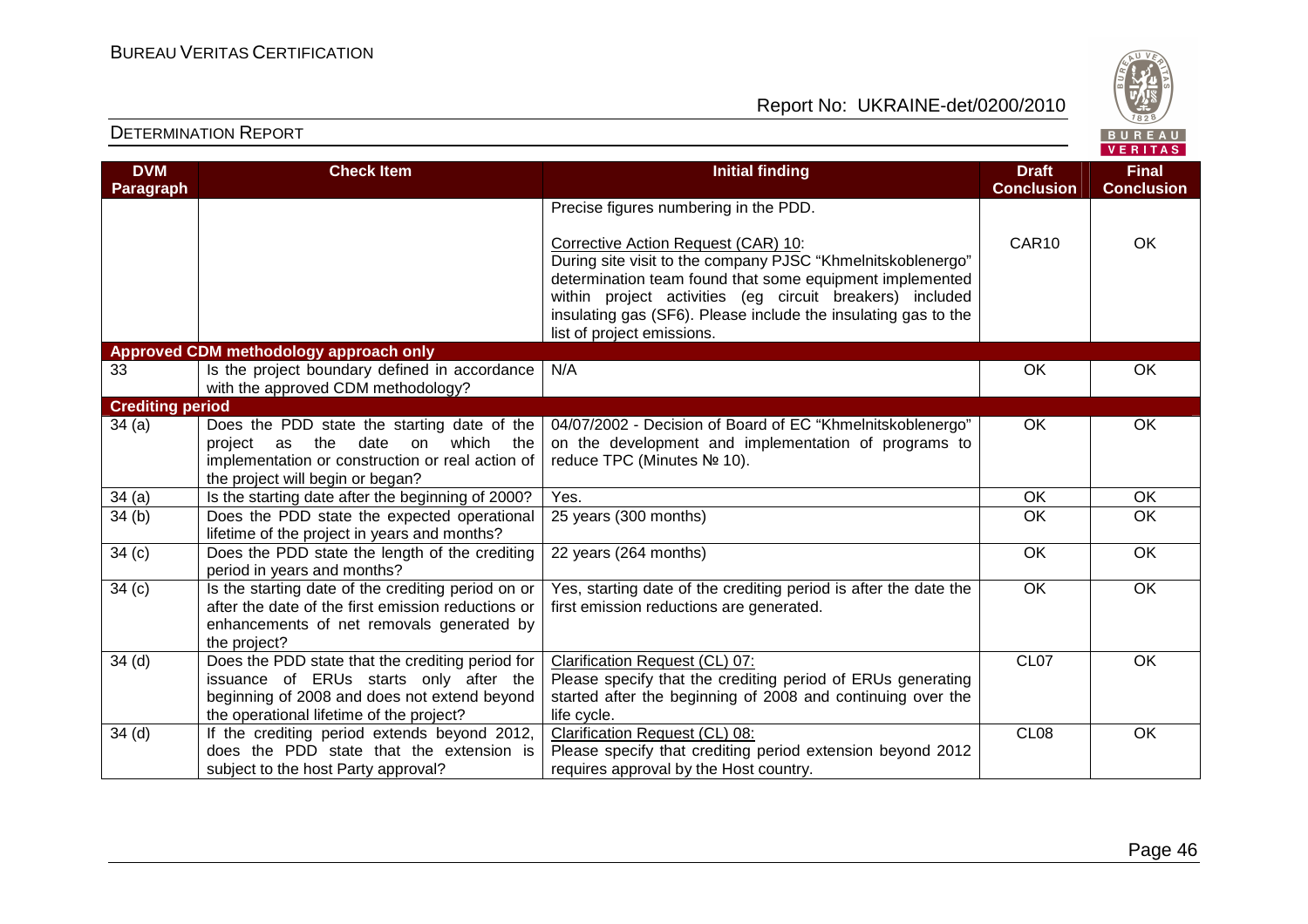| DVM Paragraph | Check Item | Initial finding | Draft Conclusion | Final Conclusion |
|---|---|---|---|---|
| | | Precise figures numbering in the PDD. | | |
| | | Corrective Action Request (CAR) 10: During site visit to the company PJSC "Khmelnitskoblenergo" determination team found that some equipment implemented within project activities (eg circuit breakers) included insulating gas (SF6). Please include the insulating gas to the list of project emissions. | CAR10 | OK |
| **Approved CDM methodology approach only** | | | | |
| 33 | Is the project boundary defined in accordance with the approved CDM methodology? | N/A | OK | OK |
| **Crediting period** | | | | |
| 34 (a) | Does the PDD state the starting date of the project as the date on which the implementation or construction or real action of the project will begin or began? | 04/07/2002 - Decision of Board of EC "Khmelnitskoblenergo" on the development and implementation of programs to reduce TPC (Minutes № 10). | OK | OK |
| 34 (a) | Is the starting date after the beginning of 2000? | Yes. | OK | OK |
| 34 (b) | Does the PDD state the expected operational lifetime of the project in years and months? | 25 years (300 months) | OK | OK |
| 34 (c) | Does the PDD state the length of the crediting period in years and months? | 22 years (264 months) | OK | OK |
| 34 (c) | Is the starting date of the crediting period on or after the date of the first emission reductions or enhancements of net removals generated by the project? | Yes, starting date of the crediting period is after the date the first emission reductions are generated. | OK | OK |
| 34 (d) | Does the PDD state that the crediting period for issuance of ERUs starts only after the beginning of 2008 and does not extend beyond the operational lifetime of the project? | Clarification Request (CL) 07: Please specify that the crediting period of ERUs generating started after the beginning of 2008 and continuing over the life cycle. | CL07 | OK |
| 34 (d) | If the crediting period extends beyond 2012, does the PDD state that the extension is subject to the host Party approval? | Clarification Request (CL) 08: Please specify that crediting period extension beyond 2012 requires approval by the Host country. | CL08 | OK |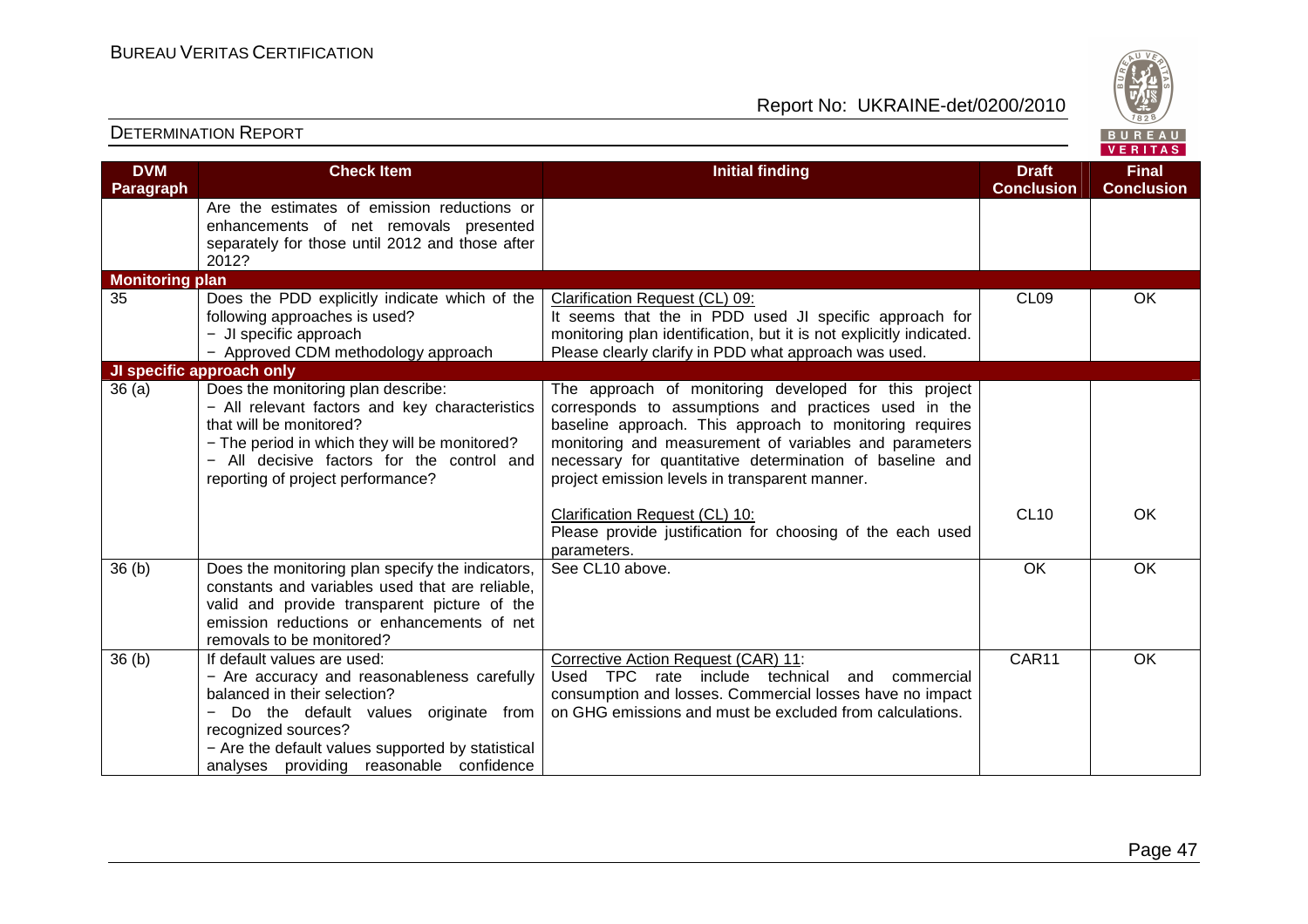| DVM Paragraph | Check Item | Initial finding | Draft Conclusion | Final Conclusion |
|---|---|---|---|---|
| | Are the estimates of emission reductions or enhancements of net removals presented separately for those until 2012 and those after 2012? | | | |
| **Monitoring plan** | | | | |
| 35 | Does the PDD explicitly indicate which of the following approaches is used?<br>− JI specific approach<br>− Approved CDM methodology approach | Clarification Request (CL) 09:<br>It seems that the in PDD used JI specific approach for monitoring plan identification, but it is not explicitly indicated. Please clearly clarify in PDD what approach was used. | CL09 | OK |
| **JI specific approach only** | | | | |
| 36 (a) | Does the monitoring plan describe:<br>− All relevant factors and key characteristics that will be monitored?<br>− The period in which they will be monitored?<br>− All decisive factors for the control and reporting of project performance? | The approach of monitoring developed for this project corresponds to assumptions and practices used in the baseline approach. This approach to monitoring requires monitoring and measurement of variables and parameters necessary for quantitative determination of baseline and project emission levels in transparent manner. | | |
| | | Clarification Request (CL) 10:<br>Please provide justification for choosing of the each used parameters. | CL10 | OK |
| 36 (b) | Does the monitoring plan specify the indicators, constants and variables used that are reliable, valid and provide transparent picture of the emission reductions or enhancements of net removals to be monitored? | See CL10 above. | OK | OK |
| 36 (b) | If default values are used:<br>− Are accuracy and reasonableness carefully balanced in their selection?<br>− Do the default values originate from recognized sources?<br>− Are the default values supported by statistical analyses providing reasonable confidence | Corrective Action Request (CAR) 11:<br>Used TPC rate include technical and commercial consumption and losses. Commercial losses have no impact on GHG emissions and must be excluded from calculations. | CAR11 | OK |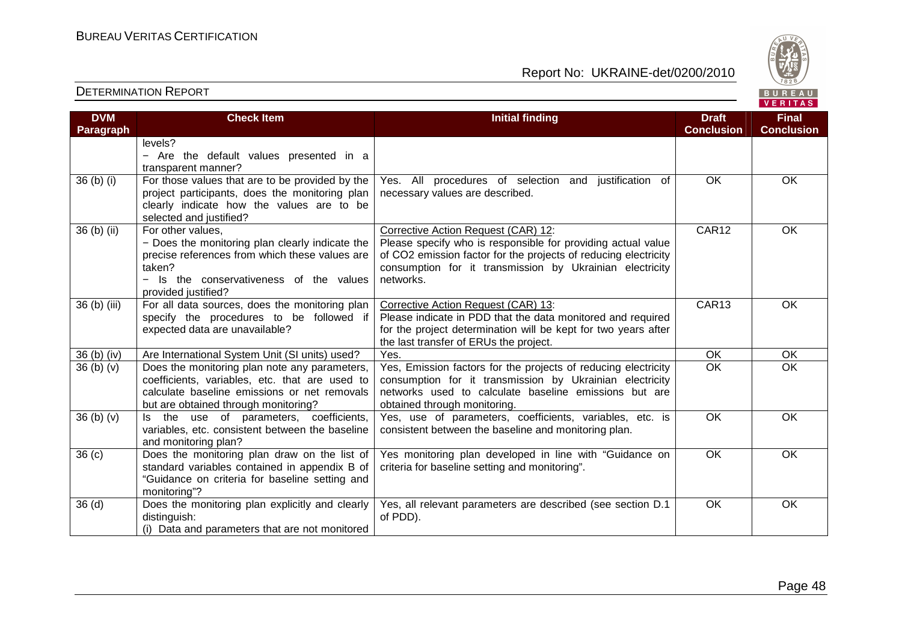| DVM Paragraph | Check Item | Initial finding | Draft Conclusion | Final Conclusion |
|---|---|---|---|---|
| | levels?<br>− Are the default values presented in a transparent manner? | | | |
| 36 (b) (i) | For those values that are to be provided by the project participants, does the monitoring plan clearly indicate how the values are to be selected and justified? | Yes. All procedures of selection and justification of necessary values are described. | OK | OK |
| 36 (b) (ii) | For other values,<br>− Does the monitoring plan clearly indicate the precise references from which these values are taken?<br>− Is the conservativeness of the values provided justified? | Corrective Action Request (CAR) 12:<br>Please specify who is responsible for providing actual value of $CO_2$ emission factor for the projects of reducing electricity consumption for it transmission by Ukrainian electricity networks. | CAR12 | OK |
| 36 (b) (iii) | For all data sources, does the monitoring plan specify the procedures to be followed if expected data are unavailable? | Corrective Action Request (CAR) 13:<br>Please indicate in PDD that the data monitored and required for the project determination will be kept for two years after the last transfer of ERUs the project. | CAR13 | OK |
| 36 (b) (iv) | Are International System Unit (SI units) used? | Yes. | OK | OK |
| 36 (b) (v) | Does the monitoring plan note any parameters, coefficients, variables, etc. that are used to calculate baseline emissions or net removals but are obtained through monitoring? | Yes, Emission factors for the projects of reducing electricity consumption for it transmission by Ukrainian electricity networks used to calculate baseline emissions but are obtained through monitoring. | OK | OK |
| 36 (b) (v) | Is the use of parameters, coefficients, variables, etc. consistent between the baseline and monitoring plan? | Yes, use of parameters, coefficients, variables, etc. is consistent between the baseline and monitoring plan. | OK | OK |
| 36 (c) | Does the monitoring plan draw on the list of standard variables contained in appendix B of "Guidance on criteria for baseline setting and monitoring"? | Yes monitoring plan developed in line with "Guidance on criteria for baseline setting and monitoring". | OK | OK |
| 36 (d) | Does the monitoring plan explicitly and clearly distinguish:<br>(i) Data and parameters that are not monitored | Yes, all relevant parameters are described (see section D.1 of PDD). | OK | OK |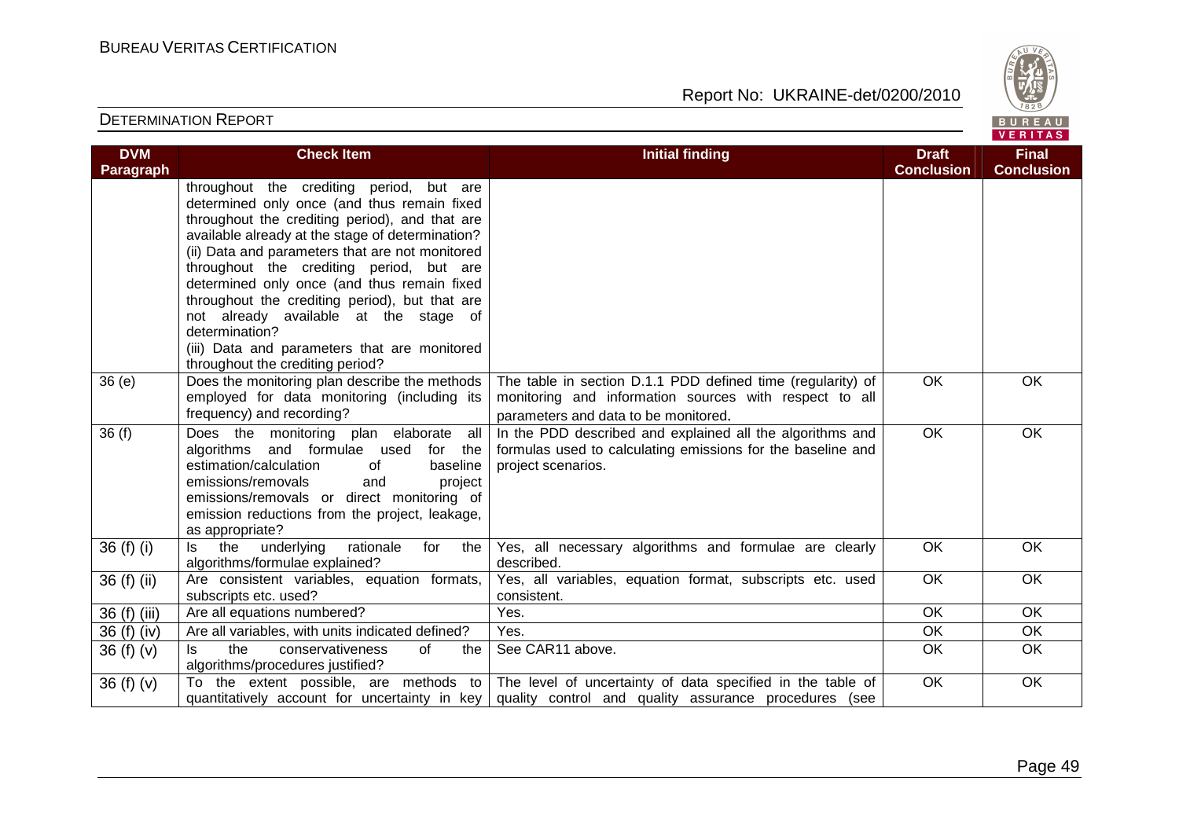| DVM Paragraph | Check Item | Initial finding | Draft Conclusion | Final Conclusion |
|---|---|---|---|---|
| | throughout the crediting period, but are determined only once (and thus remain fixed throughout the crediting period), and that are available already at the stage of determination?<br>(ii) Data and parameters that are not monitored throughout the crediting period, but are determined only once (and thus remain fixed throughout the crediting period), but that are not already available at the stage of determination?<br>(iii) Data and parameters that are monitored throughout the crediting period? | | | |
| 36 (e) | Does the monitoring plan describe the methods employed for data monitoring (including its frequency) and recording? | The table in section D.1.1 PDD defined time (regularity) of monitoring and information sources with respect to all parameters and data to be monitored. | OK | OK |
| 36 (f) | Does the monitoring plan elaborate all algorithms and formulae used for the estimation/calculation of baseline emissions/removals and project emissions/removals or direct monitoring of emission reductions from the project, leakage, as appropriate? | In the PDD described and explained all the algorithms and formulas used to calculating emissions for the baseline and project scenarios. | OK | OK |
| 36 (f) (i) | Is the underlying rationale for the algorithms/formulae explained? | Yes, all necessary algorithms and formulae are clearly described. | OK | OK |
| 36 (f) (ii) | Are consistent variables, equation formats, subscripts etc. used? | Yes, all variables, equation format, subscripts etc. used consistent. | OK | OK |
| 36 (f) (iii) | Are all equations numbered? | Yes. | OK | OK |
| 36 (f) (iv) | Are all variables, with units indicated defined? | Yes. | OK | OK |
| 36 (f) (v) | Is the conservativeness of the algorithms/procedures justified? | See CAR11 above. | OK | OK |
| 36 (f) (v) | To the extent possible, are methods to quantitatively account for uncertainty in key | The level of uncertainty of data specified in the table of quality control and quality assurance procedures (see | OK | OK |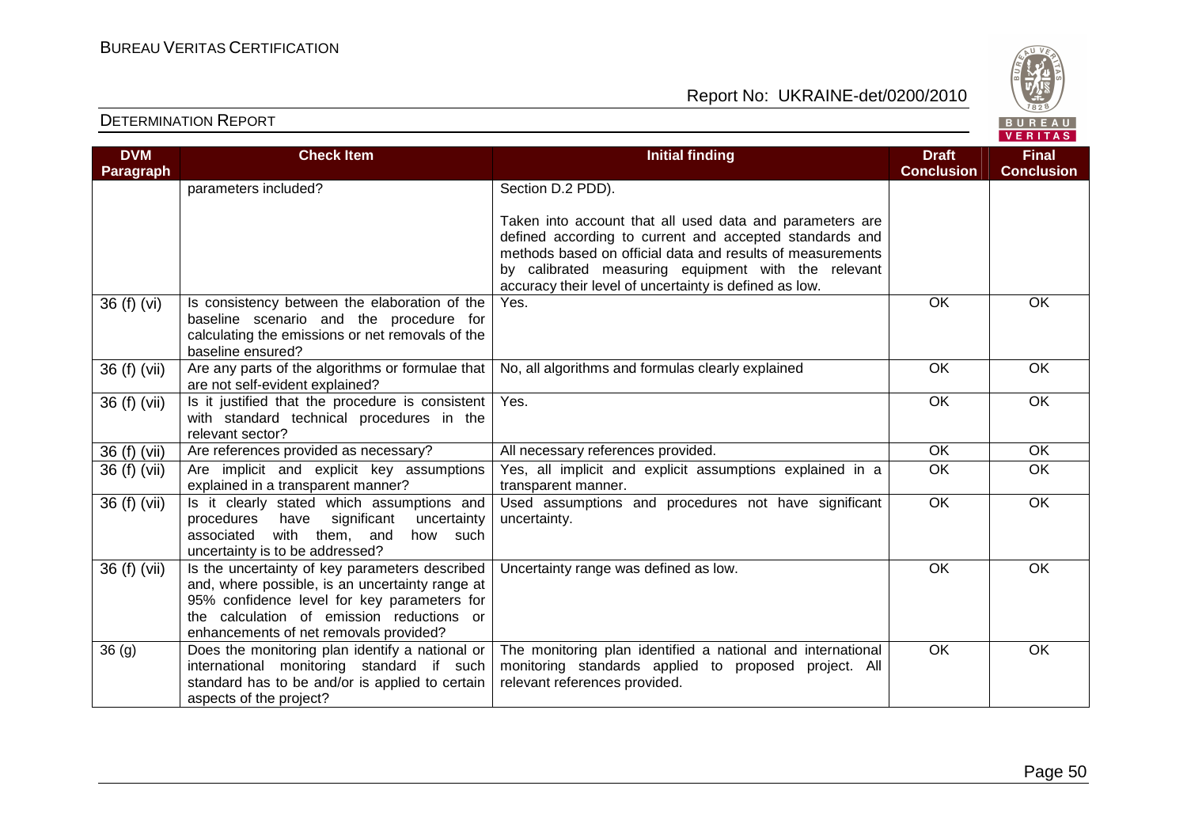| DVM Paragraph | Check Item | Initial finding | Draft Conclusion | Final Conclusion |
|---|---|---|---|---|
| | parameters included? | Section D.2 PDD).<br><br>Taken into account that all used data and parameters are defined according to current and accepted standards and methods based on official data and results of measurements by calibrated measuring equipment with the relevant accuracy their level of uncertainty is defined as low. | | |
| 36 (f) (vi) | Is consistency between the elaboration of the baseline scenario and the procedure for calculating the emissions or net removals of the baseline ensured? | Yes. | OK | OK |
| 36 (f) (vii) | Are any parts of the algorithms or formulae that are not self-evident explained? | No, all algorithms and formulas clearly explained | OK | OK |
| 36 (f) (vii) | Is it justified that the procedure is consistent with standard technical procedures in the relevant sector? | Yes. | OK | OK |
| 36 (f) (vii) | Are references provided as necessary? | All necessary references provided. | OK | OK |
| 36 (f) (vii) | Are implicit and explicit key assumptions explained in a transparent manner? | Yes, all implicit and explicit assumptions explained in a transparent manner. | OK | OK |
| 36 (f) (vii) | Is it clearly stated which assumptions and procedures have significant uncertainty associated with them, and how such uncertainty is to be addressed? | Used assumptions and procedures not have significant uncertainty. | OK | OK |
| 36 (f) (vii) | Is the uncertainty of key parameters described and, where possible, is an uncertainty range at 95% confidence level for key parameters for the calculation of emission reductions or enhancements of net removals provided? | Uncertainty range was defined as low. | OK | OK |
| 36 (g) | Does the monitoring plan identify a national or international monitoring standard if such standard has to be and/or is applied to certain aspects of the project? | The monitoring plan identified a national and international monitoring standards applied to proposed project. All relevant references provided. | OK | OK |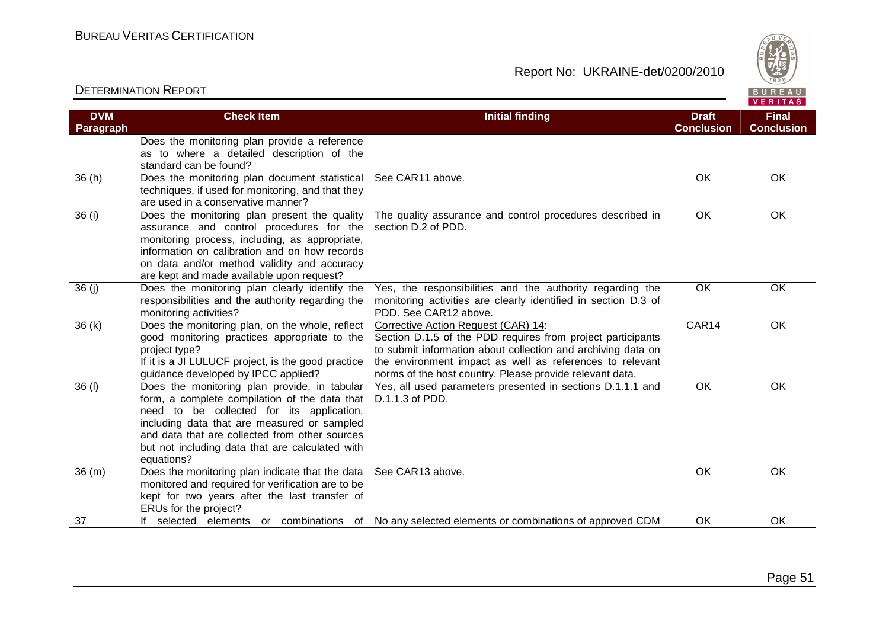## DETERMINATION REPORT

| DVM Paragraph | Check Item | Initial finding | Draft Conclusion | Final Conclusion |
|---|---|---|---|---|
| | Does the monitoring plan provide a reference as to where a detailed description of the standard can be found? | | | |
| 36 (h) | Does the monitoring plan document statistical techniques, if used for monitoring, and that they are used in a conservative manner? | See CAR11 above. | OK | OK |
| 36 (i) | Does the monitoring plan present the quality assurance and control procedures for the monitoring process, including, as appropriate, information on calibration and on how records on data and/or method validity and accuracy are kept and made available upon request? | The quality assurance and control procedures described in section D.2 of PDD. | OK | OK |
| 36 (j) | Does the monitoring plan clearly identify the responsibilities and the authority regarding the monitoring activities? | Yes, the responsibilities and the authority regarding the monitoring activities are clearly identified in section D.3 of PDD. See CAR12 above. | OK | OK |
| 36 (k) | Does the monitoring plan, on the whole, reflect good monitoring practices appropriate to the project type? If it is a JI LULUCF project, is the good practice guidance developed by IPCC applied? | Corrective Action Request (CAR) 14: Section D.1.5 of the PDD requires from project participants to submit information about collection and archiving data on the environment impact as well as references to relevant norms of the host country. Please provide relevant data. | CAR14 | OK |
| 36 (l) | Does the monitoring plan provide, in tabular form, a complete compilation of the data that need to be collected for its application, including data that are measured or sampled and data that are collected from other sources but not including data that are calculated with equations? | Yes, all used parameters presented in sections D.1.1.1 and D.1.1.3 of PDD. | OK | OK |
| 36 (m) | Does the monitoring plan indicate that the data monitored and required for verification are to be kept for two years after the last transfer of ERUs for the project? | See CAR13 above. | OK | OK |
| 37 | If selected elements or combinations of | No any selected elements or combinations of approved CDM | OK | OK |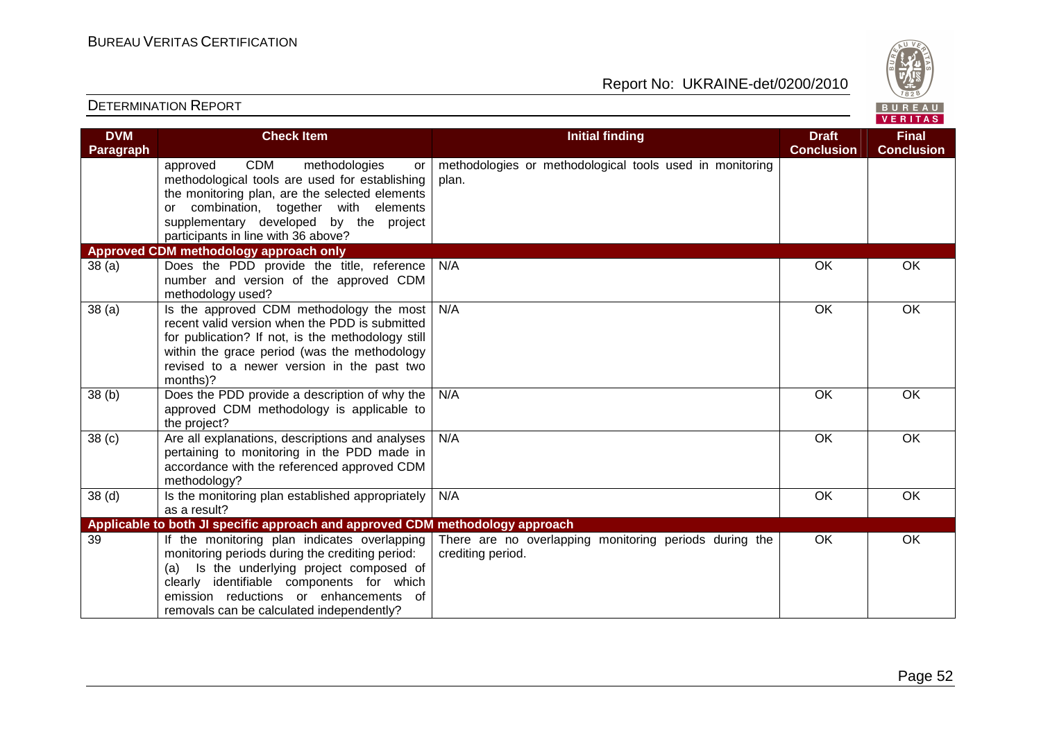| DVM Paragraph | Check Item | Initial finding | Draft Conclusion | Final Conclusion |
|---|---|---|---|---|
| | approved CDM methodologies or methodological tools are used for establishing the monitoring plan, are the selected elements or combination, together with elements supplementary developed by the project participants in line with 36 above? | methodologies or methodological tools used in monitoring plan. | | |
| **Approved CDM methodology approach only** | | | | |
| 38 (a) | Does the PDD provide the title, reference number and version of the approved CDM methodology used? | N/A | OK | OK |
| 38 (a) | Is the approved CDM methodology the most recent valid version when the PDD is submitted for publication? If not, is the methodology still within the grace period (was the methodology revised to a newer version in the past two months)? | N/A | OK | OK |
| 38 (b) | Does the PDD provide a description of why the approved CDM methodology is applicable to the project? | N/A | OK | OK |
| 38 (c) | Are all explanations, descriptions and analyses pertaining to monitoring in the PDD made in accordance with the referenced approved CDM methodology? | N/A | OK | OK |
| 38 (d) | Is the monitoring plan established appropriately as a result? | N/A | OK | OK |
| **Applicable to both JI specific approach and approved CDM methodology approach** | | | | |
| 39 | If the monitoring plan indicates overlapping monitoring periods during the crediting period: (a) Is the underlying project composed of clearly identifiable components for which emission reductions or enhancements of removals can be calculated independently? | There are no overlapping monitoring periods during the crediting period. | OK | OK |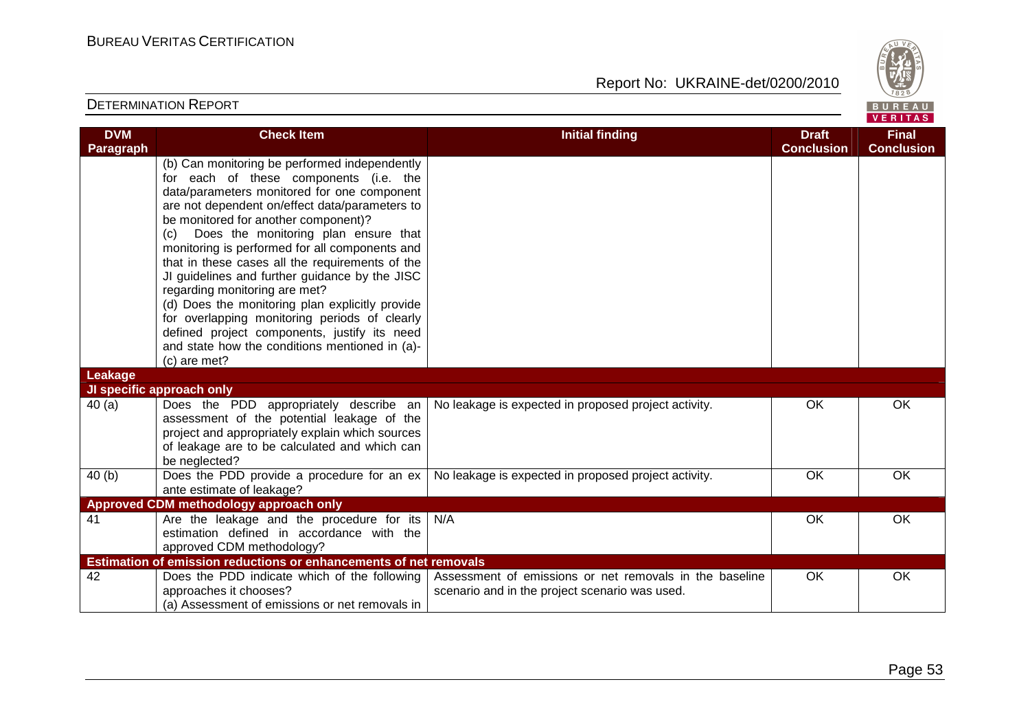| DVM Paragraph | Check Item | Initial finding | Draft Conclusion | Final Conclusion |
|---|---|---|---|---|
| | (b) Can monitoring be performed independently for each of these components (i.e. the data/parameters monitored for one component are not dependent on/effect data/parameters to be monitored for another component)?<br>(c) Does the monitoring plan ensure that monitoring is performed for all components and that in these cases all the requirements of the JI guidelines and further guidance by the JISC regarding monitoring are met?<br>(d) Does the monitoring plan explicitly provide for overlapping monitoring periods of clearly defined project components, justify its need and state how the conditions mentioned in (a)-(c) are met? | | | |
| **Leakage** | | | | |
| **JI specific approach only** | | | | |
| 40 (a) | Does the PDD appropriately describe an assessment of the potential leakage of the project and appropriately explain which sources of leakage are to be calculated and which can be neglected? | No leakage is expected in proposed project activity. | OK | OK |
| 40 (b) | Does the PDD provide a procedure for an ex ante estimate of leakage? | No leakage is expected in proposed project activity. | OK | OK |
| **Approved CDM methodology approach only** | | | | |
| 41 | Are the leakage and the procedure for its estimation defined in accordance with the approved CDM methodology? | N/A | OK | OK |
| **Estimation of emission reductions or enhancements of net removals** | | | | |
| 42 | Does the PDD indicate which of the following approaches it chooses?<br>(a) Assessment of emissions or net removals in | Assessment of emissions or net removals in the baseline scenario and in the project scenario was used. | OK | OK |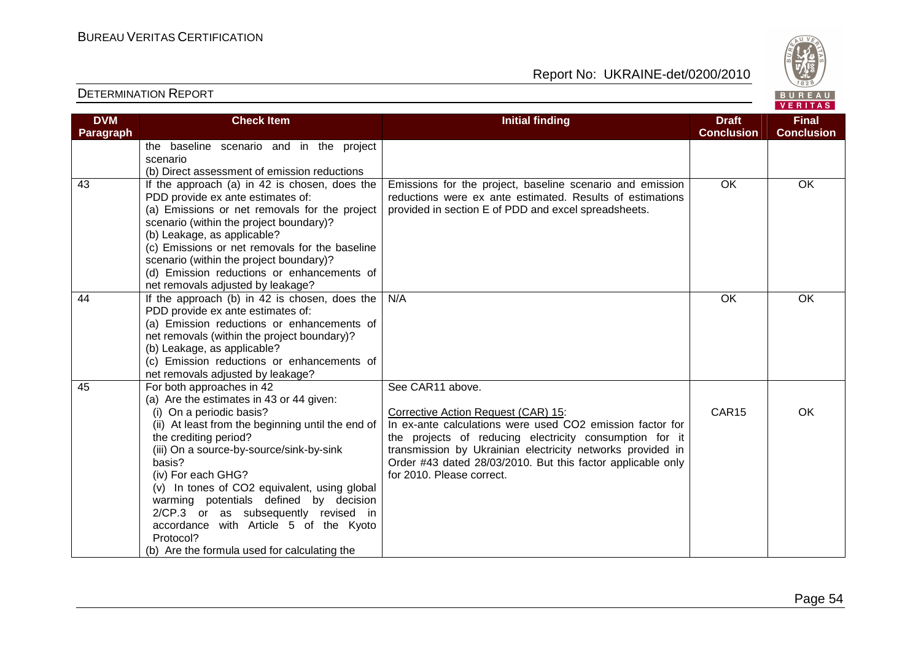| DVM Paragraph | Check Item | Initial finding | Draft Conclusion | Final Conclusion |
|---|---|---|---|---|
| | the baseline scenario and in the project scenario<br>(b) Direct assessment of emission reductions | | | |
| 43 | If the approach (a) in 42 is chosen, does the PDD provide ex ante estimates of:<br>(a) Emissions or net removals for the project scenario (within the project boundary)?<br>(b) Leakage, as applicable?<br>(c) Emissions or net removals for the baseline scenario (within the project boundary)?<br>(d) Emission reductions or enhancements of net removals adjusted by leakage? | Emissions for the project, baseline scenario and emission reductions were ex ante estimated. Results of estimations provided in section E of PDD and excel spreadsheets. | OK | OK |
| 44 | If the approach (b) in 42 is chosen, does the PDD provide ex ante estimates of:<br>(a) Emission reductions or enhancements of net removals (within the project boundary)?<br>(b) Leakage, as applicable?<br>(c) Emission reductions or enhancements of net removals adjusted by leakage? | N/A | OK | OK |
| 45 | For both approaches in 42<br>(a) Are the estimates in 43 or 44 given:<br>(i) On a periodic basis?<br>(ii) At least from the beginning until the end of the crediting period?<br>(iii) On a source-by-source/sink-by-sink basis?<br>(iv) For each GHG?<br>(v) In tones of $CO_2$ equivalent, using global warming potentials defined by decision 2/CP.3 or as subsequently revised in accordance with Article 5 of the Kyoto Protocol?<br>(b) Are the formula used for calculating the | See CAR11 above.<br><br><u>Corrective Action Request (CAR) 15</u>:<br>In ex-ante calculations were used $CO_2$ emission factor for the projects of reducing electricity consumption for it transmission by Ukrainian electricity networks provided in Order #43 dated 28/03/2010. But this factor applicable only for 2010. Please correct. | CAR15 | OK |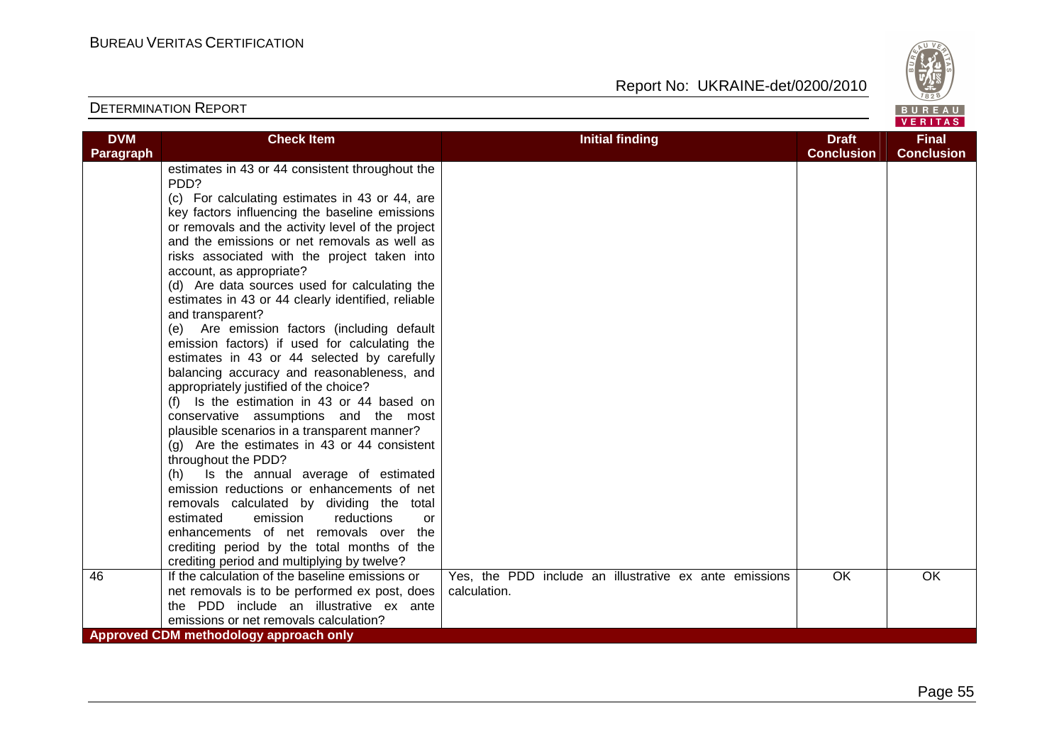| DVM Paragraph | Check Item | Initial finding | Draft Conclusion | Final Conclusion |
|---|---|---|---|---|
| | estimates in 43 or 44 consistent throughout the PDD?<br>(c) For calculating estimates in 43 or 44, are key factors influencing the baseline emissions or removals and the activity level of the project and the emissions or net removals as well as risks associated with the project taken into account, as appropriate?<br>(d) Are data sources used for calculating the estimates in 43 or 44 clearly identified, reliable and transparent?<br>(e) Are emission factors (including default emission factors) if used for calculating the estimates in 43 or 44 selected by carefully balancing accuracy and reasonableness, and appropriately justified of the choice?<br>(f) Is the estimation in 43 or 44 based on conservative assumptions and the most plausible scenarios in a transparent manner?<br>(g) Are the estimates in 43 or 44 consistent throughout the PDD?<br>(h) Is the annual average of estimated emission reductions or enhancements of net removals calculated by dividing the total estimated emission reductions or enhancements of net removals over the crediting period by the total months of the crediting period and multiplying by twelve? | | | |
| 46 | If the calculation of the baseline emissions or net removals is to be performed ex post, does the PDD include an illustrative ex ante emissions or net removals calculation? | Yes, the PDD include an illustrative ex ante emissions calculation. | OK | OK |
| **Approved CDM methodology approach only** | | | | |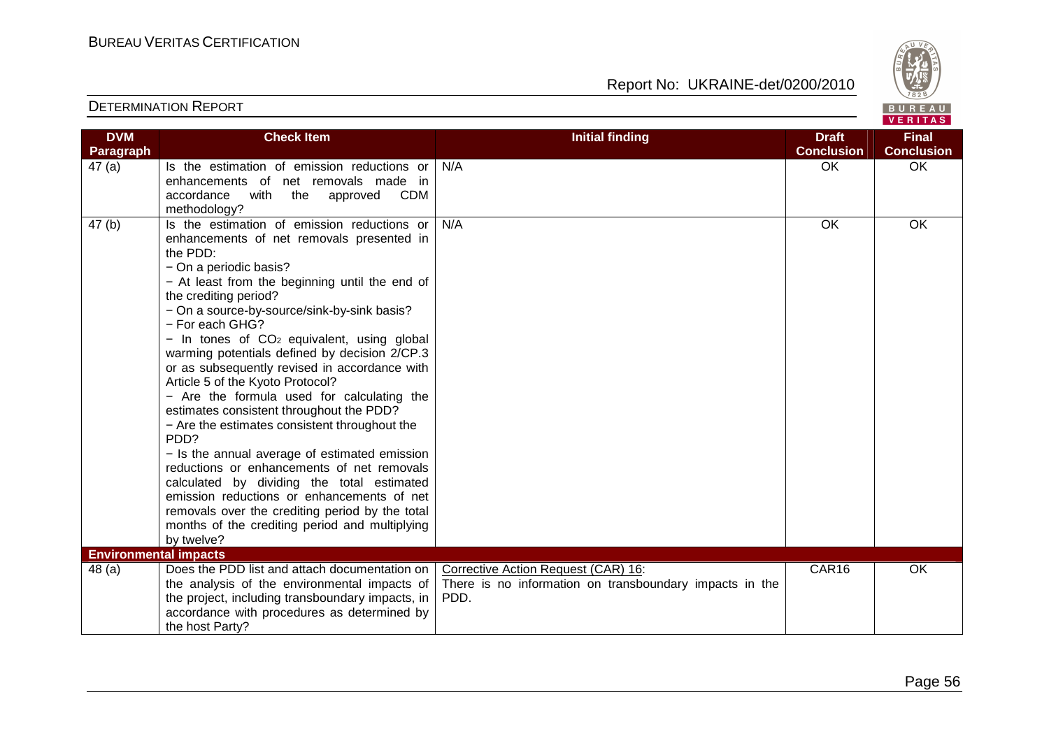| DVM Paragraph | Check Item | Initial finding | Draft Conclusion | Final Conclusion |
|---|---|---|---|---|
| 47 (a) | Is the estimation of emission reductions or enhancements of net removals made in accordance with the approved CDM methodology? | N/A | OK | OK |
| 47 (b) | Is the estimation of emission reductions or enhancements of net removals presented in the PDD:<br>− On a periodic basis?<br>− At least from the beginning until the end of the crediting period?<br>− On a source-by-source/sink-by-sink basis?<br>− For each GHG?<br>− In tones of $CO_2$ equivalent, using global warming potentials defined by decision 2/CP.3 or as subsequently revised in accordance with Article 5 of the Kyoto Protocol?<br>− Are the formula used for calculating the estimates consistent throughout the PDD?<br>− Are the estimates consistent throughout the PDD?<br>− Is the annual average of estimated emission reductions or enhancements of net removals calculated by dividing the total estimated emission reductions or enhancements of net removals over the crediting period by the total months of the crediting period and multiplying by twelve? | N/A | OK | OK |
| **Environmental impacts** | | | | |
| 48 (a) | Does the PDD list and attach documentation on the analysis of the environmental impacts of the project, including transboundary impacts, in accordance with procedures as determined by the host Party? | Corrective Action Request (CAR) 16:<br>There is no information on transboundary impacts in the PDD. | CAR16 | OK |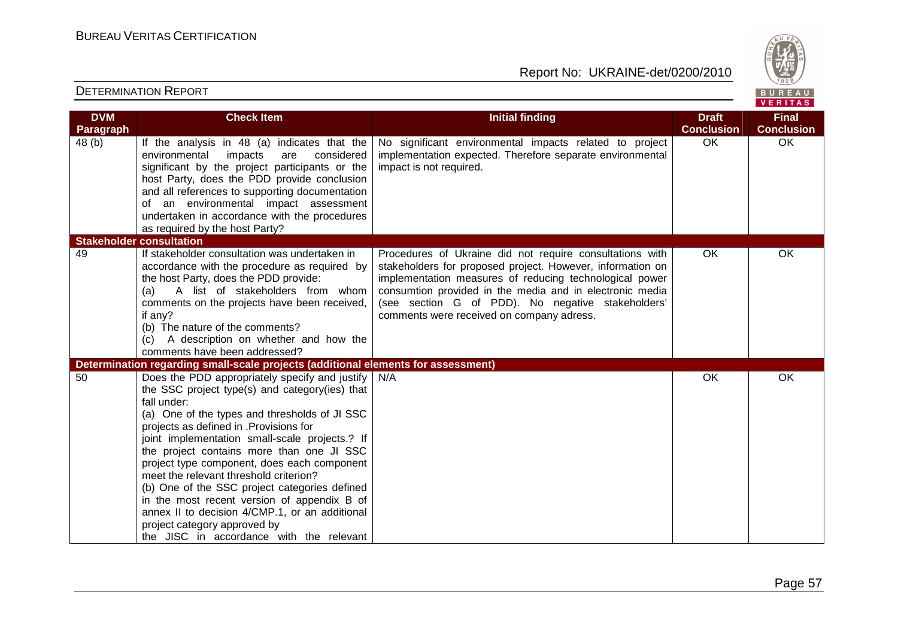| DVM Paragraph | Check Item | Initial finding | Draft Conclusion | Final Conclusion |
|---|---|---|---|---|
| 48 (b) | If the analysis in 48 (a) indicates that the environmental impacts are considered significant by the project participants or the host Party, does the PDD provide conclusion and all references to supporting documentation of an environmental impact assessment undertaken in accordance with the procedures as required by the host Party? | No significant environmental impacts related to project implementation expected. Therefore separate environmental impact is not required. | OK | OK |
| **Stakeholder consultation** | | | | |
| 49 | If stakeholder consultation was undertaken in accordance with the procedure as required by the host Party, does the PDD provide:<br>(a) A list of stakeholders from whom comments on the projects have been received, if any?<br>(b) The nature of the comments?<br>(c) A description on whether and how the comments have been addressed? | Procedures of Ukraine did not require consultations with stakeholders for proposed project. However, information on implementation measures of reducing technological power consumtion provided in the media and in electronic media (see section G of PDD). No negative stakeholders' comments were received on company adress. | OK | OK |
| **Determination regarding small-scale projects (additional elements for assessment)** | | | | |
| 50 | Does the PDD appropriately specify and justify the SSC project type(s) and category(ies) that fall under:<br>(a) One of the types and thresholds of JI SSC projects as defined in .Provisions for joint implementation small-scale projects.? If the project contains more than one JI SSC project type component, does each component meet the relevant threshold criterion?<br>(b) One of the SSC project categories defined in the most recent version of appendix B of annex II to decision 4/CMP.1, or an additional project category approved by the JISC in accordance with the relevant | N/A | OK | OK |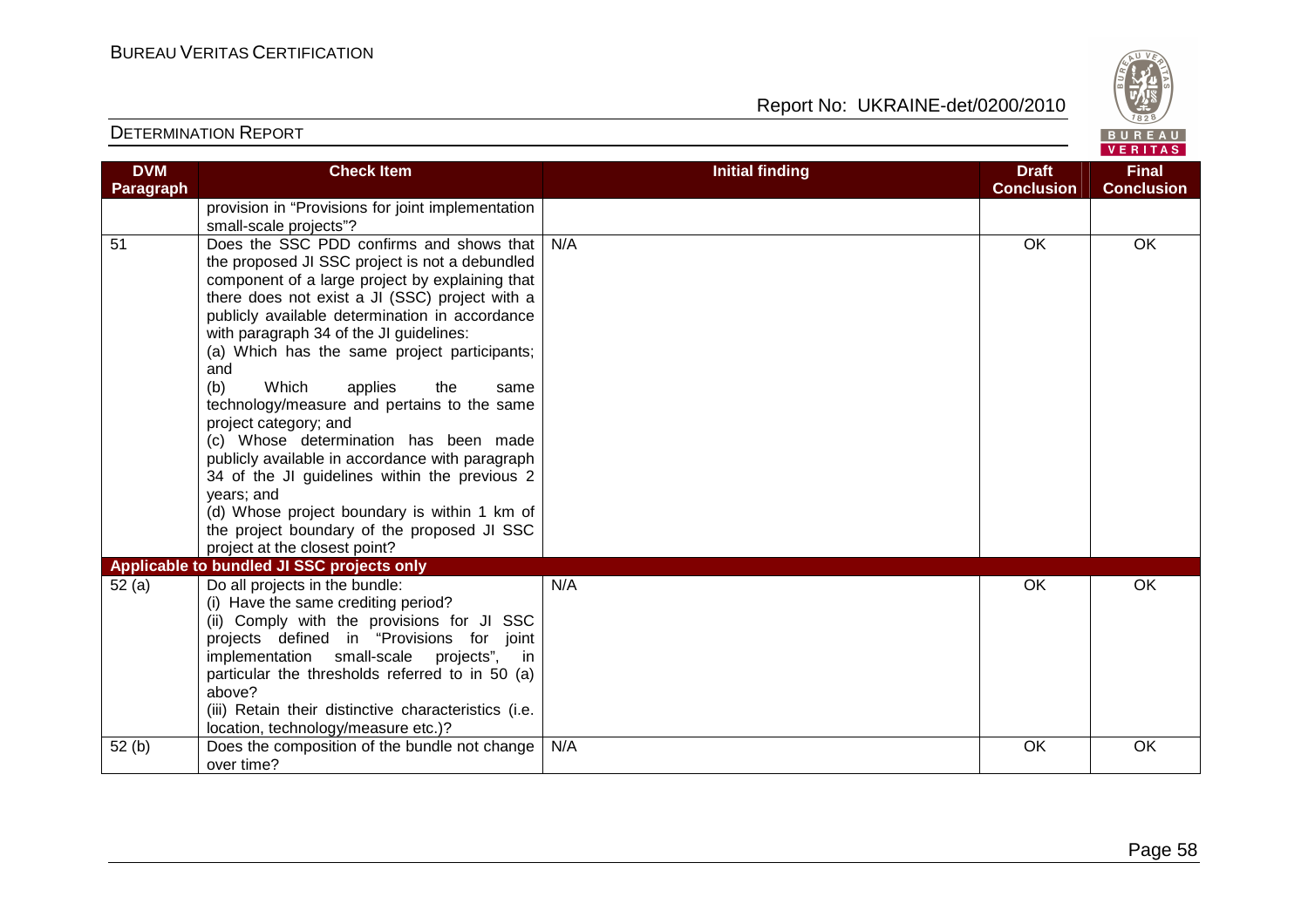| DVM Paragraph | Check Item | Initial finding | Draft Conclusion | Final Conclusion |
|---|---|---|---|---|
| | provision in "Provisions for joint implementation small-scale projects"? | | | |
| 51 | Does the SSC PDD confirms and shows that the proposed JI SSC project is not a debundled component of a large project by explaining that there does not exist a JI (SSC) project with a publicly available determination in accordance with paragraph 34 of the JI guidelines:<br>(a) Which has the same project participants; and<br>(b) Which applies the same technology/measure and pertains to the same project category; and<br>(c) Whose determination has been made publicly available in accordance with paragraph 34 of the JI guidelines within the previous 2 years; and<br>(d) Whose project boundary is within 1 km of the project boundary of the proposed JI SSC project at the closest point? | N/A | OK | OK |
| **Applicable to bundled JI SSC projects only** | | | | |
| 52 (a) | Do all projects in the bundle:<br>(i) Have the same crediting period?<br>(ii) Comply with the provisions for JI SSC projects defined in "Provisions for joint implementation small-scale projects", in particular the thresholds referred to in 50 (a) above?<br>(iii) Retain their distinctive characteristics (i.e. location, technology/measure etc.)? | N/A | OK | OK |
| 52 (b) | Does the composition of the bundle not change over time? | N/A | OK | OK |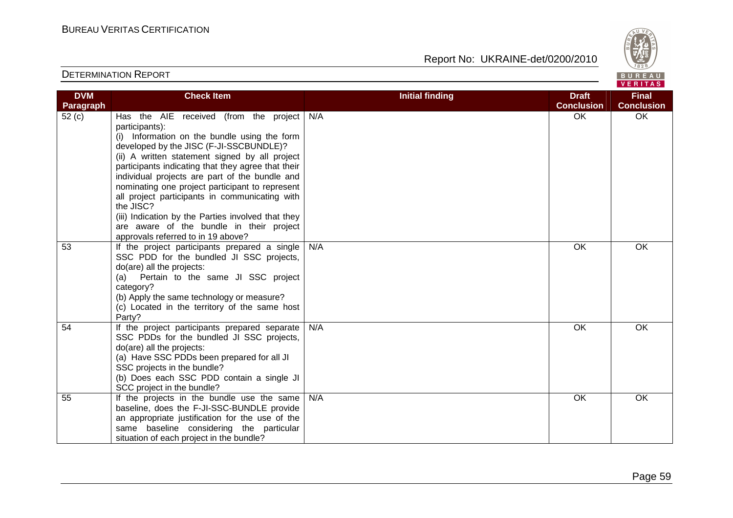| DVM Paragraph | Check Item | Initial finding | Draft Conclusion | Final Conclusion |
|---|---|---|---|---|
| 52 (c) | Has the AIE received (from the project participants):<br>(i) Information on the bundle using the form developed by the JISC (F-JI-SSCBUNDLE)?<br>(ii) A written statement signed by all project participants indicating that they agree that their individual projects are part of the bundle and nominating one project participant to represent all project participants in communicating with the JISC?<br>(iii) Indication by the Parties involved that they are aware of the bundle in their project approvals referred to in 19 above? | N/A | OK | OK |
| 53 | If the project participants prepared a single SSC PDD for the bundled JI SSC projects, do(are) all the projects:<br>(a) Pertain to the same JI SSC project category?<br>(b) Apply the same technology or measure?<br>(c) Located in the territory of the same host Party? | N/A | OK | OK |
| 54 | If the project participants prepared separate SSC PDDs for the bundled JI SSC projects, do(are) all the projects:<br>(a) Have SSC PDDs been prepared for all JI SSC projects in the bundle?<br>(b) Does each SSC PDD contain a single JI SCC project in the bundle? | N/A | OK | OK |
| 55 | If the projects in the bundle use the same baseline, does the F-JI-SSC-BUNDLE provide an appropriate justification for the use of the same baseline considering the particular situation of each project in the bundle? | N/A | OK | OK |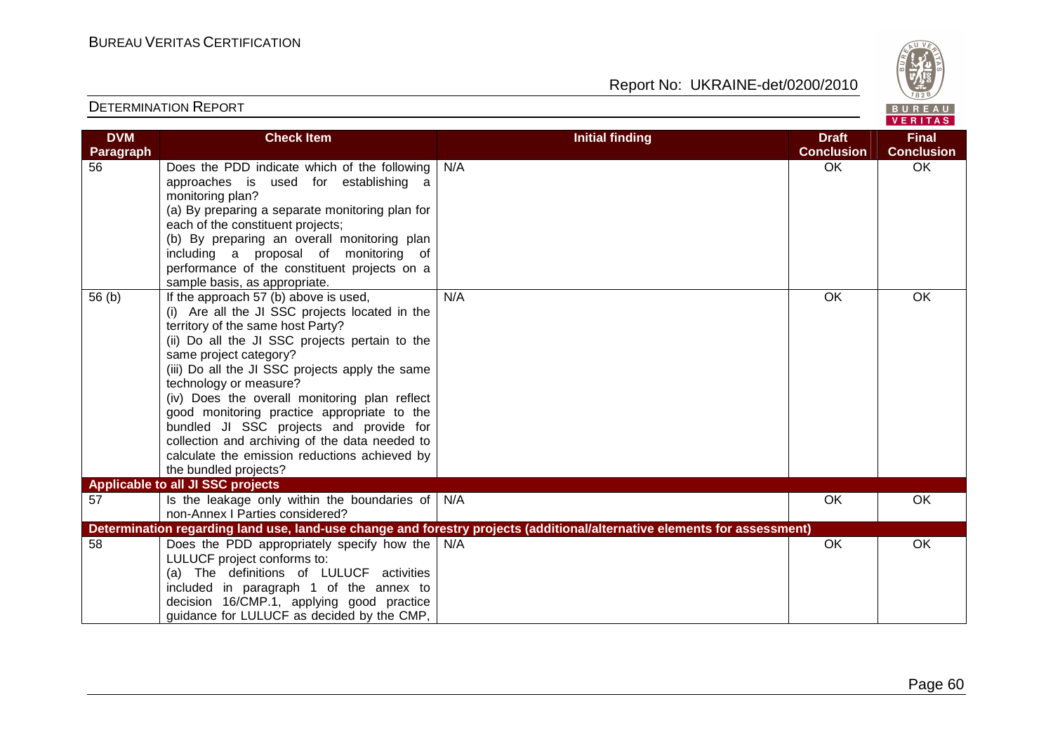| DVM Paragraph | Check Item | Initial finding | Draft Conclusion | Final Conclusion |
|---|---|---|---|---|
| 56 | Does the PDD indicate which of the following approaches is used for establishing a monitoring plan?<br>(a) By preparing a separate monitoring plan for each of the constituent projects;<br>(b) By preparing an overall monitoring plan including a proposal of monitoring of performance of the constituent projects on a sample basis, as appropriate. | N/A | OK | OK |
| 56 (b) | If the approach 57 (b) above is used,<br>(i) Are all the JI SSC projects located in the territory of the same host Party?<br>(ii) Do all the JI SSC projects pertain to the same project category?<br>(iii) Do all the JI SSC projects apply the same technology or measure?<br>(iv) Does the overall monitoring plan reflect good monitoring practice appropriate to the bundled JI SSC projects and provide for collection and archiving of the data needed to calculate the emission reductions achieved by the bundled projects? | N/A | OK | OK |
| **Applicable to all JI SSC projects** | | | | |
| 57 | Is the leakage only within the boundaries of non-Annex I Parties considered? | N/A | OK | OK |
| **Determination regarding land use, land-use change and forestry projects (additional/alternative elements for assessment)** | | | | |
| 58 | Does the PDD appropriately specify how the LULUCF project conforms to:<br>(a) The definitions of LULUCF activities included in paragraph 1 of the annex to decision 16/CMP.1, applying good practice guidance for LULUCF as decided by the CMP, | N/A | OK | OK |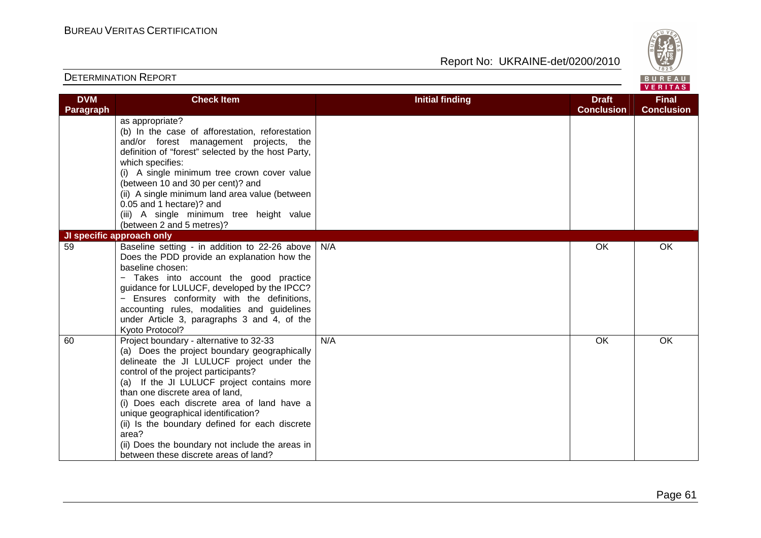| DVM Paragraph | Check Item | Initial finding | Draft Conclusion | Final Conclusion |
|---|---|---|---|---|
| | as appropriate?<br>(b) In the case of afforestation, reforestation and/or forest management projects, the definition of "forest" selected by the host Party, which specifies:<br>(i) A single minimum tree crown cover value (between 10 and 30 per cent)? and<br>(ii) A single minimum land area value (between 0.05 and 1 hectare)? and<br>(iii) A single minimum tree height value (between 2 and 5 metres)? | | | |
| **JI specific approach only** | | | | |
| 59 | Baseline setting - in addition to 22-26 above Does the PDD provide an explanation how the baseline chosen:<br>− Takes into account the good practice guidance for LULUCF, developed by the IPCC?<br>− Ensures conformity with the definitions, accounting rules, modalities and guidelines under Article 3, paragraphs 3 and 4, of the Kyoto Protocol? | N/A | OK | OK |
| 60 | Project boundary - alternative to 32-33<br>(a) Does the project boundary geographically delineate the JI LULUCF project under the control of the project participants?<br>(a) If the JI LULUCF project contains more than one discrete area of land,<br>(i) Does each discrete area of land have a unique geographical identification?<br>(ii) Is the boundary defined for each discrete area?<br>(ii) Does the boundary not include the areas in between these discrete areas of land? | N/A | OK | OK |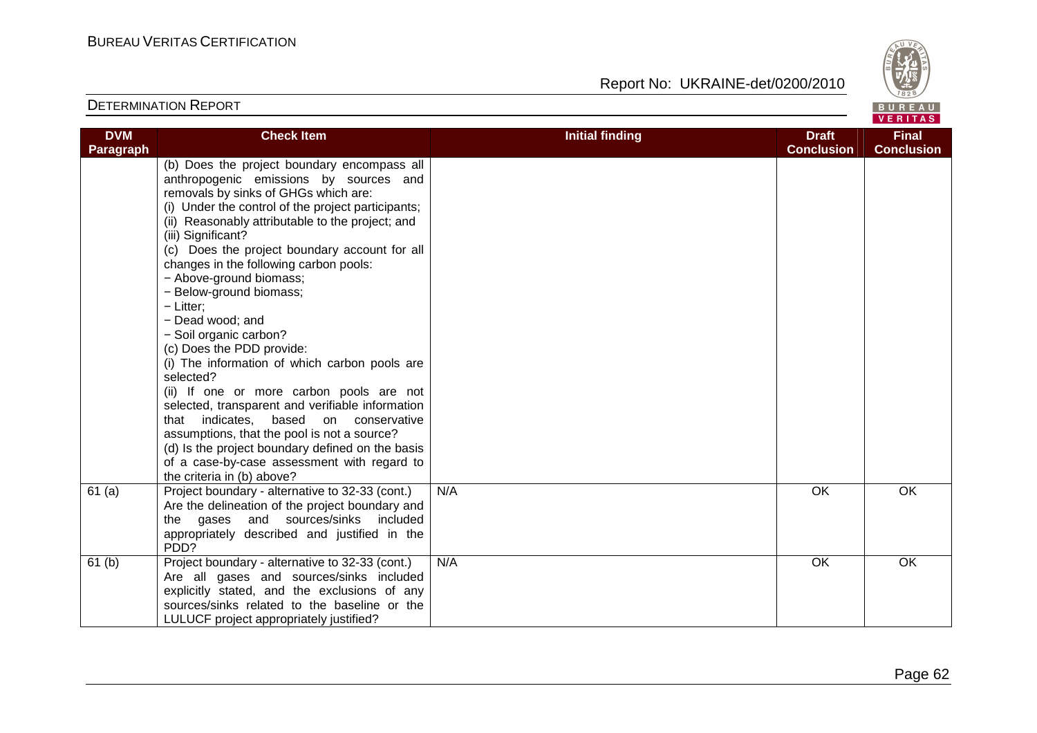| DVM Paragraph | Check Item | Initial finding | Draft Conclusion | Final Conclusion |
|---|---|---|---|---|
| | (b) Does the project boundary encompass all anthropogenic emissions by sources and removals by sinks of GHGs which are:<br>(i) Under the control of the project participants;<br>(ii) Reasonably attributable to the project; and<br>(iii) Significant?<br>(c) Does the project boundary account for all changes in the following carbon pools:<br>− Above-ground biomass;<br>− Below-ground biomass;<br>− Litter;<br>− Dead wood; and<br>− Soil organic carbon?<br>(c) Does the PDD provide:<br>(i) The information of which carbon pools are selected?<br>(ii) If one or more carbon pools are not selected, transparent and verifiable information that indicates, based on conservative assumptions, that the pool is not a source?<br>(d) Is the project boundary defined on the basis of a case-by-case assessment with regard to the criteria in (b) above? | | | |
| 61 (a) | Project boundary - alternative to 32-33 (cont.)<br>Are the delineation of the project boundary and the gases and sources/sinks included appropriately described and justified in the PDD? | N/A | OK | OK |
| 61 (b) | Project boundary - alternative to 32-33 (cont.)<br>Are all gases and sources/sinks included explicitly stated, and the exclusions of any sources/sinks related to the baseline or the LULUCF project appropriately justified? | N/A | OK | OK |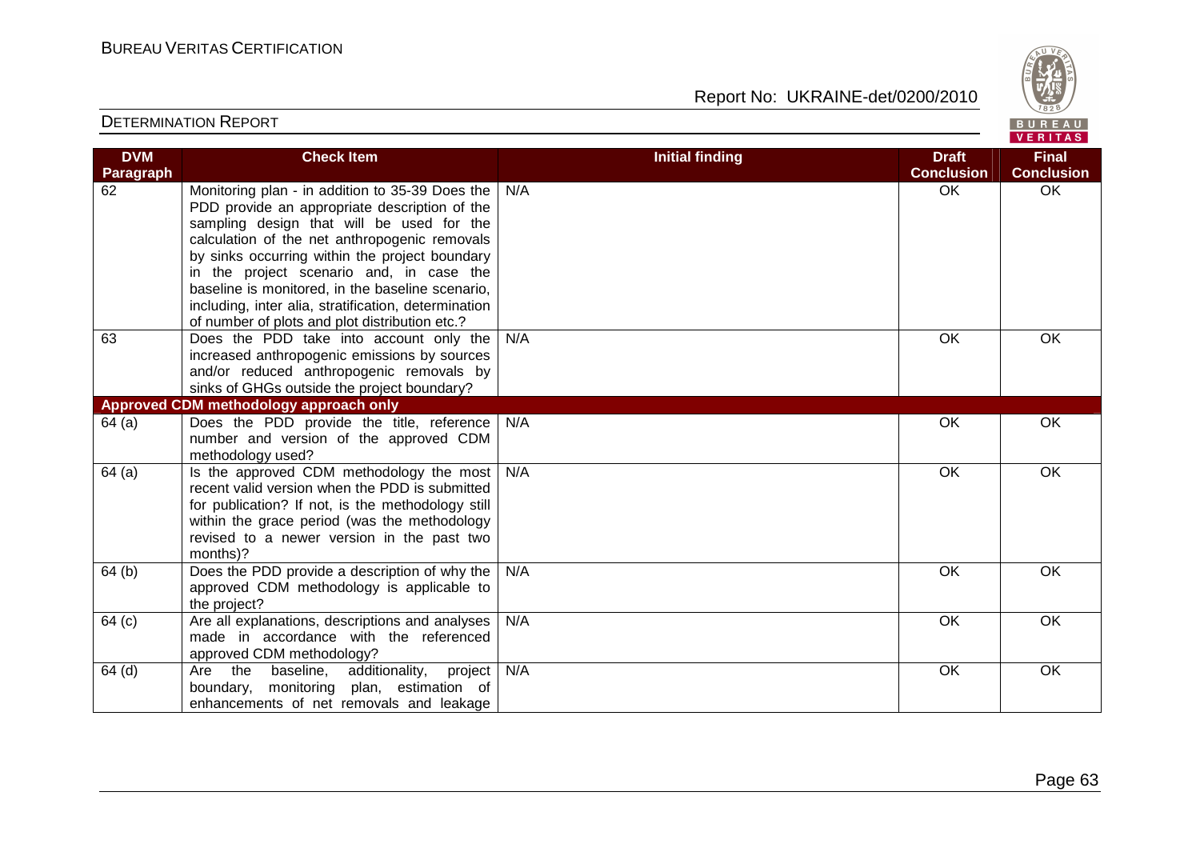| DVM Paragraph | Check Item | Initial finding | Draft Conclusion | Final Conclusion |
|---|---|---|---|---|
| 62 | Monitoring plan - in addition to 35-39 Does the PDD provide an appropriate description of the sampling design that will be used for the calculation of the net anthropogenic removals by sinks occurring within the project boundary in the project scenario and, in case the baseline is monitored, in the baseline scenario, including, inter alia, stratification, determination of number of plots and plot distribution etc.? | N/A | OK | OK |
| 63 | Does the PDD take into account only the increased anthropogenic emissions by sources and/or reduced anthropogenic removals by sinks of GHGs outside the project boundary? | N/A | OK | OK |
| **Approved CDM methodology approach only** | | | | |
| 64 (a) | Does the PDD provide the title, reference number and version of the approved CDM methodology used? | N/A | OK | OK |
| 64 (a) | Is the approved CDM methodology the most recent valid version when the PDD is submitted for publication? If not, is the methodology still within the grace period (was the methodology revised to a newer version in the past two months)? | N/A | OK | OK |
| 64 (b) | Does the PDD provide a description of why the approved CDM methodology is applicable to the project? | N/A | OK | OK |
| 64 (c) | Are all explanations, descriptions and analyses made in accordance with the referenced approved CDM methodology? | N/A | OK | OK |
| 64 (d) | Are the baseline, additionality, project boundary, monitoring plan, estimation of enhancements of net removals and leakage | N/A | OK | OK |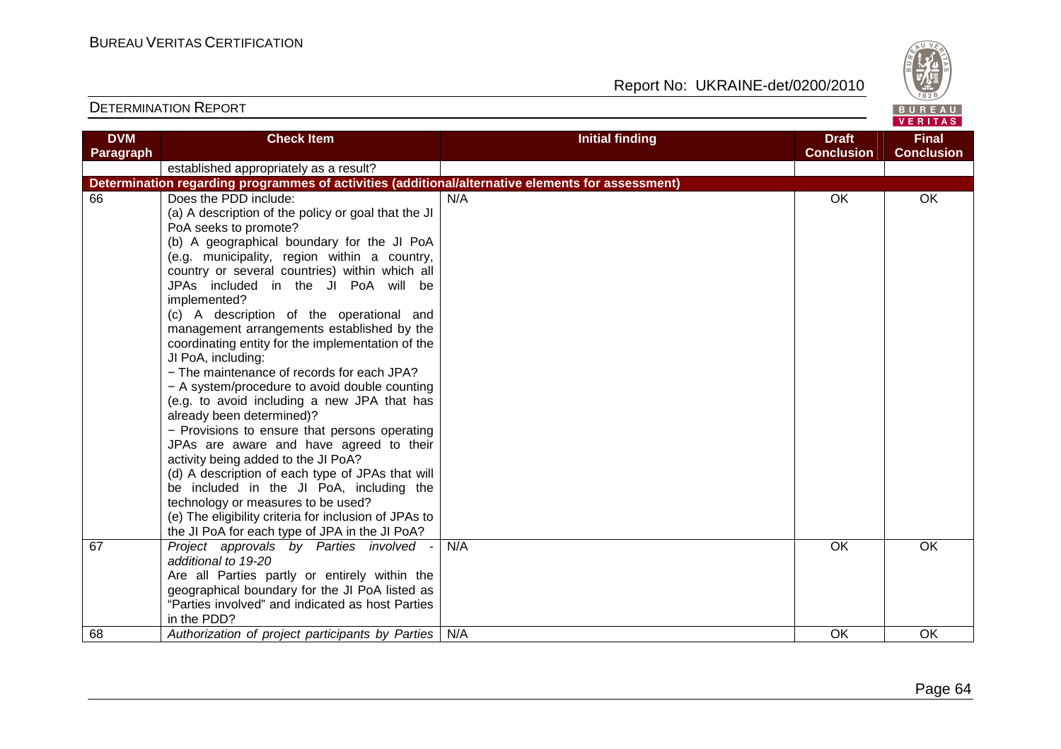| DVM Paragraph | Check Item | Initial finding | Draft Conclusion | Final Conclusion |
|---|---|---|---|---|
| | established appropriately as a result? | | | |
| **Determination regarding programmes of activities (additional/alternative elements for assessment)** | | | | |
| 66 | Does the PDD include:<br>(a) A description of the policy or goal that the JI PoA seeks to promote?<br>(b) A geographical boundary for the JI PoA (e.g. municipality, region within a country, country or several countries) within which all JPAs included in the JI PoA will be implemented?<br>(c) A description of the operational and management arrangements established by the coordinating entity for the implementation of the JI PoA, including:<br>− The maintenance of records for each JPA?<br>− A system/procedure to avoid double counting (e.g. to avoid including a new JPA that has already been determined)?<br>− Provisions to ensure that persons operating JPAs are aware and have agreed to their activity being added to the JI PoA?<br>(d) A description of each type of JPAs that will be included in the JI PoA, including the technology or measures to be used?<br>(e) The eligibility criteria for inclusion of JPAs to the JI PoA for each type of JPA in the JI PoA? | N/A | OK | OK |
| 67 | *Project approvals by Parties involved - additional to 19-20*<br>Are all Parties partly or entirely within the geographical boundary for the JI PoA listed as "Parties involved" and indicated as host Parties in the PDD? | N/A | OK | OK |
| 68 | *Authorization of project participants by Parties* | N/A | OK | OK |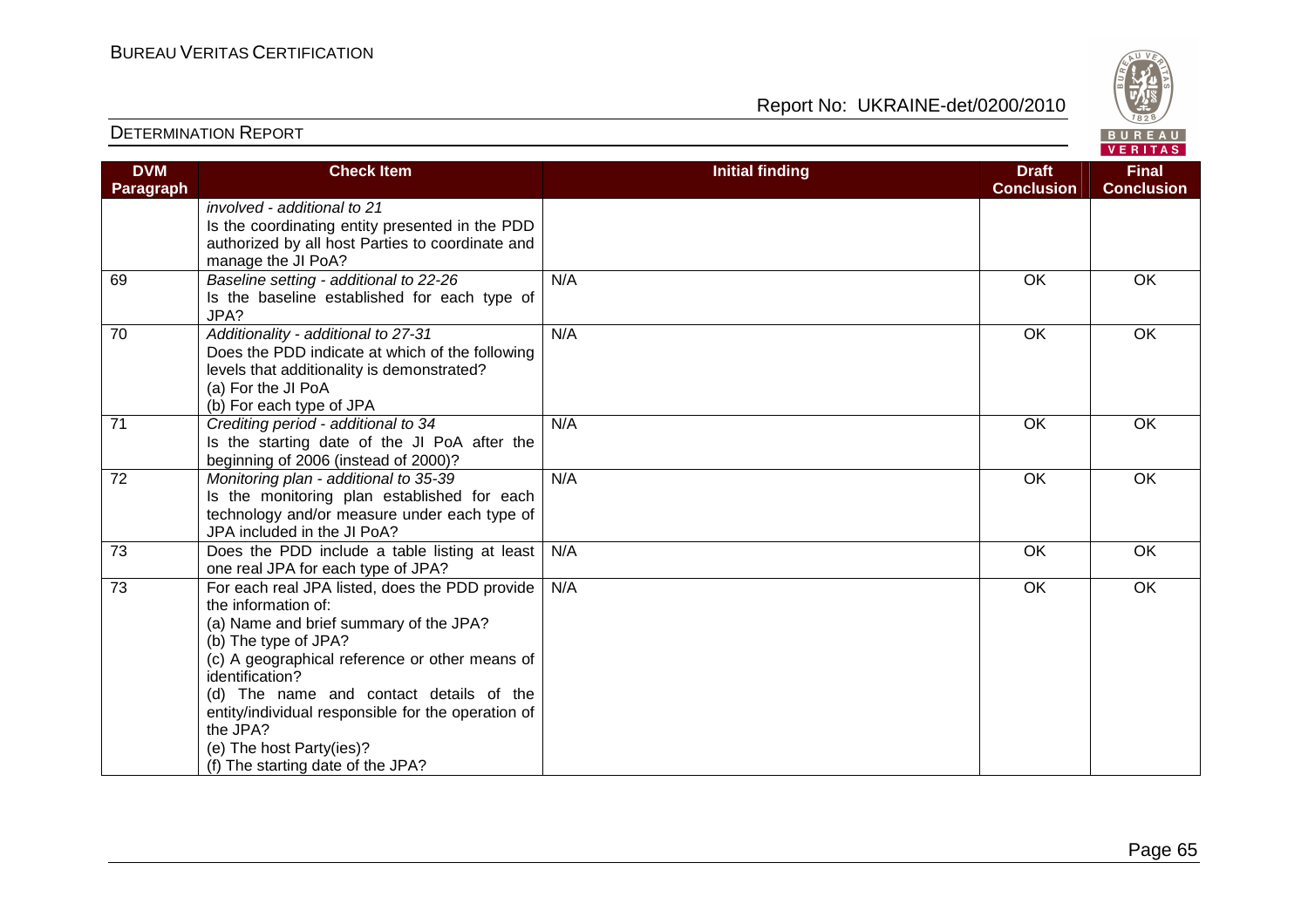| DVM Paragraph | Check Item | Initial finding | Draft Conclusion | Final Conclusion |
|---|---|---|---|---|
| | *involved - additional to 21*<br>Is the coordinating entity presented in the PDD authorized by all host Parties to coordinate and manage the JI PoA? | | | |
| 69 | *Baseline setting - additional to 22-26*<br>Is the baseline established for each type of JPA? | N/A | OK | OK |
| 70 | *Additionality - additional to 27-31*<br>Does the PDD indicate at which of the following levels that additionality is demonstrated?<br>(a) For the JI PoA<br>(b) For each type of JPA | N/A | OK | OK |
| 71 | *Crediting period - additional to 34*<br>Is the starting date of the JI PoA after the beginning of 2006 (instead of 2000)? | N/A | OK | OK |
| 72 | *Monitoring plan - additional to 35-39*<br>Is the monitoring plan established for each technology and/or measure under each type of JPA included in the JI PoA? | N/A | OK | OK |
| 73 | Does the PDD include a table listing at least one real JPA for each type of JPA? | N/A | OK | OK |
| 73 | For each real JPA listed, does the PDD provide the information of:<br>(a) Name and brief summary of the JPA?<br>(b) The type of JPA?<br>(c) A geographical reference or other means of identification?<br>(d) The name and contact details of the entity/individual responsible for the operation of the JPA?<br>(e) The host Party(ies)?<br>(f) The starting date of the JPA? | N/A | OK | OK |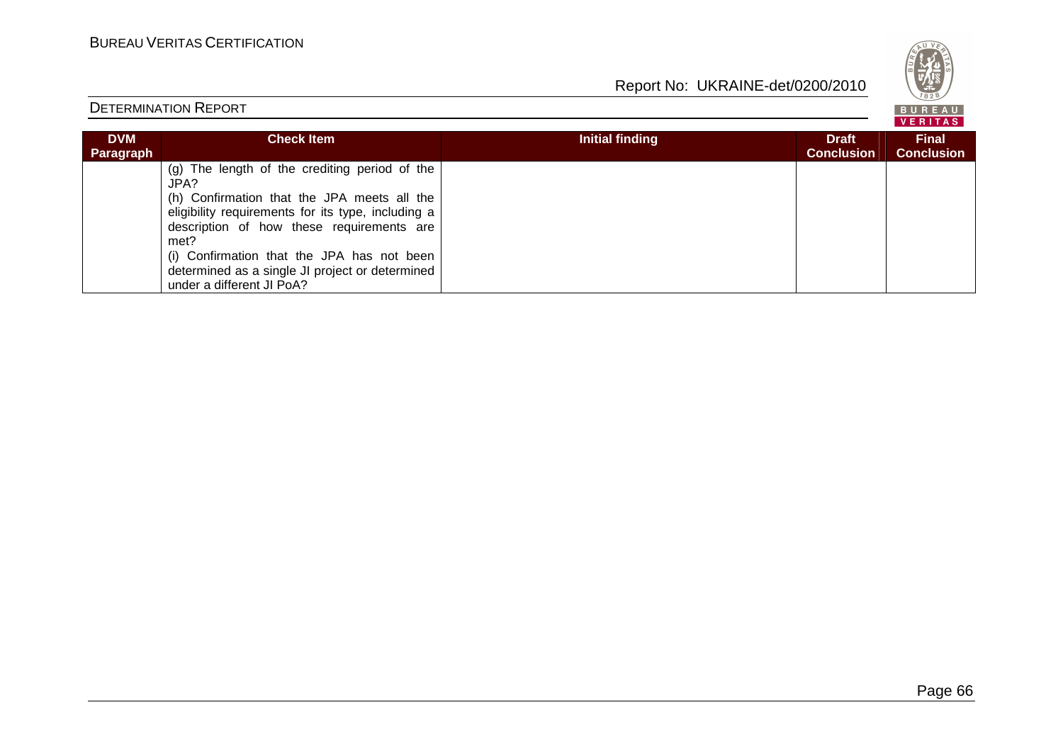| DVM Paragraph | Check Item | Initial finding | Draft Conclusion | Final Conclusion |
|---|---|---|---|---|
| | (g) The length of the crediting period of the JPA?<br>(h) Confirmation that the JPA meets all the eligibility requirements for its type, including a description of how these requirements are met?<br>(i) Confirmation that the JPA has not been determined as a single JI project or determined under a different JI PoA? | | | |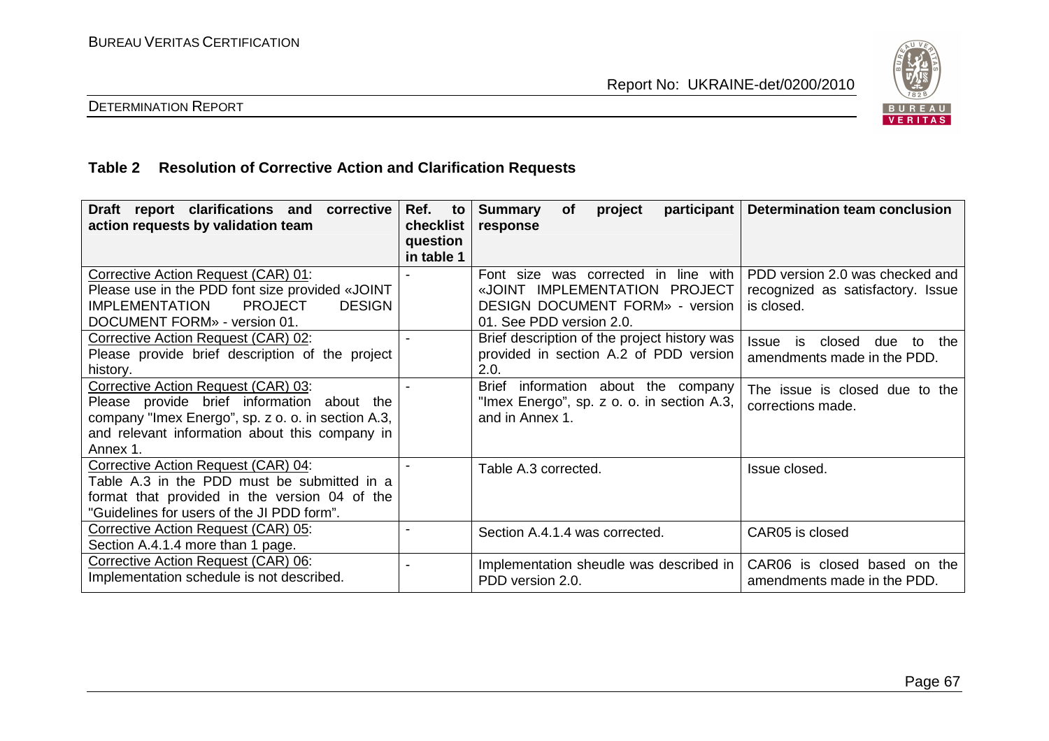## Table 2 Resolution of Corrective Action and Clarification Requests

| Draft report clarifications and corrective action requests by validation team | Ref. to checklist question in table 1 | Summary of project participant response | Determination team conclusion |
|---|---|---|---|
| Corrective Action Request (CAR) 01: Please use in the PDD font size provided «JOINT IMPLEMENTATION PROJECT DESIGN DOCUMENT FORM» - version 01. | - | Font size was corrected in line with «JOINT IMPLEMENTATION PROJECT DESIGN DOCUMENT FORM» - version 01. See PDD version 2.0. | PDD version 2.0 was checked and recognized as satisfactory. Issue is closed. |
| Corrective Action Request (CAR) 02: Please provide brief description of the project history. | - | Brief description of the project history was provided in section A.2 of PDD version 2.0. | Issue is closed due to the amendments made in the PDD. |
| Corrective Action Request (CAR) 03: Please provide brief information about the company "Imex Energo", sp. z o. o. in section A.3, and relevant information about this company in Annex 1. | - | Brief information about the company "Imex Energo", sp. z o. o. in section A.3, and in Annex 1. | The issue is closed due to the corrections made. |
| Corrective Action Request (CAR) 04: Table A.3 in the PDD must be submitted in a format that provided in the version 04 of the "Guidelines for users of the JI PDD form". | - | Table A.3 corrected. | Issue closed. |
| Corrective Action Request (CAR) 05: Section A.4.1.4 more than 1 page. | - | Section A.4.1.4 was corrected. | CAR05 is closed |
| Corrective Action Request (CAR) 06: Implementation schedule is not described. | - | Implementation sheudle was described in PDD version 2.0. | CAR06 is closed based on the amendments made in the PDD. |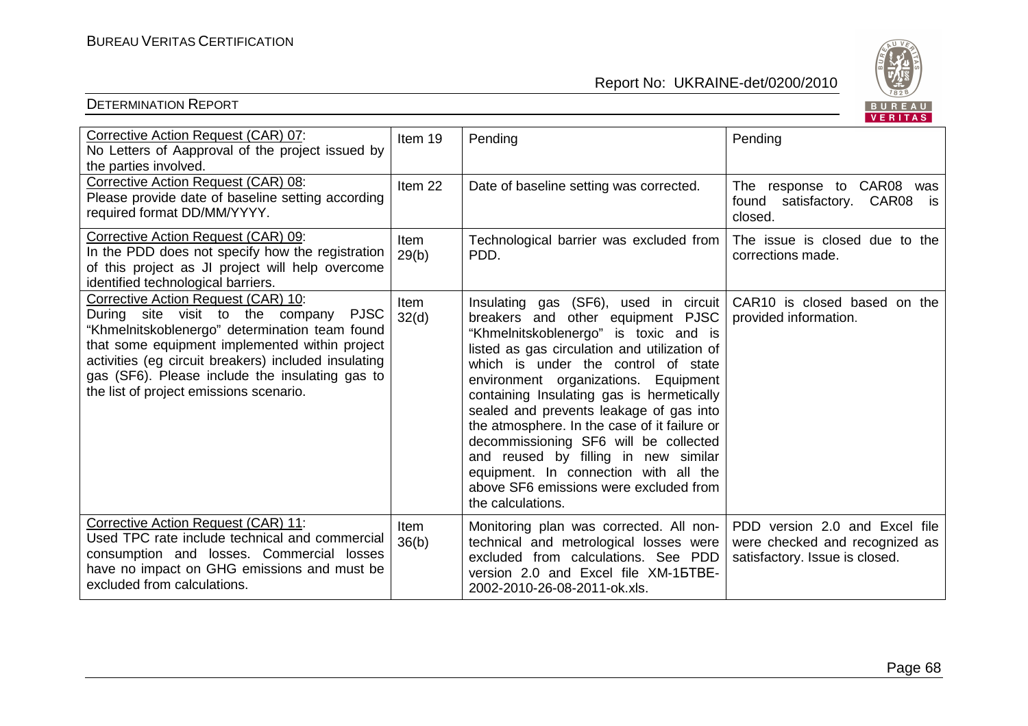| Corrective Action Request (CAR) 07: No Letters of Aapproval of the project issued by the parties involved. | Item 19 | Pending | Pending |
|---|---|---|---|
| Corrective Action Request (CAR) 08: Please provide date of baseline setting according required format DD/MM/YYYY. | Item 22 | Date of baseline setting was corrected. | The response to CAR08 was found satisfactory. CAR08 is closed. |
| Corrective Action Request (CAR) 09: In the PDD does not specify how the registration of this project as JI project will help overcome identified technological barriers. | Item 29(b) | Technological barrier was excluded from PDD. | The issue is closed due to the corrections made. |
| Corrective Action Request (CAR) 10: During site visit to the company PJSC "Khmelnitskoblenergo" determination team found that some equipment implemented within project activities (eg circuit breakers) included insulating gas (SF6). Please include the insulating gas to the list of project emissions scenario. | Item 32(d) | Insulating gas (SF6), used in circuit breakers and other equipment PJSC "Khmelnitskoblenergo" is toxic and is listed as gas circulation and utilization of which is under the control of state environment organizations. Equipment containing Insulating gas is hermetically sealed and prevents leakage of gas into the atmosphere. In the case of it failure or decommissioning SF6 will be collected and reused by filling in new similar equipment. In connection with all the above SF6 emissions were excluded from the calculations. | CAR10 is closed based on the provided information. |
| Corrective Action Request (CAR) 11: Used TPC rate include technical and commercial consumption and losses. Commercial losses have no impact on GHG emissions and must be excluded from calculations. | Item 36(b) | Monitoring plan was corrected. All non-technical and metrological losses were excluded from calculations. See PDD version 2.0 and Excel file XM-1БТВЕ-2002-2010-26-08-2011-ok.xls. | PDD version 2.0 and Excel file were checked and recognized as satisfactory. Issue is closed. |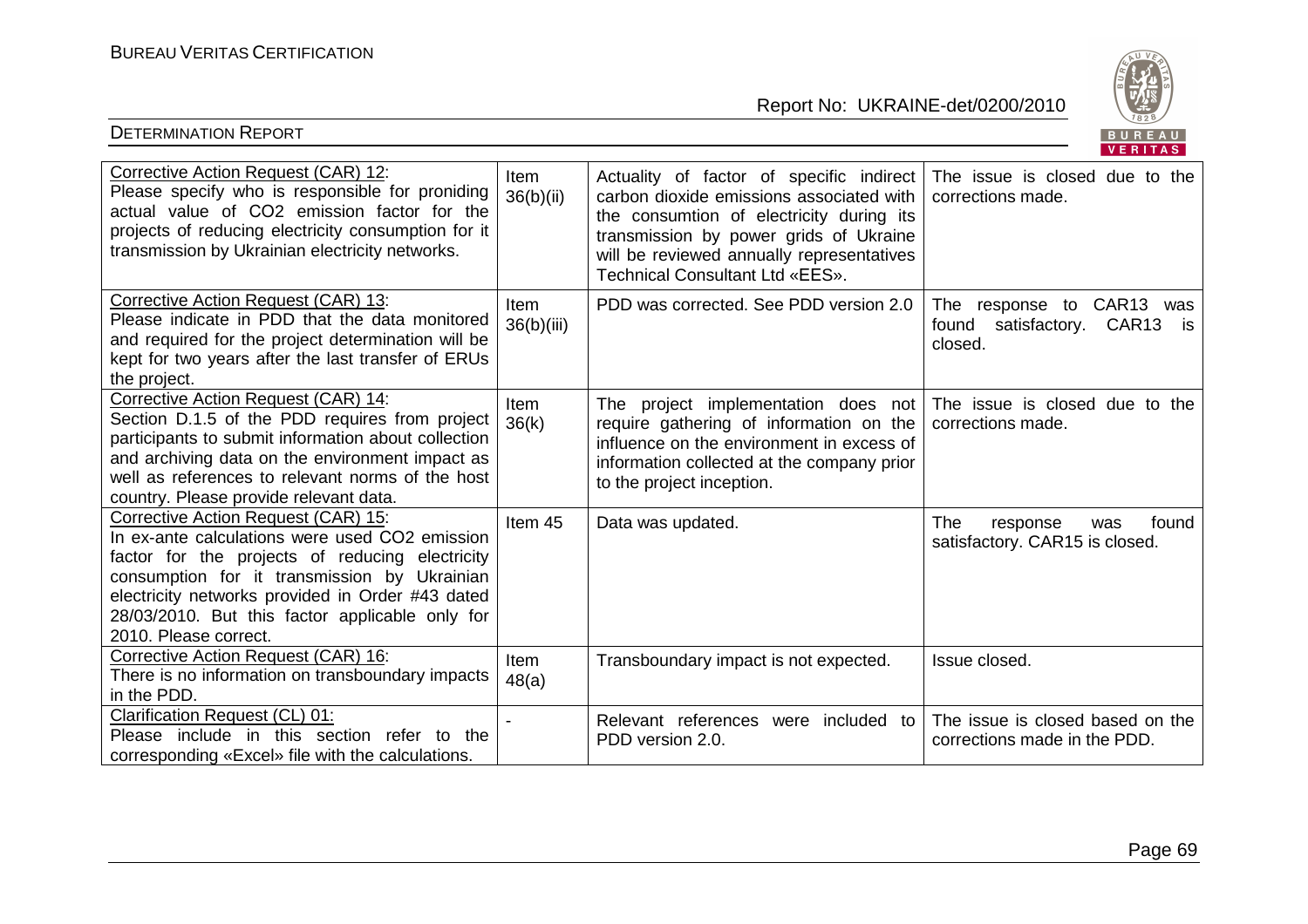| Corrective Action Request (CAR) 12: Please specify who is responsible for proniding actual value of $CO_2$ emission factor for the projects of reducing electricity consumption for it transmission by Ukrainian electricity networks. | Item 36(b)(ii) | Actuality of factor of specific indirect carbon dioxide emissions associated with the consumtion of electricity during its transmission by power grids of Ukraine will be reviewed annually representatives Technical Consultant Ltd «EES». | The issue is closed due to the corrections made. |
|---|---|---|---|
| Corrective Action Request (CAR) 13: Please indicate in PDD that the data monitored and required for the project determination will be kept for two years after the last transfer of ERUs the project. | Item 36(b)(iii) | PDD was corrected. See PDD version 2.0 | The response to CAR13 was found satisfactory. CAR13 is closed. |
| Corrective Action Request (CAR) 14: Section D.1.5 of the PDD requires from project participants to submit information about collection and archiving data on the environment impact as well as references to relevant norms of the host country. Please provide relevant data. | Item 36(k) | The project implementation does not require gathering of information on the influence on the environment in excess of information collected at the company prior to the project inception. | The issue is closed due to the corrections made. |
| Corrective Action Request (CAR) 15: In ex-ante calculations were used $CO_2$ emission factor for the projects of reducing electricity consumption for it transmission by Ukrainian electricity networks provided in Order #43 dated 28/03/2010. But this factor applicable only for 2010. Please correct. | Item 45 | Data was updated. | The response was found satisfactory. CAR15 is closed. |
| Corrective Action Request (CAR) 16: There is no information on transboundary impacts in the PDD. | Item 48(a) | Transboundary impact is not expected. | Issue closed. |
| Clarification Request (CL) 01: Please include in this section refer to the corresponding «Excel» file with the calculations. | - | Relevant references were included to PDD version 2.0. | The issue is closed based on the corrections made in the PDD. |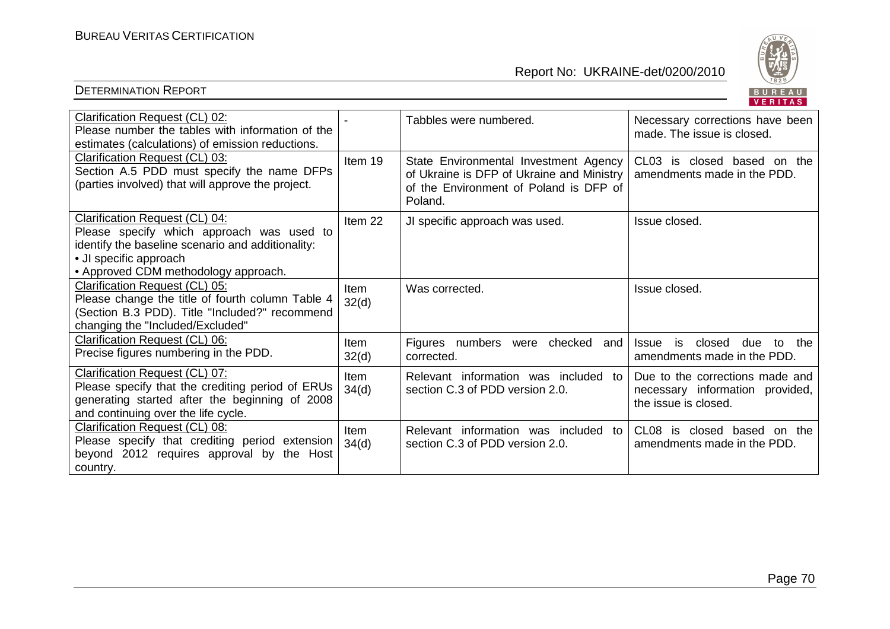| Clarification Request (CL) 02:<br>Please number the tables with information of the estimates (calculations) of emission reductions. | - | Tabbles were numbered. | Necessary corrections have been made. The issue is closed. |
|---|---|---|---|
| Clarification Request (CL) 03:<br>Section A.5 PDD must specify the name DFPs (parties involved) that will approve the project. | Item 19 | State Environmental Investment Agency of Ukraine is DFP of Ukraine and Ministry of the Environment of Poland is DFP of Poland. | CL03 is closed based on the amendments made in the PDD. |
| Clarification Request (CL) 04:<br>Please specify which approach was used to identify the baseline scenario and additionality:<br>• JI specific approach<br>• Approved CDM methodology approach. | Item 22 | JI specific approach was used. | Issue closed. |
| Clarification Request (CL) 05:<br>Please change the title of fourth column Table 4 (Section B.3 PDD). Title "Included?" recommend changing the "Included/Excluded" | Item 32(d) | Was corrected. | Issue closed. |
| Clarification Request (CL) 06:<br>Precise figures numbering in the PDD. | Item 32(d) | Figures numbers were checked and corrected. | Issue is closed due to the amendments made in the PDD. |
| Clarification Request (CL) 07:<br>Please specify that the crediting period of ERUs generating started after the beginning of 2008 and continuing over the life cycle. | Item 34(d) | Relevant information was included to section C.3 of PDD version 2.0. | Due to the corrections made and necessary information provided, the issue is closed. |
| Clarification Request (CL) 08:<br>Please specify that crediting period extension beyond 2012 requires approval by the Host country. | Item 34(d) | Relevant information was included to section C.3 of PDD version 2.0. | CL08 is closed based on the amendments made in the PDD. |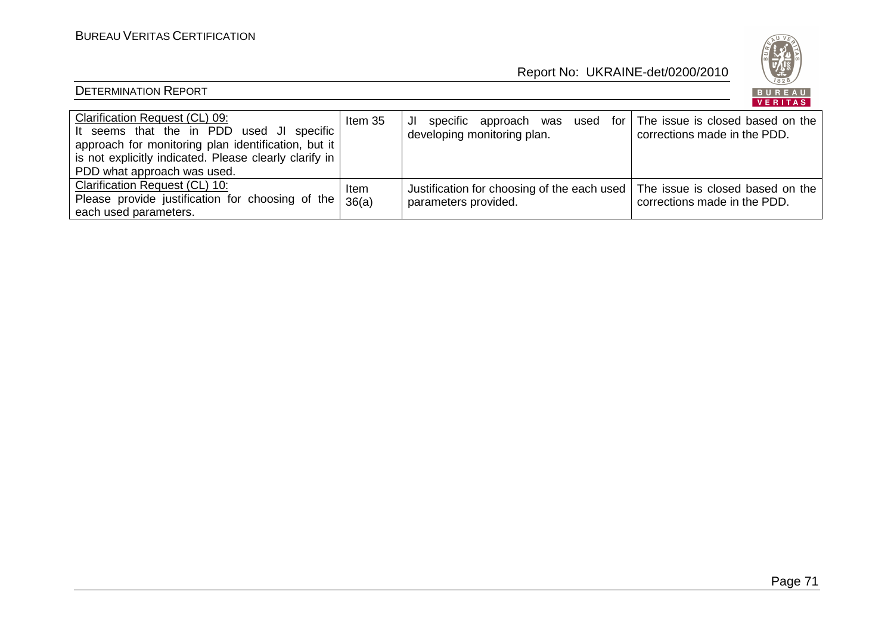| | | | |
|---|---|---|---|
| Clarification Request (CL) 09:<br>It seems that the in PDD used JI specific approach for monitoring plan identification, but it is not explicitly indicated. Please clearly clarify in PDD what approach was used. | Item 35 | JI specific approach was used for developing monitoring plan. | The issue is closed based on the corrections made in the PDD. |
| Clarification Request (CL) 10:<br>Please provide justification for choosing of the each used parameters. | Item 36(a) | Justification for choosing of the each used parameters provided. | The issue is closed based on the corrections made in the PDD. |